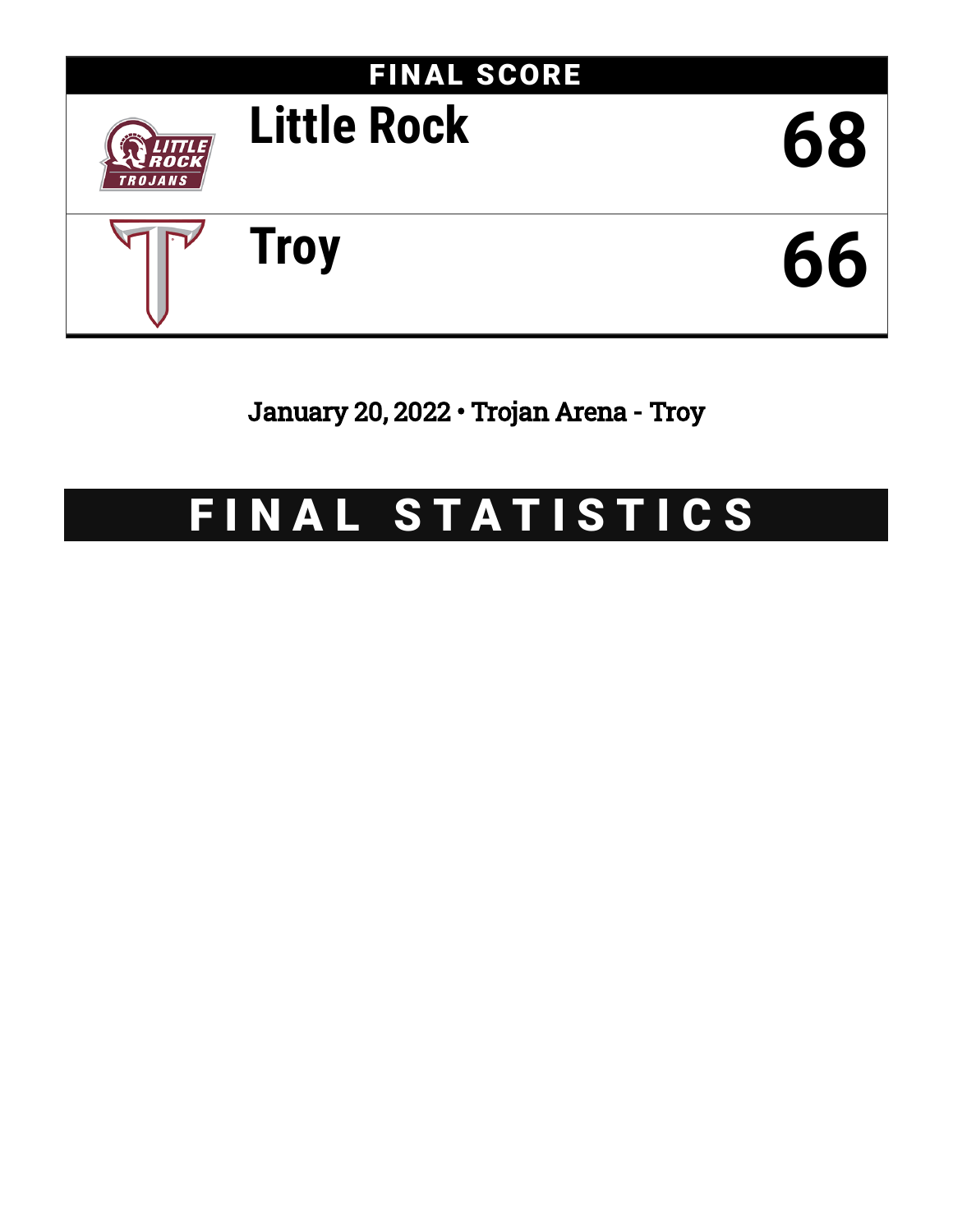# FINAL SCORE

| Team | Score |
|---|---|
| Little Rock | 68 |
| Troy | 66 |

January 20, 2022 • Trojan Arena - Troy

# FINAL STATISTICS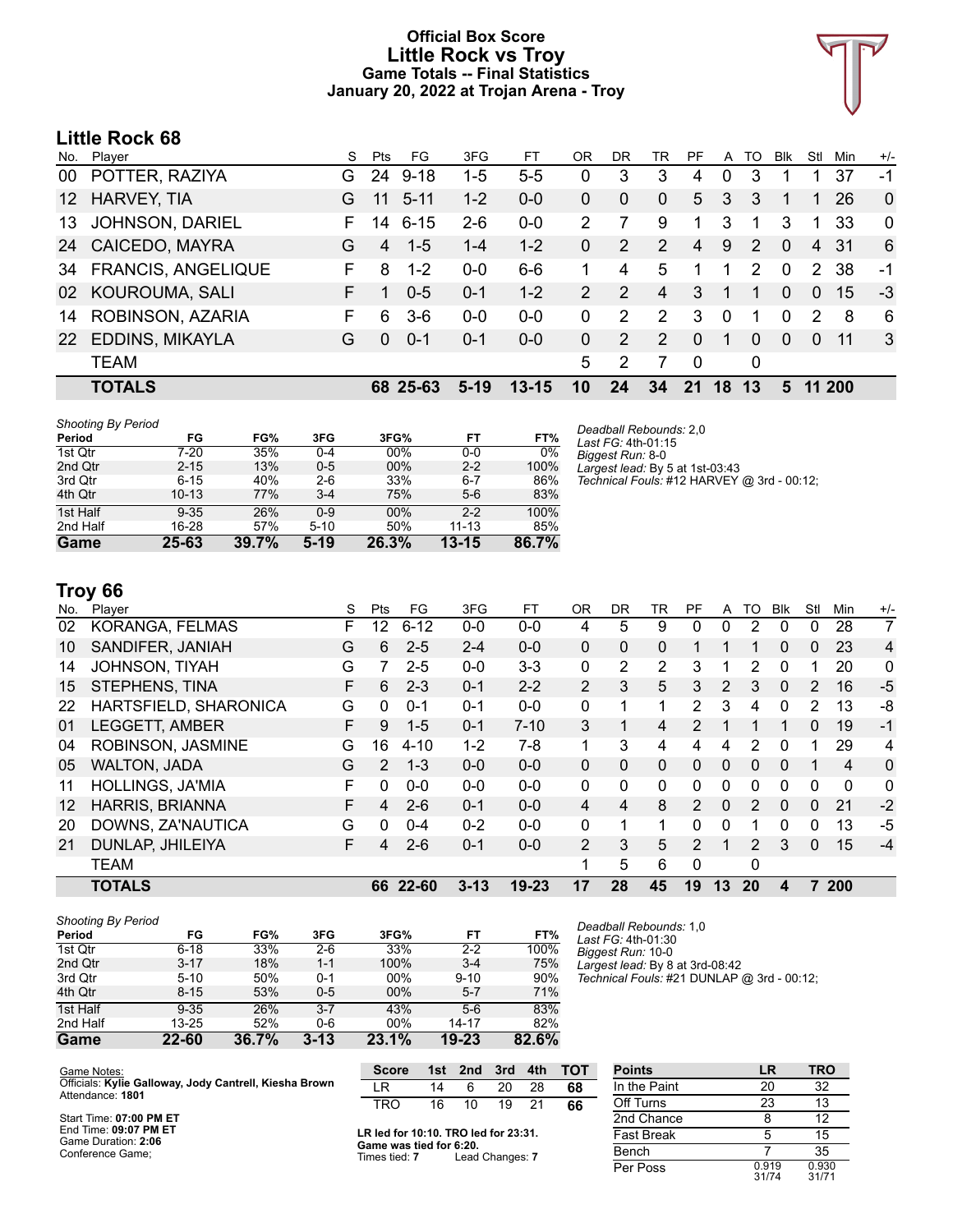# Official Box Score
# Little Rock vs Troy
## Game Totals -- Final Statistics
## January 20, 2022 at Trojan Arena - Troy

## Little Rock 68

| No. | Player | S | Pts | FG | 3FG | FT | OR | DR | TR | PF | A | TO | Blk | Stl | Min | +/- |
|---|---|---|---|---|---|---|---|---|---|---|---|---|---|---|---|---|
| 00 | POTTER, RAZIYA | G | 24 | 9-18 | 1-5 | 5-5 | 0 | 3 | 3 | 4 | 0 | 3 | 1 | 1 | 37 | -1 |
| 12 | HARVEY, TIA | G | 11 | 5-11 | 1-2 | 0-0 | 0 | 0 | 0 | 5 | 3 | 3 | 1 | 1 | 26 | 0 |
| 13 | JOHNSON, DARIEL | F | 14 | 6-15 | 2-6 | 0-0 | 2 | 7 | 9 | 1 | 3 | 1 | 3 | 1 | 33 | 0 |
| 24 | CAICEDO, MAYRA | G | 4 | 1-5 | 1-4 | 1-2 | 0 | 2 | 2 | 4 | 9 | 2 | 0 | 4 | 31 | 6 |
| 34 | FRANCIS, ANGELIQUE | F | 8 | 1-2 | 0-0 | 6-6 | 1 | 4 | 5 | 1 | 1 | 2 | 0 | 2 | 38 | -1 |
| 02 | KOUROUMA, SALI | F | 1 | 0-5 | 0-1 | 1-2 | 2 | 2 | 4 | 3 | 1 | 1 | 0 | 0 | 15 | -3 |
| 14 | ROBINSON, AZARIA | F | 6 | 3-6 | 0-0 | 0-0 | 0 | 2 | 2 | 3 | 0 | 1 | 0 | 2 | 8 | 6 |
| 22 | EDDINS, MIKAYLA | G | 0 | 0-1 | 0-1 | 0-0 | 0 | 2 | 2 | 0 | 1 | 0 | 0 | 0 | 11 | 3 |
| | TEAM | | | | | | 5 | 2 | 7 | 0 | | 0 | | | | |
| | **TOTALS** | | **68** | **25-63** | **5-19** | **13-15** | **10** | **24** | **34** | **21** | **18** | **13** | **5** | **11** | **200** | |

*Shooting By Period*

| Period | FG | FG% | 3FG | 3FG% | FT | FT% |
|---|---|---|---|---|---|---|
| 1st Qtr | 7-20 | 35% | 0-4 | 00% | 0-0 | 0% |
| 2nd Qtr | 2-15 | 13% | 0-5 | 00% | 2-2 | 100% |
| 3rd Qtr | 6-15 | 40% | 2-6 | 33% | 6-7 | 86% |
| 4th Qtr | 10-13 | 77% | 3-4 | 75% | 5-6 | 83% |
| 1st Half | 9-35 | 26% | 0-9 | 00% | 2-2 | 100% |
| 2nd Half | 16-28 | 57% | 5-10 | 50% | 11-13 | 85% |
| **Game** | **25-63** | **39.7%** | **5-19** | **26.3%** | **13-15** | **86.7%** |

*Deadball Rebounds:* 2,0
*Last FG:* 4th-01:15
*Biggest Run:* 8-0
*Largest lead:* By 5 at 1st-03:43
*Technical Fouls:* #12 HARVEY @ 3rd - 00:12;

## Troy 66

| No. | Player | S | Pts | FG | 3FG | FT | OR | DR | TR | PF | A | TO | Blk | Stl | Min | +/- |
|---|---|---|---|---|---|---|---|---|---|---|---|---|---|---|---|---|
| 02 | KORANGA, FELMAS | F | 12 | 6-12 | 0-0 | 0-0 | 4 | 5 | 9 | 0 | 0 | 2 | 0 | 0 | 28 | 7 |
| 10 | SANDIFER, JANIAH | G | 6 | 2-5 | 2-4 | 0-0 | 0 | 0 | 0 | 1 | 1 | 1 | 0 | 0 | 23 | 4 |
| 14 | JOHNSON, TIYAH | G | 7 | 2-5 | 0-0 | 3-3 | 0 | 2 | 2 | 3 | 1 | 2 | 0 | 1 | 20 | 0 |
| 15 | STEPHENS, TINA | F | 6 | 2-3 | 0-1 | 2-2 | 2 | 3 | 5 | 3 | 2 | 3 | 0 | 2 | 16 | -5 |
| 22 | HARTSFIELD, SHARONICA | G | 0 | 0-1 | 0-1 | 0-0 | 0 | 1 | 1 | 2 | 3 | 4 | 0 | 2 | 13 | -8 |
| 01 | LEGGETT, AMBER | F | 9 | 1-5 | 0-1 | 7-10 | 3 | 1 | 4 | 2 | 1 | 1 | 1 | 0 | 19 | -1 |
| 04 | ROBINSON, JASMINE | G | 16 | 4-10 | 1-2 | 7-8 | 1 | 3 | 4 | 4 | 4 | 2 | 0 | 1 | 29 | 4 |
| 05 | WALTON, JADA | G | 2 | 1-3 | 0-0 | 0-0 | 0 | 0 | 0 | 0 | 0 | 0 | 0 | 1 | 4 | 0 |
| 11 | HOLLINGS, JA'MIA | F | 0 | 0-0 | 0-0 | 0-0 | 0 | 0 | 0 | 0 | 0 | 0 | 0 | 0 | 0 | 0 |
| 12 | HARRIS, BRIANNA | F | 4 | 2-6 | 0-1 | 0-0 | 4 | 4 | 8 | 2 | 0 | 2 | 0 | 0 | 21 | -2 |
| 20 | DOWNS, ZA'NAUTICA | G | 0 | 0-4 | 0-2 | 0-0 | 0 | 1 | 1 | 0 | 0 | 1 | 0 | 0 | 13 | -5 |
| 21 | DUNLAP, JHILEIYA | F | 4 | 2-6 | 0-1 | 0-0 | 2 | 3 | 5 | 2 | 1 | 2 | 3 | 0 | 15 | -4 |
| | TEAM | | | | | | 1 | 5 | 6 | 0 | | 0 | | | | |
| | **TOTALS** | | **66** | **22-60** | **3-13** | **19-23** | **17** | **28** | **45** | **19** | **13** | **20** | **4** | **7** | **200** | |

*Shooting By Period*

| Period | FG | FG% | 3FG | 3FG% | FT | FT% |
|---|---|---|---|---|---|---|
| 1st Qtr | 6-18 | 33% | 2-6 | 33% | 2-2 | 100% |
| 2nd Qtr | 3-17 | 18% | 1-1 | 100% | 3-4 | 75% |
| 3rd Qtr | 5-10 | 50% | 0-1 | 00% | 9-10 | 90% |
| 4th Qtr | 8-15 | 53% | 0-5 | 00% | 5-7 | 71% |
| 1st Half | 9-35 | 26% | 3-7 | 43% | 5-6 | 83% |
| 2nd Half | 13-25 | 52% | 0-6 | 00% | 14-17 | 82% |
| **Game** | **22-60** | **36.7%** | **3-13** | **23.1%** | **19-23** | **82.6%** |

*Deadball Rebounds:* 1,0
*Last FG:* 4th-01:30
*Biggest Run:* 10-0
*Largest lead:* By 8 at 3rd-08:42
*Technical Fouls:* #21 DUNLAP @ 3rd - 00:12;

Game Notes:
Officials: **Kylie Galloway, Jody Cantrell, Kiesha Brown**
Attendance: **1801**

Start Time: **07:00 PM ET**
End Time: **09:07 PM ET**
Game Duration: **2:06**
Conference Game;

| Score | 1st | 2nd | 3rd | 4th | TOT |
|---|---|---|---|---|---|
| LR | 14 | 6 | 20 | 28 | **68** |
| TRO | 16 | 10 | 19 | 21 | **66** |

**LR led for 10:10. TRO led for 23:31.**
**Game was tied for 6:20.**
Times tied: **7** Lead Changes: **7**

| Points | LR | TRO |
|---|---|---|
| In the Paint | 20 | 32 |
| Off Turns | 23 | 13 |
| 2nd Chance | 8 | 12 |
| Fast Break | 5 | 15 |
| Bench | 7 | 35 |
| Per Poss | 0.919 31/74 | 0.930 31/71 |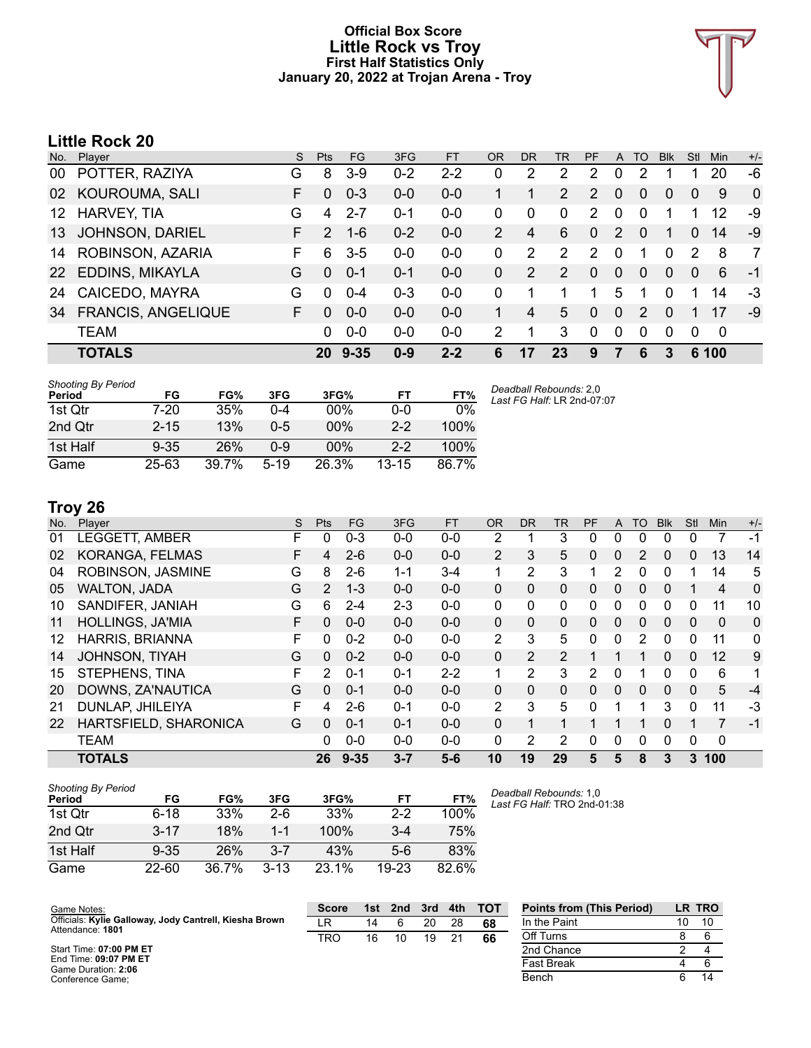# Official Box Score
# Little Rock vs Troy
### First Half Statistics Only
### January 20, 2022 at Trojan Arena - Troy

## Little Rock 20

| No. | Player | S | Pts | FG | 3FG | FT | OR | DR | TR | PF | A | TO | Blk | Stl | Min | +/- |
|---|---|---|---|---|---|---|---|---|---|---|---|---|---|---|---|---|
| 00 | POTTER, RAZIYA | G | 8 | 3-9 | 0-2 | 2-2 | 0 | 2 | 2 | 2 | 0 | 2 | 1 | 1 | 20 | -6 |
| 02 | KOUROUMA, SALI | F | 0 | 0-3 | 0-0 | 0-0 | 1 | 1 | 2 | 2 | 0 | 0 | 0 | 0 | 9 | 0 |
| 12 | HARVEY, TIA | G | 4 | 2-7 | 0-1 | 0-0 | 0 | 0 | 0 | 2 | 0 | 0 | 1 | 1 | 12 | -9 |
| 13 | JOHNSON, DARIEL | F | 2 | 1-6 | 0-2 | 0-0 | 2 | 4 | 6 | 0 | 2 | 0 | 1 | 0 | 14 | -9 |
| 14 | ROBINSON, AZARIA | F | 6 | 3-5 | 0-0 | 0-0 | 0 | 2 | 2 | 2 | 0 | 1 | 0 | 2 | 8 | 7 |
| 22 | EDDINS, MIKAYLA | G | 0 | 0-1 | 0-1 | 0-0 | 0 | 2 | 2 | 0 | 0 | 0 | 0 | 0 | 6 | -1 |
| 24 | CAICEDO, MAYRA | G | 0 | 0-4 | 0-3 | 0-0 | 0 | 1 | 1 | 1 | 5 | 1 | 0 | 1 | 14 | -3 |
| 34 | FRANCIS, ANGELIQUE | F | 0 | 0-0 | 0-0 | 0-0 | 1 | 4 | 5 | 0 | 0 | 2 | 0 | 1 | 17 | -9 |
| | TEAM | | 0 | 0-0 | 0-0 | 0-0 | 2 | 1 | 3 | 0 | 0 | 0 | 0 | 0 | 0 | |
| | **TOTALS** | | **20** | **9-35** | **0-9** | **2-2** | **6** | **17** | **23** | **9** | **7** | **6** | **3** | **6** | **100** | |

*Shooting By Period*

| Period | FG | FG% | 3FG | 3FG% | FT | FT% |
|---|---|---|---|---|---|---|
| 1st Qtr | 7-20 | 35% | 0-4 | 00% | 0-0 | 0% |
| 2nd Qtr | 2-15 | 13% | 0-5 | 00% | 2-2 | 100% |
| 1st Half | 9-35 | 26% | 0-9 | 00% | 2-2 | 100% |
| Game | 25-63 | 39.7% | 5-19 | 26.3% | 13-15 | 86.7% |

*Deadball Rebounds:* 2,0
*Last FG Half:* LR 2nd-07:07

## Troy 26

| No. | Player | S | Pts | FG | 3FG | FT | OR | DR | TR | PF | A | TO | Blk | Stl | Min | +/- |
|---|---|---|---|---|---|---|---|---|---|---|---|---|---|---|---|---|
| 01 | LEGGETT, AMBER | F | 0 | 0-3 | 0-0 | 0-0 | 2 | 1 | 3 | 0 | 0 | 0 | 0 | 0 | 7 | -1 |
| 02 | KORANGA, FELMAS | F | 4 | 2-6 | 0-0 | 0-0 | 2 | 3 | 5 | 0 | 0 | 2 | 0 | 0 | 13 | 14 |
| 04 | ROBINSON, JASMINE | G | 8 | 2-6 | 1-1 | 3-4 | 1 | 2 | 3 | 1 | 2 | 0 | 0 | 1 | 14 | 5 |
| 05 | WALTON, JADA | G | 2 | 1-3 | 0-0 | 0-0 | 0 | 0 | 0 | 0 | 0 | 0 | 0 | 1 | 4 | 0 |
| 10 | SANDIFER, JANIAH | G | 6 | 2-4 | 2-3 | 0-0 | 0 | 0 | 0 | 0 | 0 | 0 | 0 | 0 | 11 | 10 |
| 11 | HOLLINGS, JA'MIA | F | 0 | 0-0 | 0-0 | 0-0 | 0 | 0 | 0 | 0 | 0 | 0 | 0 | 0 | 0 | 0 |
| 12 | HARRIS, BRIANNA | F | 0 | 0-2 | 0-0 | 0-0 | 2 | 3 | 5 | 0 | 0 | 2 | 0 | 0 | 11 | 0 |
| 14 | JOHNSON, TIYAH | G | 0 | 0-2 | 0-0 | 0-0 | 0 | 2 | 2 | 1 | 1 | 1 | 0 | 0 | 12 | 9 |
| 15 | STEPHENS, TINA | F | 2 | 0-1 | 0-1 | 2-2 | 1 | 2 | 3 | 2 | 0 | 1 | 0 | 0 | 6 | 1 |
| 20 | DOWNS, ZA'NAUTICA | G | 0 | 0-1 | 0-0 | 0-0 | 0 | 0 | 0 | 0 | 0 | 0 | 0 | 0 | 5 | -4 |
| 21 | DUNLAP, JHILEIYA | F | 4 | 2-6 | 0-1 | 0-0 | 2 | 3 | 5 | 0 | 1 | 1 | 3 | 0 | 11 | -3 |
| 22 | HARTSFIELD, SHARONICA | G | 0 | 0-1 | 0-1 | 0-0 | 0 | 1 | 1 | 1 | 1 | 1 | 0 | 1 | 7 | -1 |
| | TEAM | | 0 | 0-0 | 0-0 | 0-0 | 0 | 2 | 2 | 0 | 0 | 0 | 0 | 0 | 0 | |
| | **TOTALS** | | **26** | **9-35** | **3-7** | **5-6** | **10** | **19** | **29** | **5** | **5** | **8** | **3** | **3** | **100** | |

*Shooting By Period*

| Period | FG | FG% | 3FG | 3FG% | FT | FT% |
|---|---|---|---|---|---|---|
| 1st Qtr | 6-18 | 33% | 2-6 | 33% | 2-2 | 100% |
| 2nd Qtr | 3-17 | 18% | 1-1 | 100% | 3-4 | 75% |
| 1st Half | 9-35 | 26% | 3-7 | 43% | 5-6 | 83% |
| Game | 22-60 | 36.7% | 3-13 | 23.1% | 19-23 | 82.6% |

*Deadball Rebounds:* 1,0
*Last FG Half:* TRO 2nd-01:38

Game Notes:
Officials: **Kylie Galloway, Jody Cantrell, Kiesha Brown**
Attendance: **1801**

Start Time: **07:00 PM ET**
End Time: **09:07 PM ET**
Game Duration: **2:06**
Conference Game;

| Score | 1st | 2nd | 3rd | 4th | TOT |
|---|---|---|---|---|---|
| LR | 14 | 6 | 20 | 28 | 68 |
| TRO | 16 | 10 | 19 | 21 | 66 |

| Points from (This Period) | LR | TRO |
|---|---|---|
| In the Paint | 10 | 10 |
| Off Turns | 8 | 6 |
| 2nd Chance | 2 | 4 |
| Fast Break | 4 | 6 |
| Bench | 6 | 14 |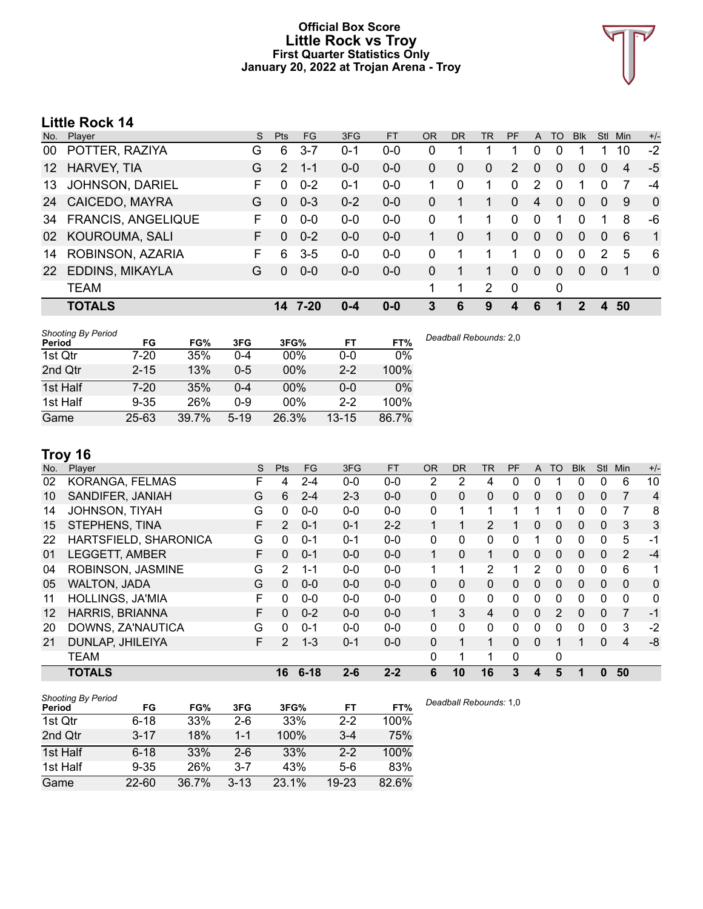# Official Box Score
## Little Rock vs Troy
### First Quarter Statistics Only
### January 20, 2022 at Trojan Arena - Troy

## Little Rock 14

| No. | Player | S | Pts | FG | 3FG | FT | OR | DR | TR | PF | A | TO | Blk | Stl | Min | +/- |
|---|---|---|---|---|---|---|---|---|---|---|---|---|---|---|---|---|
| 00 | POTTER, RAZIYA | G | 6 | 3-7 | 0-1 | 0-0 | 0 | 1 | 1 | 1 | 0 | 0 | 1 | 1 | 10 | -2 |
| 12 | HARVEY, TIA | G | 2 | 1-1 | 0-0 | 0-0 | 0 | 0 | 0 | 2 | 0 | 0 | 0 | 0 | 4 | -5 |
| 13 | JOHNSON, DARIEL | F | 0 | 0-2 | 0-1 | 0-0 | 1 | 0 | 1 | 0 | 2 | 0 | 1 | 0 | 7 | -4 |
| 24 | CAICEDO, MAYRA | G | 0 | 0-3 | 0-2 | 0-0 | 0 | 1 | 1 | 0 | 4 | 0 | 0 | 0 | 9 | 0 |
| 34 | FRANCIS, ANGELIQUE | F | 0 | 0-0 | 0-0 | 0-0 | 0 | 1 | 1 | 0 | 0 | 1 | 0 | 1 | 8 | -6 |
| 02 | KOUROUMA, SALI | F | 0 | 0-2 | 0-0 | 0-0 | 1 | 0 | 1 | 0 | 0 | 0 | 0 | 0 | 6 | 1 |
| 14 | ROBINSON, AZARIA | F | 6 | 3-5 | 0-0 | 0-0 | 0 | 1 | 1 | 1 | 0 | 0 | 0 | 2 | 5 | 6 |
| 22 | EDDINS, MIKAYLA | G | 0 | 0-0 | 0-0 | 0-0 | 0 | 1 | 1 | 0 | 0 | 0 | 0 | 0 | 1 | 0 |
| | TEAM | | | | | | 1 | 1 | 2 | 0 | | 0 | | | | |
| | **TOTALS** | | **14** | **7-20** | **0-4** | **0-0** | **3** | **6** | **9** | **4** | **6** | **1** | **2** | **4** | **50** | |

*Shooting By Period*

| Period | FG | FG% | 3FG | 3FG% | FT | FT% |
|---|---|---|---|---|---|---|
| 1st Qtr | 7-20 | 35% | 0-4 | 00% | 0-0 | 0% |
| 2nd Qtr | 2-15 | 13% | 0-5 | 00% | 2-2 | 100% |
| 1st Half | 7-20 | 35% | 0-4 | 00% | 0-0 | 0% |
| 1st Half | 9-35 | 26% | 0-9 | 00% | 2-2 | 100% |
| Game | 25-63 | 39.7% | 5-19 | 26.3% | 13-15 | 86.7% |

*Deadball Rebounds:* 2,0

## Troy 16

| No. | Player | S | Pts | FG | 3FG | FT | OR | DR | TR | PF | A | TO | Blk | Stl | Min | +/- |
|---|---|---|---|---|---|---|---|---|---|---|---|---|---|---|---|---|
| 02 | KORANGA, FELMAS | F | 4 | 2-4 | 0-0 | 0-0 | 2 | 2 | 4 | 0 | 0 | 1 | 0 | 0 | 6 | 10 |
| 10 | SANDIFER, JANIAH | G | 6 | 2-4 | 2-3 | 0-0 | 0 | 0 | 0 | 0 | 0 | 0 | 0 | 0 | 7 | 4 |
| 14 | JOHNSON, TIYAH | G | 0 | 0-0 | 0-0 | 0-0 | 0 | 1 | 1 | 1 | 1 | 1 | 0 | 0 | 7 | 8 |
| 15 | STEPHENS, TINA | F | 2 | 0-1 | 0-1 | 2-2 | 1 | 1 | 2 | 1 | 0 | 0 | 0 | 0 | 3 | 3 |
| 22 | HARTSFIELD, SHARONICA | G | 0 | 0-1 | 0-1 | 0-0 | 0 | 0 | 0 | 0 | 1 | 0 | 0 | 0 | 5 | -1 |
| 01 | LEGGETT, AMBER | F | 0 | 0-1 | 0-0 | 0-0 | 1 | 0 | 1 | 0 | 0 | 0 | 0 | 0 | 2 | -4 |
| 04 | ROBINSON, JASMINE | G | 2 | 1-1 | 0-0 | 0-0 | 1 | 1 | 2 | 1 | 2 | 0 | 0 | 0 | 6 | 1 |
| 05 | WALTON, JADA | G | 0 | 0-0 | 0-0 | 0-0 | 0 | 0 | 0 | 0 | 0 | 0 | 0 | 0 | 0 | 0 |
| 11 | HOLLINGS, JA'MIA | F | 0 | 0-0 | 0-0 | 0-0 | 0 | 0 | 0 | 0 | 0 | 0 | 0 | 0 | 0 | 0 |
| 12 | HARRIS, BRIANNA | F | 0 | 0-2 | 0-0 | 0-0 | 1 | 3 | 4 | 0 | 0 | 2 | 0 | 0 | 7 | -1 |
| 20 | DOWNS, ZA'NAUTICA | G | 0 | 0-1 | 0-0 | 0-0 | 0 | 0 | 0 | 0 | 0 | 0 | 0 | 0 | 3 | -2 |
| 21 | DUNLAP, JHILEIYA | F | 2 | 1-3 | 0-1 | 0-0 | 0 | 1 | 1 | 0 | 0 | 1 | 1 | 0 | 4 | -8 |
| | TEAM | | | | | | 0 | 1 | 1 | 0 | | 0 | | | | |
| | **TOTALS** | | **16** | **6-18** | **2-6** | **2-2** | **6** | **10** | **16** | **3** | **4** | **5** | **1** | **0** | **50** | |

*Shooting By Period*

| Period | FG | FG% | 3FG | 3FG% | FT | FT% |
|---|---|---|---|---|---|---|
| 1st Qtr | 6-18 | 33% | 2-6 | 33% | 2-2 | 100% |
| 2nd Qtr | 3-17 | 18% | 1-1 | 100% | 3-4 | 75% |
| 1st Half | 6-18 | 33% | 2-6 | 33% | 2-2 | 100% |
| 1st Half | 9-35 | 26% | 3-7 | 43% | 5-6 | 83% |
| Game | 22-60 | 36.7% | 3-13 | 23.1% | 19-23 | 82.6% |

*Deadball Rebounds:* 1,0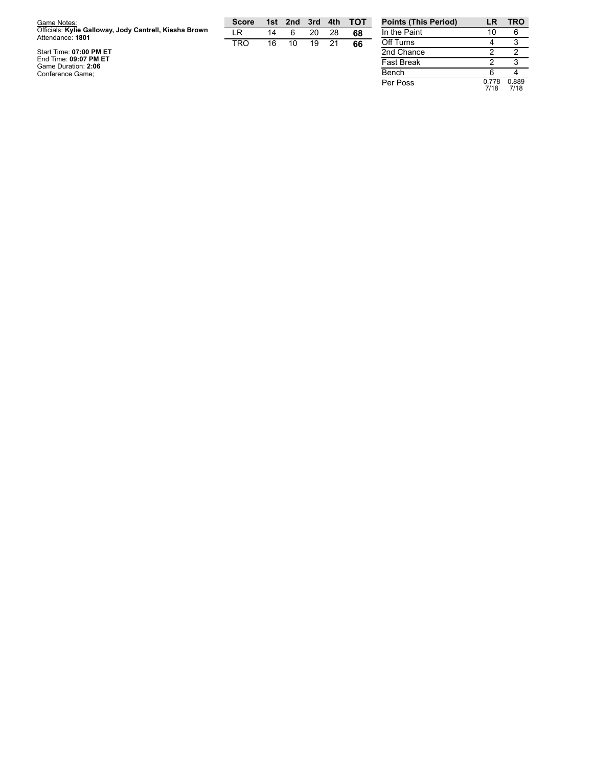Game Notes:
Officials: **Kylie Galloway, Jody Cantrell, Kiesha Brown**
Attendance: **1801**

Start Time: **07:00 PM ET**
End Time: **09:07 PM ET**
Game Duration: **2:06**
Conference Game;

| Score | 1st | 2nd | 3rd | 4th | TOT |
| --- | --- | --- | --- | --- | --- |
| LR | 14 | 6 | 20 | 28 | **68** |
| TRO | 16 | 10 | 19 | 21 | **66** |

| Points (This Period) | LR | TRO |
| --- | --- | --- |
| In the Paint | 10 | 6 |
| Off Turns | 4 | 3 |
| 2nd Chance | 2 | 2 |
| Fast Break | 2 | 3 |
| Bench | 6 | 4 |
| Per Poss | 0.778 7/18 | 0.889 7/18 |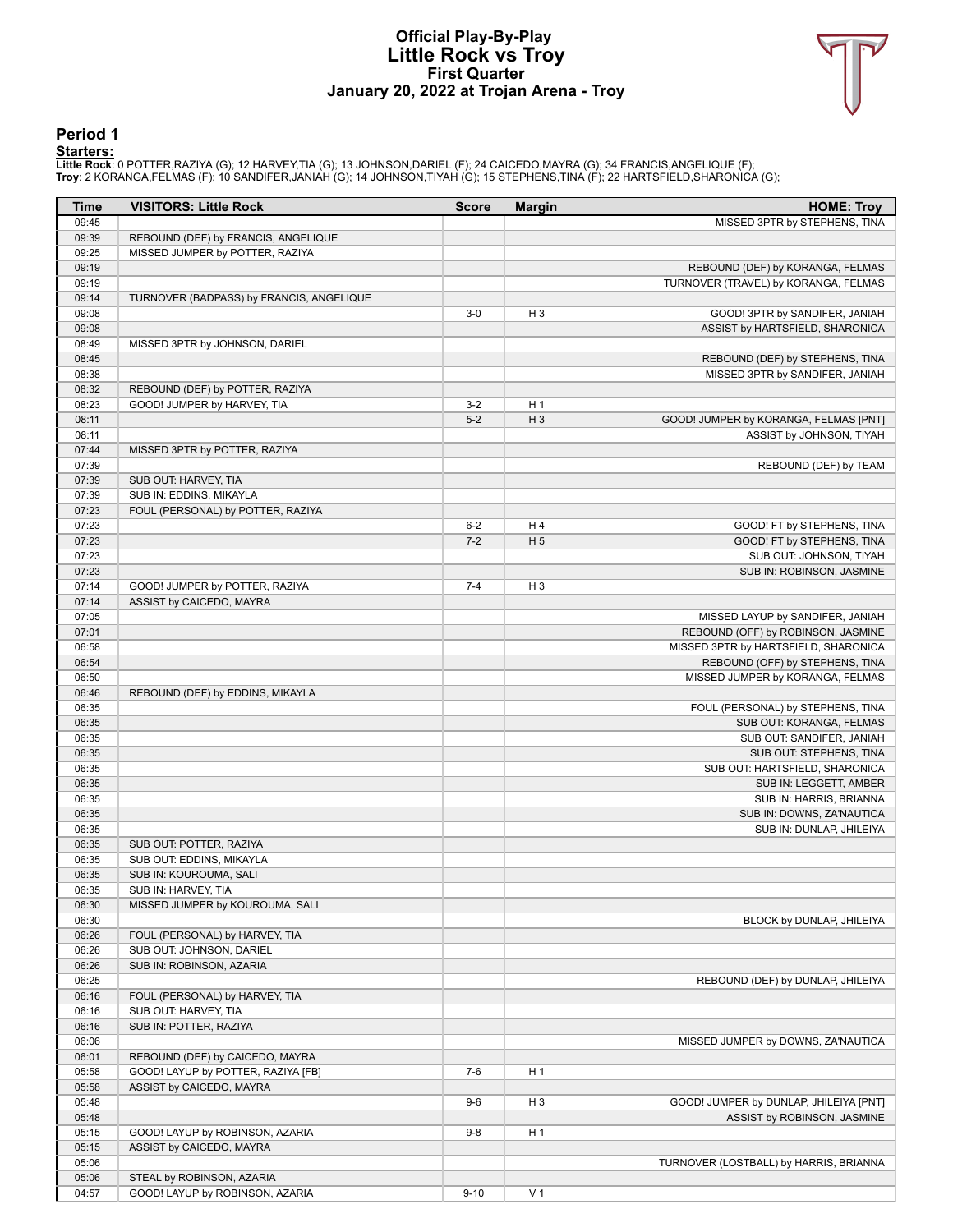# Official Play-By-Play
# Little Rock vs Troy
## First Quarter
### January 20, 2022 at Trojan Arena - Troy

## Period 1

**Starters:**

**Little Rock**: 0 POTTER,RAZIYA (G); 12 HARVEY,TIA (G); 13 JOHNSON,DARIEL (F); 24 CAICEDO,MAYRA (G); 34 FRANCIS,ANGELIQUE (F);
**Troy**: 2 KORANGA,FELMAS (F); 10 SANDIFER,JANIAH (G); 14 JOHNSON,TIYAH (G); 15 STEPHENS,TINA (F); 22 HARTSFIELD,SHARONICA (G);

| Time | VISITORS: Little Rock | Score | Margin | HOME: Troy |
|---|---|---|---|---|
| 09:45 | | | | MISSED 3PTR by STEPHENS, TINA |
| 09:39 | REBOUND (DEF) by FRANCIS, ANGELIQUE | | | |
| 09:25 | MISSED JUMPER by POTTER, RAZIYA | | | |
| 09:19 | | | | REBOUND (DEF) by KORANGA, FELMAS |
| 09:19 | | | | TURNOVER (TRAVEL) by KORANGA, FELMAS |
| 09:14 | TURNOVER (BADPASS) by FRANCIS, ANGELIQUE | | | |
| 09:08 | | 3-0 | H 3 | GOOD! 3PTR by SANDIFER, JANIAH |
| 09:08 | | | | ASSIST by HARTSFIELD, SHARONICA |
| 08:49 | MISSED 3PTR by JOHNSON, DARIEL | | | |
| 08:45 | | | | REBOUND (DEF) by STEPHENS, TINA |
| 08:38 | | | | MISSED 3PTR by SANDIFER, JANIAH |
| 08:32 | REBOUND (DEF) by POTTER, RAZIYA | | | |
| 08:23 | GOOD! JUMPER by HARVEY, TIA | 3-2 | H 1 | |
| 08:11 | | 5-2 | H 3 | GOOD! JUMPER by KORANGA, FELMAS [PNT] |
| 08:11 | | | | ASSIST by JOHNSON, TIYAH |
| 07:44 | MISSED 3PTR by POTTER, RAZIYA | | | |
| 07:39 | | | | REBOUND (DEF) by TEAM |
| 07:39 | SUB OUT: HARVEY, TIA | | | |
| 07:39 | SUB IN: EDDINS, MIKAYLA | | | |
| 07:23 | FOUL (PERSONAL) by POTTER, RAZIYA | | | |
| 07:23 | | 6-2 | H 4 | GOOD! FT by STEPHENS, TINA |
| 07:23 | | 7-2 | H 5 | GOOD! FT by STEPHENS, TINA |
| 07:23 | | | | SUB OUT: JOHNSON, TIYAH |
| 07:23 | | | | SUB IN: ROBINSON, JASMINE |
| 07:14 | GOOD! JUMPER by POTTER, RAZIYA | 7-4 | H 3 | |
| 07:14 | ASSIST by CAICEDO, MAYRA | | | |
| 07:05 | | | | MISSED LAYUP by SANDIFER, JANIAH |
| 07:01 | | | | REBOUND (OFF) by ROBINSON, JASMINE |
| 06:58 | | | | MISSED 3PTR by HARTSFIELD, SHARONICA |
| 06:54 | | | | REBOUND (OFF) by STEPHENS, TINA |
| 06:50 | | | | MISSED JUMPER by KORANGA, FELMAS |
| 06:46 | REBOUND (DEF) by EDDINS, MIKAYLA | | | |
| 06:35 | | | | FOUL (PERSONAL) by STEPHENS, TINA |
| 06:35 | | | | SUB OUT: KORANGA, FELMAS |
| 06:35 | | | | SUB OUT: SANDIFER, JANIAH |
| 06:35 | | | | SUB OUT: STEPHENS, TINA |
| 06:35 | | | | SUB OUT: HARTSFIELD, SHARONICA |
| 06:35 | | | | SUB IN: LEGGETT, AMBER |
| 06:35 | | | | SUB IN: HARRIS, BRIANNA |
| 06:35 | | | | SUB IN: DOWNS, ZA'NAUTICA |
| 06:35 | | | | SUB IN: DUNLAP, JHILEIYA |
| 06:35 | SUB OUT: POTTER, RAZIYA | | | |
| 06:35 | SUB OUT: EDDINS, MIKAYLA | | | |
| 06:35 | SUB IN: KOUROUMA, SALI | | | |
| 06:35 | SUB IN: HARVEY, TIA | | | |
| 06:30 | MISSED JUMPER by KOUROUMA, SALI | | | |
| 06:30 | | | | BLOCK by DUNLAP, JHILEIYA |
| 06:26 | FOUL (PERSONAL) by HARVEY, TIA | | | |
| 06:26 | SUB OUT: JOHNSON, DARIEL | | | |
| 06:26 | SUB IN: ROBINSON, AZARIA | | | |
| 06:25 | | | | REBOUND (DEF) by DUNLAP, JHILEIYA |
| 06:16 | FOUL (PERSONAL) by HARVEY, TIA | | | |
| 06:16 | SUB OUT: HARVEY, TIA | | | |
| 06:16 | SUB IN: POTTER, RAZIYA | | | |
| 06:06 | | | | MISSED JUMPER by DOWNS, ZA'NAUTICA |
| 06:01 | REBOUND (DEF) by CAICEDO, MAYRA | | | |
| 05:58 | GOOD! LAYUP by POTTER, RAZIYA [FB] | 7-6 | H 1 | |
| 05:58 | ASSIST by CAICEDO, MAYRA | | | |
| 05:48 | | 9-6 | H 3 | GOOD! JUMPER by DUNLAP, JHILEIYA [PNT] |
| 05:48 | | | | ASSIST by ROBINSON, JASMINE |
| 05:15 | GOOD! LAYUP by ROBINSON, AZARIA | 9-8 | H 1 | |
| 05:15 | ASSIST by CAICEDO, MAYRA | | | |
| 05:06 | | | | TURNOVER (LOSTBALL) by HARRIS, BRIANNA |
| 05:06 | STEAL by ROBINSON, AZARIA | | | |
| 04:57 | GOOD! LAYUP by ROBINSON, AZARIA | 9-10 | V 1 | |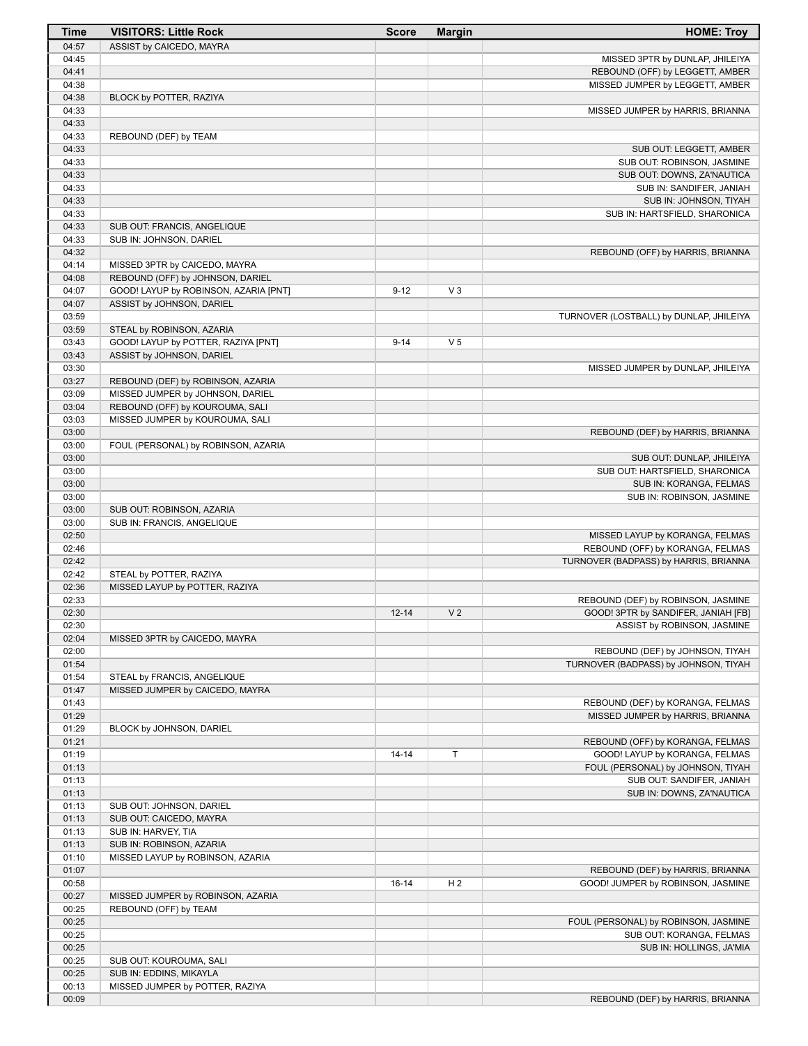| Time | VISITORS: Little Rock | Score | Margin | HOME: Troy |
|---|---|---|---|---|
| 04:57 | ASSIST by CAICEDO, MAYRA | | | |
| 04:45 | | | | MISSED 3PTR by DUNLAP, JHILEIYA |
| 04:41 | | | | REBOUND (OFF) by LEGGETT, AMBER |
| 04:38 | | | | MISSED JUMPER by LEGGETT, AMBER |
| 04:38 | BLOCK by POTTER, RAZIYA | | | |
| 04:33 | | | | MISSED JUMPER by HARRIS, BRIANNA |
| 04:33 | | | | |
| 04:33 | REBOUND (DEF) by TEAM | | | |
| 04:33 | | | | SUB OUT: LEGGETT, AMBER |
| 04:33 | | | | SUB OUT: ROBINSON, JASMINE |
| 04:33 | | | | SUB OUT: DOWNS, ZA'NAUTICA |
| 04:33 | | | | SUB IN: SANDIFER, JANIAH |
| 04:33 | | | | SUB IN: JOHNSON, TIYAH |
| 04:33 | | | | SUB IN: HARTSFIELD, SHARONICA |
| 04:33 | SUB OUT: FRANCIS, ANGELIQUE | | | |
| 04:33 | SUB IN: JOHNSON, DARIEL | | | |
| 04:32 | | | | REBOUND (OFF) by HARRIS, BRIANNA |
| 04:14 | MISSED 3PTR by CAICEDO, MAYRA | | | |
| 04:08 | REBOUND (OFF) by JOHNSON, DARIEL | | | |
| 04:07 | GOOD! LAYUP by ROBINSON, AZARIA [PNT] | 9-12 | V 3 | |
| 04:07 | ASSIST by JOHNSON, DARIEL | | | |
| 03:59 | | | | TURNOVER (LOSTBALL) by DUNLAP, JHILEIYA |
| 03:59 | STEAL by ROBINSON, AZARIA | | | |
| 03:43 | GOOD! LAYUP by POTTER, RAZIYA [PNT] | 9-14 | V 5 | |
| 03:43 | ASSIST by JOHNSON, DARIEL | | | |
| 03:30 | | | | MISSED JUMPER by DUNLAP, JHILEIYA |
| 03:27 | REBOUND (DEF) by ROBINSON, AZARIA | | | |
| 03:09 | MISSED JUMPER by JOHNSON, DARIEL | | | |
| 03:04 | REBOUND (OFF) by KOUROUMA, SALI | | | |
| 03:03 | MISSED JUMPER by KOUROUMA, SALI | | | |
| 03:00 | | | | REBOUND (DEF) by HARRIS, BRIANNA |
| 03:00 | FOUL (PERSONAL) by ROBINSON, AZARIA | | | |
| 03:00 | | | | SUB OUT: DUNLAP, JHILEIYA |
| 03:00 | | | | SUB OUT: HARTSFIELD, SHARONICA |
| 03:00 | | | | SUB IN: KORANGA, FELMAS |
| 03:00 | | | | SUB IN: ROBINSON, JASMINE |
| 03:00 | SUB OUT: ROBINSON, AZARIA | | | |
| 03:00 | SUB IN: FRANCIS, ANGELIQUE | | | |
| 02:50 | | | | MISSED LAYUP by KORANGA, FELMAS |
| 02:46 | | | | REBOUND (OFF) by KORANGA, FELMAS |
| 02:42 | | | | TURNOVER (BADPASS) by HARRIS, BRIANNA |
| 02:42 | STEAL by POTTER, RAZIYA | | | |
| 02:36 | MISSED LAYUP by POTTER, RAZIYA | | | |
| 02:33 | | | | REBOUND (DEF) by ROBINSON, JASMINE |
| 02:30 | | 12-14 | V 2 | GOOD! 3PTR by SANDIFER, JANIAH [FB] |
| 02:30 | | | | ASSIST by ROBINSON, JASMINE |
| 02:04 | MISSED 3PTR by CAICEDO, MAYRA | | | |
| 02:00 | | | | REBOUND (DEF) by JOHNSON, TIYAH |
| 01:54 | | | | TURNOVER (BADPASS) by JOHNSON, TIYAH |
| 01:54 | STEAL by FRANCIS, ANGELIQUE | | | |
| 01:47 | MISSED JUMPER by CAICEDO, MAYRA | | | |
| 01:43 | | | | REBOUND (DEF) by KORANGA, FELMAS |
| 01:29 | | | | MISSED JUMPER by HARRIS, BRIANNA |
| 01:29 | BLOCK by JOHNSON, DARIEL | | | |
| 01:21 | | | | REBOUND (OFF) by KORANGA, FELMAS |
| 01:19 | | 14-14 | T | GOOD! LAYUP by KORANGA, FELMAS |
| 01:13 | | | | FOUL (PERSONAL) by JOHNSON, TIYAH |
| 01:13 | | | | SUB OUT: SANDIFER, JANIAH |
| 01:13 | | | | SUB IN: DOWNS, ZA'NAUTICA |
| 01:13 | SUB OUT: JOHNSON, DARIEL | | | |
| 01:13 | SUB OUT: CAICEDO, MAYRA | | | |
| 01:13 | SUB IN: HARVEY, TIA | | | |
| 01:13 | SUB IN: ROBINSON, AZARIA | | | |
| 01:10 | MISSED LAYUP by ROBINSON, AZARIA | | | |
| 01:07 | | | | REBOUND (DEF) by HARRIS, BRIANNA |
| 00:58 | | 16-14 | H 2 | GOOD! JUMPER by ROBINSON, JASMINE |
| 00:27 | MISSED JUMPER by ROBINSON, AZARIA | | | |
| 00:25 | REBOUND (OFF) by TEAM | | | |
| 00:25 | | | | FOUL (PERSONAL) by ROBINSON, JASMINE |
| 00:25 | | | | SUB OUT: KORANGA, FELMAS |
| 00:25 | | | | SUB IN: HOLLINGS, JA'MIA |
| 00:25 | SUB OUT: KOUROUMA, SALI | | | |
| 00:25 | SUB IN: EDDINS, MIKAYLA | | | |
| 00:13 | MISSED JUMPER by POTTER, RAZIYA | | | |
| 00:09 | | | | REBOUND (DEF) by HARRIS, BRIANNA |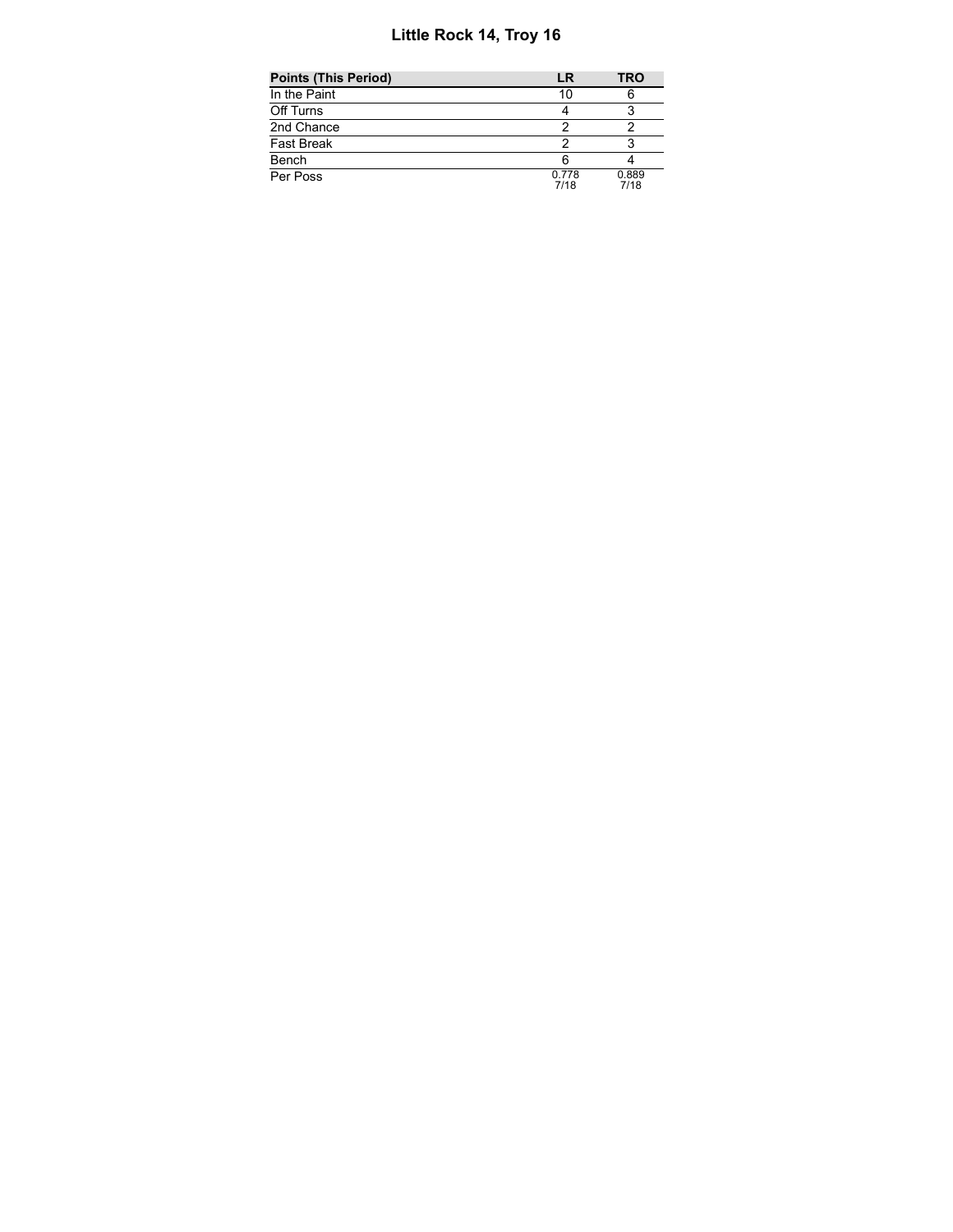# Little Rock 14, Troy 16

| Points (This Period) | LR | TRO |
|---|---|---|
| In the Paint | 10 | 6 |
| Off Turns | 4 | 3 |
| 2nd Chance | 2 | 2 |
| Fast Break | 2 | 3 |
| Bench | 6 | 4 |
| Per Poss | 0.778<br>7/18 | 0.889<br>7/18 |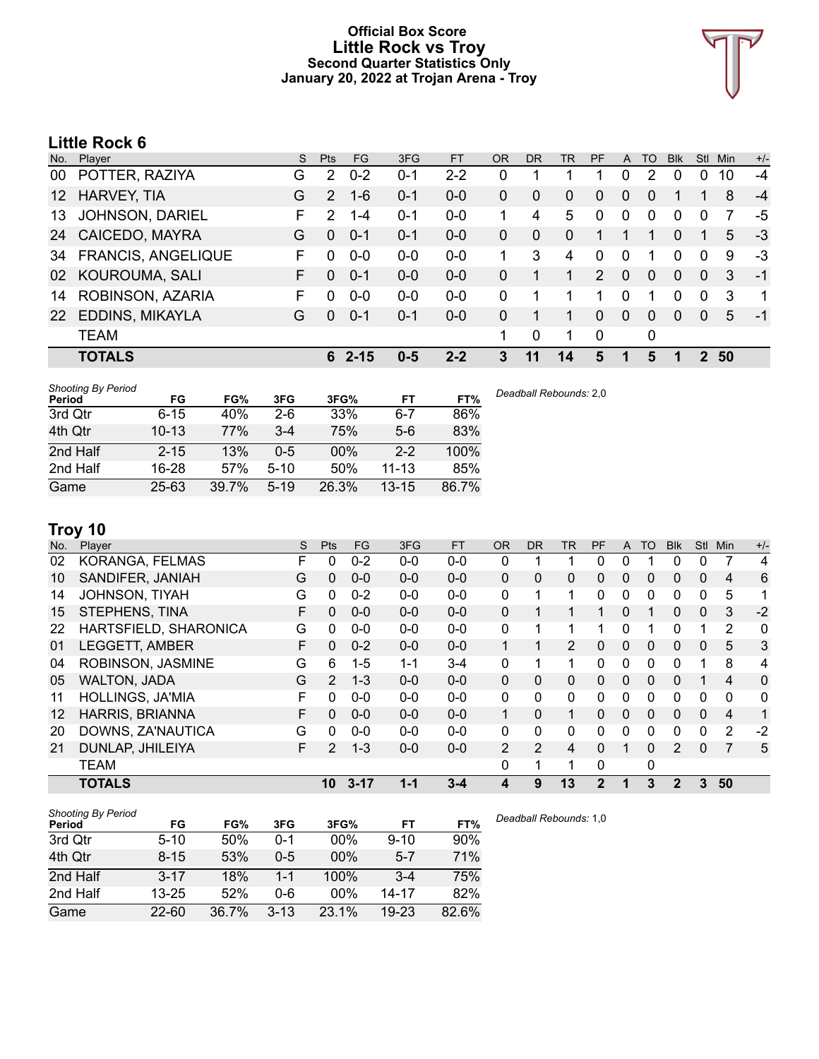# Official Box Score
# Little Rock vs Troy
## Second Quarter Statistics Only
## January 20, 2022 at Trojan Arena - Troy

## Little Rock 6

| No. | Player | S | Pts | FG | 3FG | FT | OR | DR | TR | PF | A | TO | Blk | Stl | Min | +/- |
|---|---|---|---|---|---|---|---|---|---|---|---|---|---|---|---|---|
| 00 | POTTER, RAZIYA | G | 2 | 0-2 | 0-1 | 2-2 | 0 | 1 | 1 | 1 | 0 | 2 | 0 | 0 | 10 | -4 |
| 12 | HARVEY, TIA | G | 2 | 1-6 | 0-1 | 0-0 | 0 | 0 | 0 | 0 | 0 | 0 | 1 | 1 | 8 | -4 |
| 13 | JOHNSON, DARIEL | F | 2 | 1-4 | 0-1 | 0-0 | 1 | 4 | 5 | 0 | 0 | 0 | 0 | 0 | 7 | -5 |
| 24 | CAICEDO, MAYRA | G | 0 | 0-1 | 0-1 | 0-0 | 0 | 0 | 0 | 1 | 1 | 1 | 0 | 1 | 5 | -3 |
| 34 | FRANCIS, ANGELIQUE | F | 0 | 0-0 | 0-0 | 0-0 | 1 | 3 | 4 | 0 | 0 | 1 | 0 | 0 | 9 | -3 |
| 02 | KOUROUMA, SALI | F | 0 | 0-1 | 0-0 | 0-0 | 0 | 1 | 1 | 2 | 0 | 0 | 0 | 0 | 3 | -1 |
| 14 | ROBINSON, AZARIA | F | 0 | 0-0 | 0-0 | 0-0 | 0 | 1 | 1 | 1 | 0 | 1 | 0 | 0 | 3 | 1 |
| 22 | EDDINS, MIKAYLA | G | 0 | 0-1 | 0-1 | 0-0 | 0 | 1 | 1 | 0 | 0 | 0 | 0 | 0 | 5 | -1 |
| | TEAM | | | | | | 1 | 0 | 1 | 0 | | 0 | | | | |
| | **TOTALS** | | **6** | **2-15** | **0-5** | **2-2** | **3** | **11** | **14** | **5** | **1** | **5** | **1** | **2** | **50** | |

*Shooting By Period*

| Period | FG | FG% | 3FG | 3FG% | FT | FT% |
|---|---|---|---|---|---|---|
| 3rd Qtr | 6-15 | 40% | 2-6 | 33% | 6-7 | 86% |
| 4th Qtr | 10-13 | 77% | 3-4 | 75% | 5-6 | 83% |
| 2nd Half | 2-15 | 13% | 0-5 | 00% | 2-2 | 100% |
| 2nd Half | 16-28 | 57% | 5-10 | 50% | 11-13 | 85% |
| Game | 25-63 | 39.7% | 5-19 | 26.3% | 13-15 | 86.7% |

*Deadball Rebounds:* 2,0

## Troy 10

| No. | Player | S | Pts | FG | 3FG | FT | OR | DR | TR | PF | A | TO | Blk | Stl | Min | +/- |
|---|---|---|---|---|---|---|---|---|---|---|---|---|---|---|---|---|
| 02 | KORANGA, FELMAS | F | 0 | 0-2 | 0-0 | 0-0 | 0 | 1 | 1 | 0 | 0 | 1 | 0 | 0 | 7 | 4 |
| 10 | SANDIFER, JANIAH | G | 0 | 0-0 | 0-0 | 0-0 | 0 | 0 | 0 | 0 | 0 | 0 | 0 | 0 | 4 | 6 |
| 14 | JOHNSON, TIYAH | G | 0 | 0-2 | 0-0 | 0-0 | 0 | 1 | 1 | 0 | 0 | 0 | 0 | 0 | 5 | 1 |
| 15 | STEPHENS, TINA | F | 0 | 0-0 | 0-0 | 0-0 | 0 | 1 | 1 | 1 | 0 | 1 | 0 | 0 | 3 | -2 |
| 22 | HARTSFIELD, SHARONICA | G | 0 | 0-0 | 0-0 | 0-0 | 0 | 1 | 1 | 1 | 0 | 1 | 0 | 1 | 2 | 0 |
| 01 | LEGGETT, AMBER | F | 0 | 0-2 | 0-0 | 0-0 | 1 | 1 | 2 | 0 | 0 | 0 | 0 | 0 | 5 | 3 |
| 04 | ROBINSON, JASMINE | G | 6 | 1-5 | 1-1 | 3-4 | 0 | 1 | 1 | 0 | 0 | 0 | 0 | 1 | 8 | 4 |
| 05 | WALTON, JADA | G | 2 | 1-3 | 0-0 | 0-0 | 0 | 0 | 0 | 0 | 0 | 0 | 0 | 1 | 4 | 0 |
| 11 | HOLLINGS, JA'MIA | F | 0 | 0-0 | 0-0 | 0-0 | 0 | 0 | 0 | 0 | 0 | 0 | 0 | 0 | 0 | 0 |
| 12 | HARRIS, BRIANNA | F | 0 | 0-0 | 0-0 | 0-0 | 1 | 0 | 1 | 0 | 0 | 0 | 0 | 0 | 4 | 1 |
| 20 | DOWNS, ZA'NAUTICA | G | 0 | 0-0 | 0-0 | 0-0 | 0 | 0 | 0 | 0 | 0 | 0 | 0 | 0 | 2 | -2 |
| 21 | DUNLAP, JHILEIYA | F | 2 | 1-3 | 0-0 | 0-0 | 2 | 2 | 4 | 0 | 1 | 0 | 2 | 0 | 7 | 5 |
| | TEAM | | | | | | 0 | 1 | 1 | 0 | | 0 | | | | |
| | **TOTALS** | | **10** | **3-17** | **1-1** | **3-4** | **4** | **9** | **13** | **2** | **1** | **3** | **2** | **3** | **50** | |

*Shooting By Period*

| Period | FG | FG% | 3FG | 3FG% | FT | FT% |
|---|---|---|---|---|---|---|
| 3rd Qtr | 5-10 | 50% | 0-1 | 00% | 9-10 | 90% |
| 4th Qtr | 8-15 | 53% | 0-5 | 00% | 5-7 | 71% |
| 2nd Half | 3-17 | 18% | 1-1 | 100% | 3-4 | 75% |
| 2nd Half | 13-25 | 52% | 0-6 | 00% | 14-17 | 82% |
| Game | 22-60 | 36.7% | 3-13 | 23.1% | 19-23 | 82.6% |

*Deadball Rebounds:* 1,0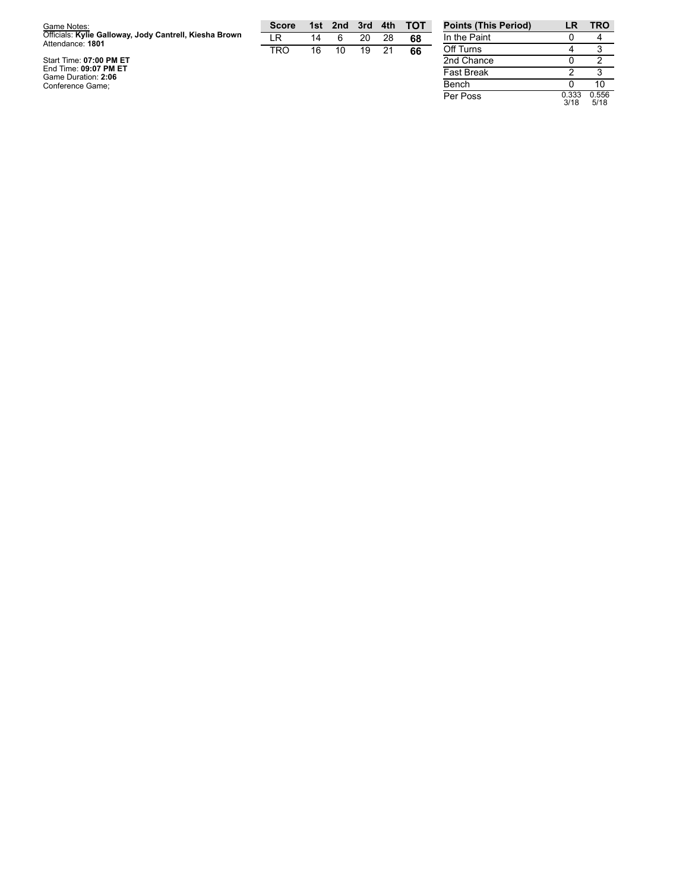Game Notes:
Officials: **Kylie Galloway, Jody Cantrell, Kiesha Brown**
Attendance: **1801**

Start Time: **07:00 PM ET**
End Time: **09:07 PM ET**
Game Duration: **2:06**
Conference Game;

| Score | 1st | 2nd | 3rd | 4th | TOT |
|---|---|---|---|---|---|
| LR | 14 | 6 | 20 | 28 | **68** |
| TRO | 16 | 10 | 19 | 21 | **66** |

| Points (This Period) | LR | TRO |
|---|---|---|
| In the Paint | 0 | 4 |
| Off Turns | 4 | 3 |
| 2nd Chance | 0 | 2 |
| Fast Break | 2 | 3 |
| Bench | 0 | 10 |
| Per Poss | 0.333 3/18 | 0.556 5/18 |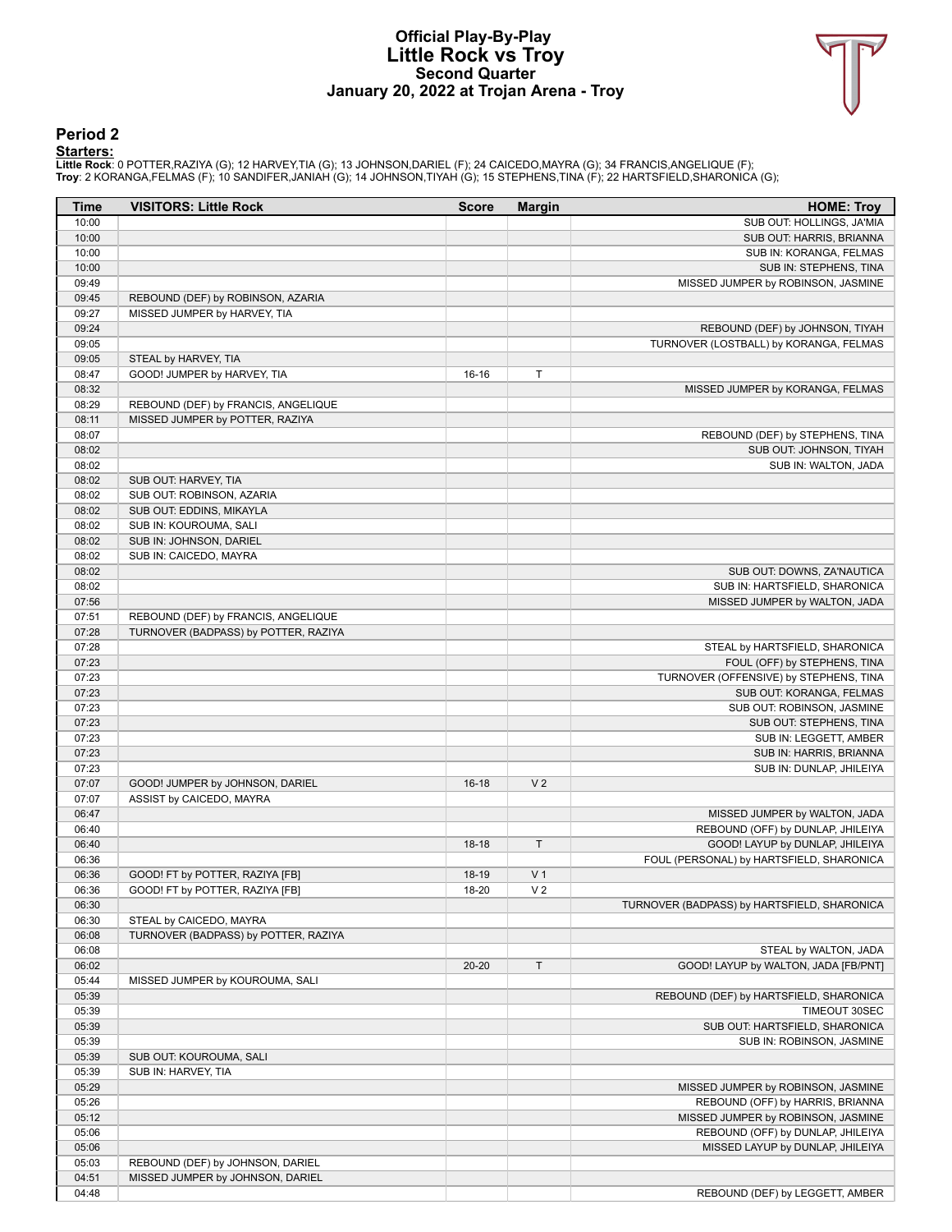# Official Play-By-Play
# Little Rock vs Troy
## Second Quarter
### January 20, 2022 at Trojan Arena - Troy

## Period 2

**Starters:**

**Little Rock**: 0 POTTER,RAZIYA (G); 12 HARVEY,TIA (G); 13 JOHNSON,DARIEL (F); 24 CAICEDO,MAYRA (G); 34 FRANCIS,ANGELIQUE (F);
**Troy**: 2 KORANGA,FELMAS (F); 10 SANDIFER,JANIAH (G); 14 JOHNSON,TIYAH (G); 15 STEPHENS,TINA (F); 22 HARTSFIELD,SHARONICA (G);

| Time | VISITORS: Little Rock | Score | Margin | HOME: Troy |
|---|---|---|---|---|
| 10:00 | | | | SUB OUT: HOLLINGS, JA'MIA |
| 10:00 | | | | SUB OUT: HARRIS, BRIANNA |
| 10:00 | | | | SUB IN: KORANGA, FELMAS |
| 10:00 | | | | SUB IN: STEPHENS, TINA |
| 09:49 | | | | MISSED JUMPER by ROBINSON, JASMINE |
| 09:45 | REBOUND (DEF) by ROBINSON, AZARIA | | | |
| 09:27 | MISSED JUMPER by HARVEY, TIA | | | |
| 09:24 | | | | REBOUND (DEF) by JOHNSON, TIYAH |
| 09:05 | | | | TURNOVER (LOSTBALL) by KORANGA, FELMAS |
| 09:05 | STEAL by HARVEY, TIA | | | |
| 08:47 | GOOD! JUMPER by HARVEY, TIA | 16-16 | T | |
| 08:32 | | | | MISSED JUMPER by KORANGA, FELMAS |
| 08:29 | REBOUND (DEF) by FRANCIS, ANGELIQUE | | | |
| 08:11 | MISSED JUMPER by POTTER, RAZIYA | | | |
| 08:07 | | | | REBOUND (DEF) by STEPHENS, TINA |
| 08:02 | | | | SUB OUT: JOHNSON, TIYAH |
| 08:02 | | | | SUB IN: WALTON, JADA |
| 08:02 | SUB OUT: HARVEY, TIA | | | |
| 08:02 | SUB OUT: ROBINSON, AZARIA | | | |
| 08:02 | SUB OUT: EDDINS, MIKAYLA | | | |
| 08:02 | SUB IN: KOUROUMA, SALI | | | |
| 08:02 | SUB IN: JOHNSON, DARIEL | | | |
| 08:02 | SUB IN: CAICEDO, MAYRA | | | |
| 08:02 | | | | SUB OUT: DOWNS, ZA'NAUTICA |
| 08:02 | | | | SUB IN: HARTSFIELD, SHARONICA |
| 07:56 | | | | MISSED JUMPER by WALTON, JADA |
| 07:51 | REBOUND (DEF) by FRANCIS, ANGELIQUE | | | |
| 07:28 | TURNOVER (BADPASS) by POTTER, RAZIYA | | | |
| 07:28 | | | | STEAL by HARTSFIELD, SHARONICA |
| 07:23 | | | | FOUL (OFF) by STEPHENS, TINA |
| 07:23 | | | | TURNOVER (OFFENSIVE) by STEPHENS, TINA |
| 07:23 | | | | SUB OUT: KORANGA, FELMAS |
| 07:23 | | | | SUB OUT: ROBINSON, JASMINE |
| 07:23 | | | | SUB OUT: STEPHENS, TINA |
| 07:23 | | | | SUB IN: LEGGETT, AMBER |
| 07:23 | | | | SUB IN: HARRIS, BRIANNA |
| 07:23 | | | | SUB IN: DUNLAP, JHILEIYA |
| 07:07 | GOOD! JUMPER by JOHNSON, DARIEL | 16-18 | V 2 | |
| 07:07 | ASSIST by CAICEDO, MAYRA | | | |
| 06:47 | | | | MISSED JUMPER by WALTON, JADA |
| 06:40 | | | | REBOUND (OFF) by DUNLAP, JHILEIYA |
| 06:40 | | 18-18 | T | GOOD! LAYUP by DUNLAP, JHILEIYA |
| 06:36 | | | | FOUL (PERSONAL) by HARTSFIELD, SHARONICA |
| 06:36 | GOOD! FT by POTTER, RAZIYA [FB] | 18-19 | V 1 | |
| 06:36 | GOOD! FT by POTTER, RAZIYA [FB] | 18-20 | V 2 | |
| 06:30 | | | | TURNOVER (BADPASS) by HARTSFIELD, SHARONICA |
| 06:30 | STEAL by CAICEDO, MAYRA | | | |
| 06:08 | TURNOVER (BADPASS) by POTTER, RAZIYA | | | |
| 06:08 | | | | STEAL by WALTON, JADA |
| 06:02 | | 20-20 | T | GOOD! LAYUP by WALTON, JADA [FB/PNT] |
| 05:44 | MISSED JUMPER by KOUROUMA, SALI | | | |
| 05:39 | | | | REBOUND (DEF) by HARTSFIELD, SHARONICA |
| 05:39 | | | | TIMEOUT 30SEC |
| 05:39 | | | | SUB OUT: HARTSFIELD, SHARONICA |
| 05:39 | | | | SUB IN: ROBINSON, JASMINE |
| 05:39 | SUB OUT: KOUROUMA, SALI | | | |
| 05:39 | SUB IN: HARVEY, TIA | | | |
| 05:29 | | | | MISSED JUMPER by ROBINSON, JASMINE |
| 05:26 | | | | REBOUND (OFF) by HARRIS, BRIANNA |
| 05:12 | | | | MISSED JUMPER by ROBINSON, JASMINE |
| 05:06 | | | | REBOUND (OFF) by DUNLAP, JHILEIYA |
| 05:06 | | | | MISSED LAYUP by DUNLAP, JHILEIYA |
| 05:03 | REBOUND (DEF) by JOHNSON, DARIEL | | | |
| 04:51 | MISSED JUMPER by JOHNSON, DARIEL | | | |
| 04:48 | | | | REBOUND (DEF) by LEGGETT, AMBER |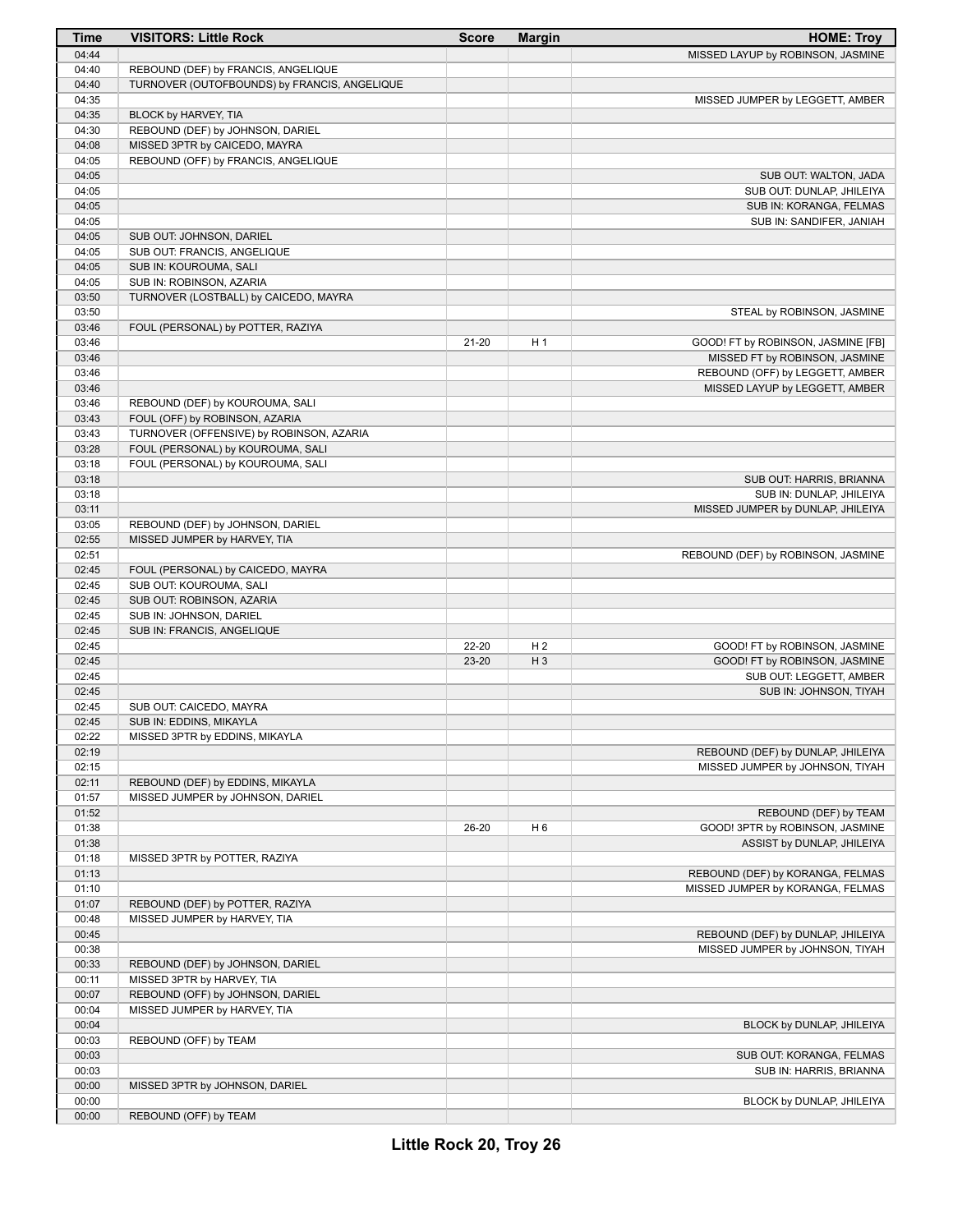| Time | VISITORS: Little Rock | Score | Margin | HOME: Troy |
|---|---|---|---|---|
| 04:44 | | | | MISSED LAYUP by ROBINSON, JASMINE |
| 04:40 | REBOUND (DEF) by FRANCIS, ANGELIQUE | | | |
| 04:40 | TURNOVER (OUTOFBOUNDS) by FRANCIS, ANGELIQUE | | | |
| 04:35 | | | | MISSED JUMPER by LEGGETT, AMBER |
| 04:35 | BLOCK by HARVEY, TIA | | | |
| 04:30 | REBOUND (DEF) by JOHNSON, DARIEL | | | |
| 04:08 | MISSED 3PTR by CAICEDO, MAYRA | | | |
| 04:05 | REBOUND (OFF) by FRANCIS, ANGELIQUE | | | |
| 04:05 | | | | SUB OUT: WALTON, JADA |
| 04:05 | | | | SUB OUT: DUNLAP, JHILEIYA |
| 04:05 | | | | SUB IN: KORANGA, FELMAS |
| 04:05 | | | | SUB IN: SANDIFER, JANIAH |
| 04:05 | SUB OUT: JOHNSON, DARIEL | | | |
| 04:05 | SUB OUT: FRANCIS, ANGELIQUE | | | |
| 04:05 | SUB IN: KOUROUMA, SALI | | | |
| 04:05 | SUB IN: ROBINSON, AZARIA | | | |
| 03:50 | TURNOVER (LOSTBALL) by CAICEDO, MAYRA | | | |
| 03:50 | | | | STEAL by ROBINSON, JASMINE |
| 03:46 | FOUL (PERSONAL) by POTTER, RAZIYA | | | |
| 03:46 | | 21-20 | H 1 | GOOD! FT by ROBINSON, JASMINE [FB] |
| 03:46 | | | | MISSED FT by ROBINSON, JASMINE |
| 03:46 | | | | REBOUND (OFF) by LEGGETT, AMBER |
| 03:46 | | | | MISSED LAYUP by LEGGETT, AMBER |
| 03:46 | REBOUND (DEF) by KOUROUMA, SALI | | | |
| 03:43 | FOUL (OFF) by ROBINSON, AZARIA | | | |
| 03:43 | TURNOVER (OFFENSIVE) by ROBINSON, AZARIA | | | |
| 03:28 | FOUL (PERSONAL) by KOUROUMA, SALI | | | |
| 03:18 | FOUL (PERSONAL) by KOUROUMA, SALI | | | |
| 03:18 | | | | SUB OUT: HARRIS, BRIANNA |
| 03:18 | | | | SUB IN: DUNLAP, JHILEIYA |
| 03:11 | | | | MISSED JUMPER by DUNLAP, JHILEIYA |
| 03:05 | REBOUND (DEF) by JOHNSON, DARIEL | | | |
| 02:55 | MISSED JUMPER by HARVEY, TIA | | | |
| 02:51 | | | | REBOUND (DEF) by ROBINSON, JASMINE |
| 02:45 | FOUL (PERSONAL) by CAICEDO, MAYRA | | | |
| 02:45 | SUB OUT: KOUROUMA, SALI | | | |
| 02:45 | SUB OUT: ROBINSON, AZARIA | | | |
| 02:45 | SUB IN: JOHNSON, DARIEL | | | |
| 02:45 | SUB IN: FRANCIS, ANGELIQUE | | | |
| 02:45 | | 22-20 | H 2 | GOOD! FT by ROBINSON, JASMINE |
| 02:45 | | 23-20 | H 3 | GOOD! FT by ROBINSON, JASMINE |
| 02:45 | | | | SUB OUT: LEGGETT, AMBER |
| 02:45 | | | | SUB IN: JOHNSON, TIYAH |
| 02:45 | SUB OUT: CAICEDO, MAYRA | | | |
| 02:45 | SUB IN: EDDINS, MIKAYLA | | | |
| 02:22 | MISSED 3PTR by EDDINS, MIKAYLA | | | |
| 02:19 | | | | REBOUND (DEF) by DUNLAP, JHILEIYA |
| 02:15 | | | | MISSED JUMPER by JOHNSON, TIYAH |
| 02:11 | REBOUND (DEF) by EDDINS, MIKAYLA | | | |
| 01:57 | MISSED JUMPER by JOHNSON, DARIEL | | | |
| 01:52 | | | | REBOUND (DEF) by TEAM |
| 01:38 | | 26-20 | H 6 | GOOD! 3PTR by ROBINSON, JASMINE |
| 01:38 | | | | ASSIST by DUNLAP, JHILEIYA |
| 01:18 | MISSED 3PTR by POTTER, RAZIYA | | | |
| 01:13 | | | | REBOUND (DEF) by KORANGA, FELMAS |
| 01:10 | | | | MISSED JUMPER by KORANGA, FELMAS |
| 01:07 | REBOUND (DEF) by POTTER, RAZIYA | | | |
| 00:48 | MISSED JUMPER by HARVEY, TIA | | | |
| 00:45 | | | | REBOUND (DEF) by DUNLAP, JHILEIYA |
| 00:38 | | | | MISSED JUMPER by JOHNSON, TIYAH |
| 00:33 | REBOUND (DEF) by JOHNSON, DARIEL | | | |
| 00:11 | MISSED 3PTR by HARVEY, TIA | | | |
| 00:07 | REBOUND (OFF) by JOHNSON, DARIEL | | | |
| 00:04 | MISSED JUMPER by HARVEY, TIA | | | |
| 00:04 | | | | BLOCK by DUNLAP, JHILEIYA |
| 00:03 | REBOUND (OFF) by TEAM | | | |
| 00:03 | | | | SUB OUT: KORANGA, FELMAS |
| 00:03 | | | | SUB IN: HARRIS, BRIANNA |
| 00:00 | MISSED 3PTR by JOHNSON, DARIEL | | | |
| 00:00 | | | | BLOCK by DUNLAP, JHILEIYA |
| 00:00 | REBOUND (OFF) by TEAM | | | |

**Little Rock 20, Troy 26**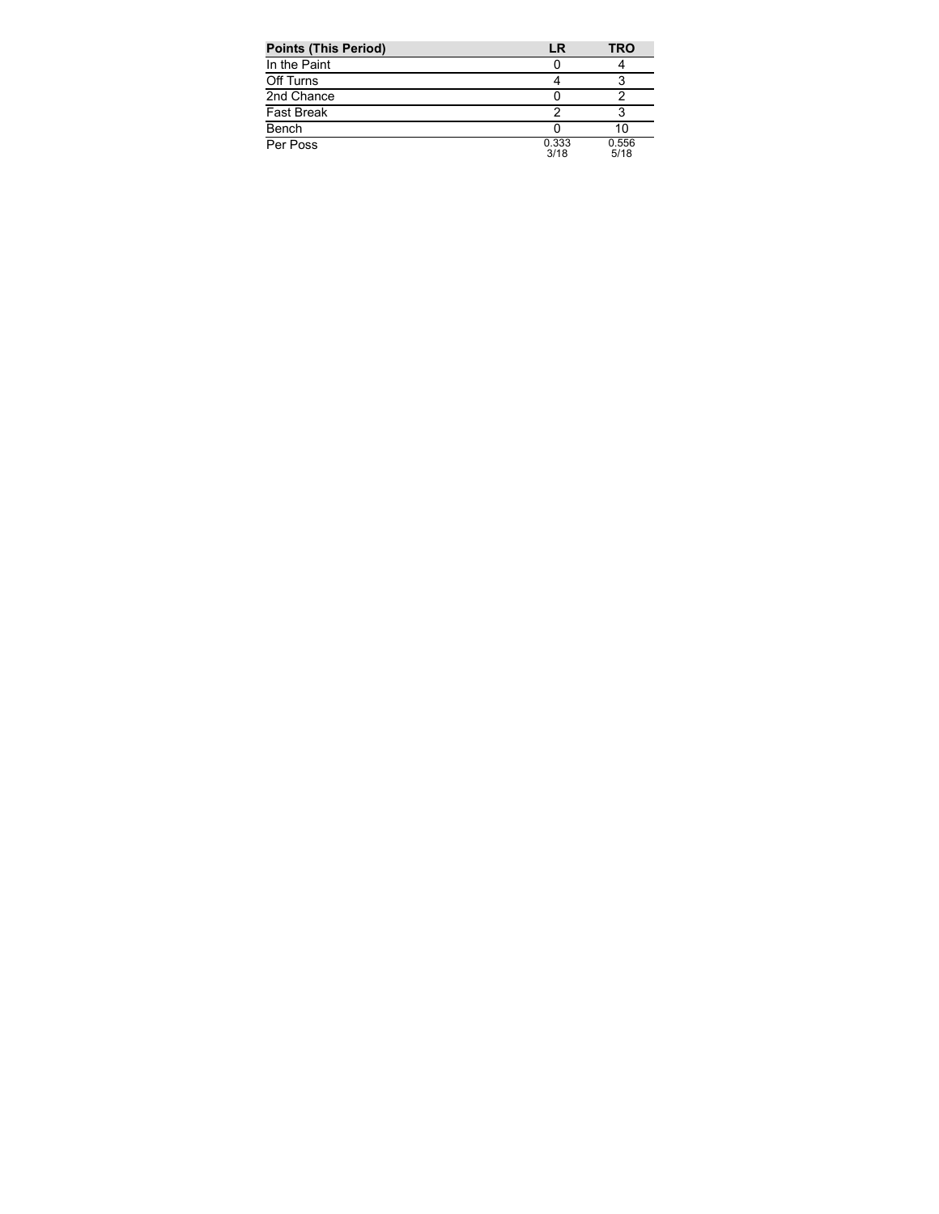| Points (This Period) | LR | TRO |
| --- | --- | --- |
| In the Paint | 0 | 4 |
| Off Turns | 4 | 3 |
| 2nd Chance | 0 | 2 |
| Fast Break | 2 | 3 |
| Bench | 0 | 10 |
| Per Poss | 0.333<br>3/18 | 0.556<br>5/18 |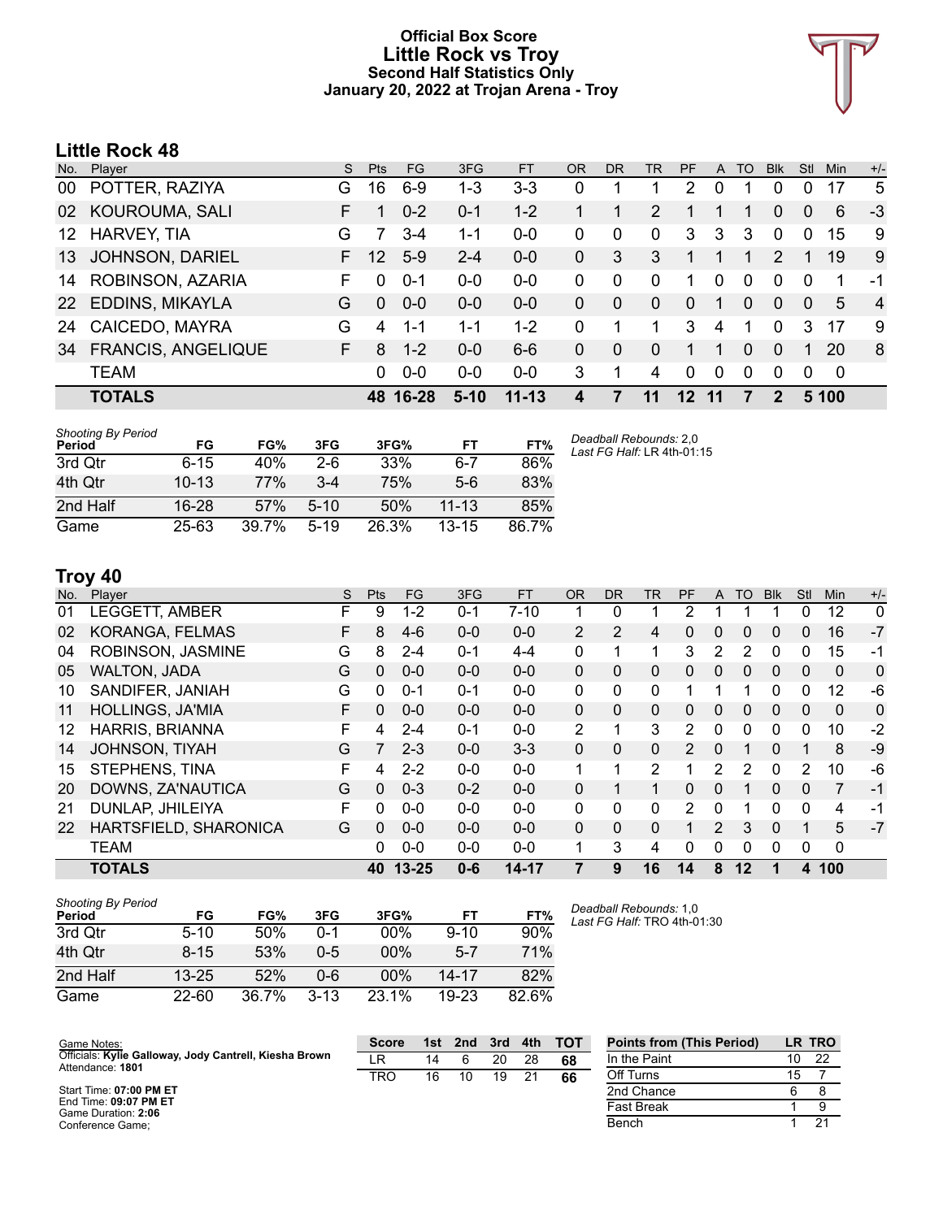# Official Box Score
# Little Rock vs Troy
## Second Half Statistics Only
### January 20, 2022 at Trojan Arena - Troy

## Little Rock 48

| No. | Player | S | Pts | FG | 3FG | FT | OR | DR | TR | PF | A | TO | Blk | Stl | Min | +/- |
|---|---|---|---|---|---|---|---|---|---|---|---|---|---|---|---|---|
| 00 | POTTER, RAZIYA | G | 16 | 6-9 | 1-3 | 3-3 | 0 | 1 | 1 | 2 | 0 | 1 | 0 | 0 | 17 | 5 |
| 02 | KOUROUMA, SALI | F | 1 | 0-2 | 0-1 | 1-2 | 1 | 1 | 2 | 1 | 1 | 1 | 0 | 0 | 6 | -3 |
| 12 | HARVEY, TIA | G | 7 | 3-4 | 1-1 | 0-0 | 0 | 0 | 0 | 3 | 3 | 3 | 0 | 0 | 15 | 9 |
| 13 | JOHNSON, DARIEL | F | 12 | 5-9 | 2-4 | 0-0 | 0 | 3 | 3 | 1 | 1 | 1 | 2 | 1 | 19 | 9 |
| 14 | ROBINSON, AZARIA | F | 0 | 0-1 | 0-0 | 0-0 | 0 | 0 | 0 | 1 | 0 | 0 | 0 | 0 | 1 | -1 |
| 22 | EDDINS, MIKAYLA | G | 0 | 0-0 | 0-0 | 0-0 | 0 | 0 | 0 | 0 | 1 | 0 | 0 | 0 | 5 | 4 |
| 24 | CAICEDO, MAYRA | G | 4 | 1-1 | 1-1 | 1-2 | 0 | 1 | 1 | 3 | 4 | 1 | 0 | 3 | 17 | 9 |
| 34 | FRANCIS, ANGELIQUE | F | 8 | 1-2 | 0-0 | 6-6 | 0 | 0 | 0 | 1 | 1 | 0 | 0 | 1 | 20 | 8 |
| | TEAM | | 0 | 0-0 | 0-0 | 0-0 | 3 | 1 | 4 | 0 | 0 | 0 | 0 | 0 | 0 | |
| | **TOTALS** | | **48** | **16-28** | **5-10** | **11-13** | **4** | **7** | **11** | **12** | **11** | **7** | **2** | **5** | **100** | |

*Shooting By Period*

| Period | FG | FG% | 3FG | 3FG% | FT | FT% |
|---|---|---|---|---|---|---|
| 3rd Qtr | 6-15 | 40% | 2-6 | 33% | 6-7 | 86% |
| 4th Qtr | 10-13 | 77% | 3-4 | 75% | 5-6 | 83% |
| 2nd Half | 16-28 | 57% | 5-10 | 50% | 11-13 | 85% |
| Game | 25-63 | 39.7% | 5-19 | 26.3% | 13-15 | 86.7% |

*Deadball Rebounds:* 2,0
*Last FG Half:* LR 4th-01:15

## Troy 40

| No. | Player | S | Pts | FG | 3FG | FT | OR | DR | TR | PF | A | TO | Blk | Stl | Min | +/- |
|---|---|---|---|---|---|---|---|---|---|---|---|---|---|---|---|---|
| 01 | LEGGETT, AMBER | F | 9 | 1-2 | 0-1 | 7-10 | 1 | 0 | 1 | 2 | 1 | 1 | 1 | 0 | 12 | 0 |
| 02 | KORANGA, FELMAS | F | 8 | 4-6 | 0-0 | 0-0 | 2 | 2 | 4 | 0 | 0 | 0 | 0 | 0 | 16 | -7 |
| 04 | ROBINSON, JASMINE | G | 8 | 2-4 | 0-1 | 4-4 | 0 | 1 | 1 | 3 | 2 | 2 | 0 | 0 | 15 | -1 |
| 05 | WALTON, JADA | G | 0 | 0-0 | 0-0 | 0-0 | 0 | 0 | 0 | 0 | 0 | 0 | 0 | 0 | 0 | 0 |
| 10 | SANDIFER, JANIAH | G | 0 | 0-1 | 0-1 | 0-0 | 0 | 0 | 0 | 1 | 1 | 1 | 0 | 0 | 12 | -6 |
| 11 | HOLLINGS, JA'MIA | F | 0 | 0-0 | 0-0 | 0-0 | 0 | 0 | 0 | 0 | 0 | 0 | 0 | 0 | 0 | 0 |
| 12 | HARRIS, BRIANNA | F | 4 | 2-4 | 0-1 | 0-0 | 2 | 1 | 3 | 2 | 0 | 0 | 0 | 0 | 10 | -2 |
| 14 | JOHNSON, TIYAH | G | 7 | 2-3 | 0-0 | 3-3 | 0 | 0 | 0 | 2 | 0 | 1 | 0 | 1 | 8 | -9 |
| 15 | STEPHENS, TINA | F | 4 | 2-2 | 0-0 | 0-0 | 1 | 1 | 2 | 1 | 2 | 2 | 0 | 2 | 10 | -6 |
| 20 | DOWNS, ZA'NAUTICA | G | 0 | 0-3 | 0-2 | 0-0 | 0 | 1 | 1 | 0 | 0 | 1 | 0 | 0 | 7 | -1 |
| 21 | DUNLAP, JHILEIYA | F | 0 | 0-0 | 0-0 | 0-0 | 0 | 0 | 0 | 2 | 0 | 1 | 0 | 0 | 4 | -1 |
| 22 | HARTSFIELD, SHARONICA | G | 0 | 0-0 | 0-0 | 0-0 | 0 | 0 | 0 | 1 | 2 | 3 | 0 | 1 | 5 | -7 |
| | TEAM | | 0 | 0-0 | 0-0 | 0-0 | 1 | 3 | 4 | 0 | 0 | 0 | 0 | 0 | 0 | |
| | **TOTALS** | | **40** | **13-25** | **0-6** | **14-17** | **7** | **9** | **16** | **14** | **8** | **12** | **1** | **4** | **100** | |

*Shooting By Period*

| Period | FG | FG% | 3FG | 3FG% | FT | FT% |
|---|---|---|---|---|---|---|
| 3rd Qtr | 5-10 | 50% | 0-1 | 00% | 9-10 | 90% |
| 4th Qtr | 8-15 | 53% | 0-5 | 00% | 5-7 | 71% |
| 2nd Half | 13-25 | 52% | 0-6 | 00% | 14-17 | 82% |
| Game | 22-60 | 36.7% | 3-13 | 23.1% | 19-23 | 82.6% |

*Deadball Rebounds:* 1,0
*Last FG Half:* TRO 4th-01:30

Game Notes:
Officials: **Kylie Galloway, Jody Cantrell, Kiesha Brown**
Attendance: **1801**

Start Time: **07:00 PM ET**
End Time: **09:07 PM ET**
Game Duration: **2:06**
Conference Game;

| Score | 1st | 2nd | 3rd | 4th | TOT |
|---|---|---|---|---|---|
| LR | 14 | 6 | 20 | 28 | 68 |
| TRO | 16 | 10 | 19 | 21 | 66 |

| Points from (This Period) | LR | TRO |
|---|---|---|
| In the Paint | 10 | 22 |
| Off Turns | 15 | 7 |
| 2nd Chance | 6 | 8 |
| Fast Break | 1 | 9 |
| Bench | 1 | 21 |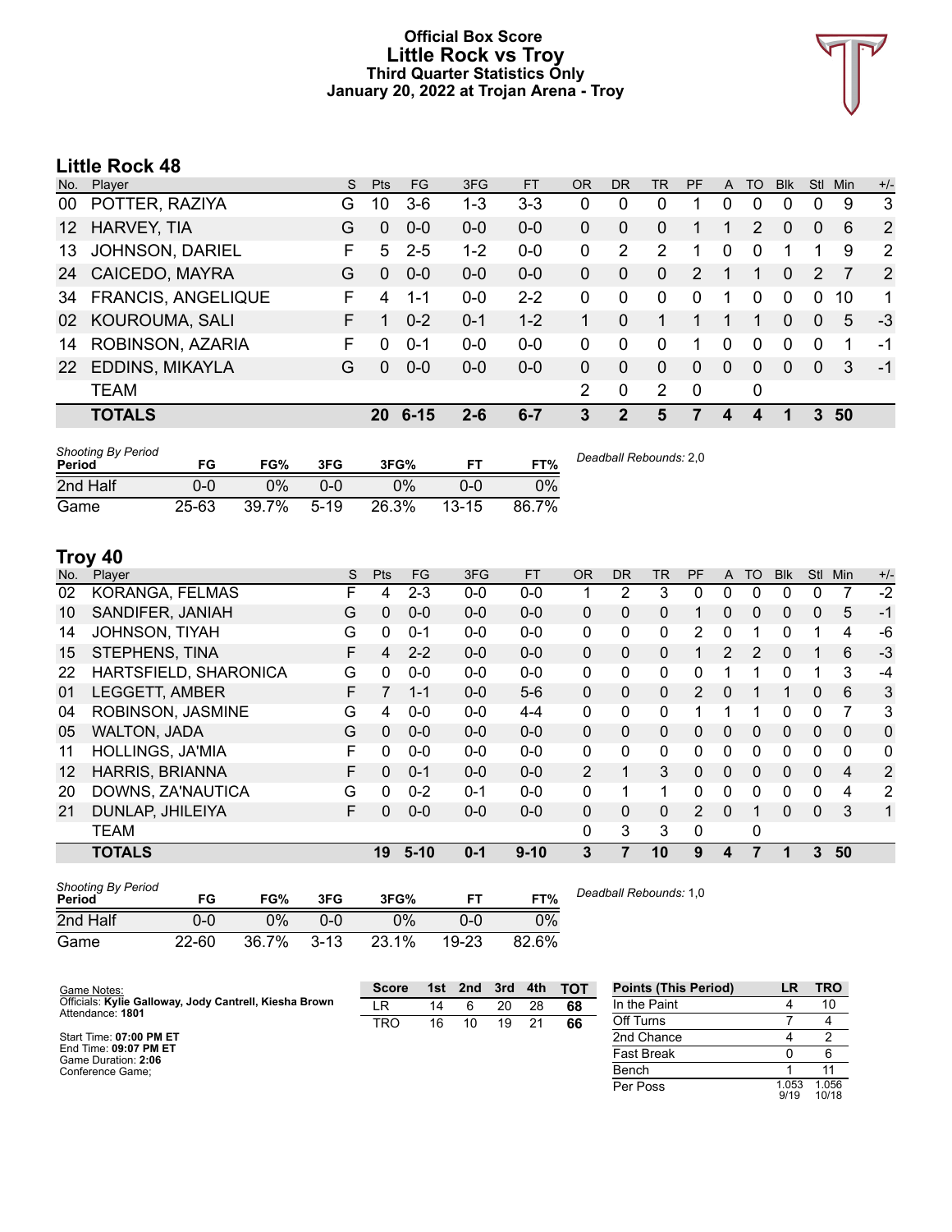# Official Box Score
# Little Rock vs Troy
### Third Quarter Statistics Only
### January 20, 2022 at Trojan Arena - Troy

## Little Rock 48

| No. | Player | S | Pts | FG | 3FG | FT | OR | DR | TR | PF | A | TO | Blk | Stl | Min | +/- |
|---|---|---|---|---|---|---|---|---|---|---|---|---|---|---|---|---|
| 00 | POTTER, RAZIYA | G | 10 | 3-6 | 1-3 | 3-3 | 0 | 0 | 0 | 1 | 0 | 0 | 0 | 0 | 9 | 3 |
| 12 | HARVEY, TIA | G | 0 | 0-0 | 0-0 | 0-0 | 0 | 0 | 0 | 1 | 1 | 2 | 0 | 0 | 6 | 2 |
| 13 | JOHNSON, DARIEL | F | 5 | 2-5 | 1-2 | 0-0 | 0 | 2 | 2 | 1 | 0 | 0 | 1 | 1 | 9 | 2 |
| 24 | CAICEDO, MAYRA | G | 0 | 0-0 | 0-0 | 0-0 | 0 | 0 | 0 | 2 | 1 | 1 | 0 | 2 | 7 | 2 |
| 34 | FRANCIS, ANGELIQUE | F | 4 | 1-1 | 0-0 | 2-2 | 0 | 0 | 0 | 0 | 1 | 0 | 0 | 0 | 10 | 1 |
| 02 | KOUROUMA, SALI | F | 1 | 0-2 | 0-1 | 1-2 | 1 | 0 | 1 | 1 | 1 | 1 | 0 | 0 | 5 | -3 |
| 14 | ROBINSON, AZARIA | F | 0 | 0-1 | 0-0 | 0-0 | 0 | 0 | 0 | 1 | 0 | 0 | 0 | 0 | 1 | -1 |
| 22 | EDDINS, MIKAYLA | G | 0 | 0-0 | 0-0 | 0-0 | 0 | 0 | 0 | 0 | 0 | 0 | 0 | 0 | 3 | -1 |
| | TEAM | | | | | | 2 | 0 | 2 | 0 | | 0 | | | | |
| | **TOTALS** | | **20** | **6-15** | **2-6** | **6-7** | **3** | **2** | **5** | **7** | **4** | **4** | **1** | **3** | **50** | |

| Shooting By Period Period | FG | FG% | 3FG | 3FG% | FT | FT% |
|---|---|---|---|---|---|---|
| 2nd Half | 0-0 | 0% | 0-0 | 0% | 0-0 | 0% |
| Game | 25-63 | 39.7% | 5-19 | 26.3% | 13-15 | 86.7% |

*Deadball Rebounds:* 2,0

## Troy 40

| No. | Player | S | Pts | FG | 3FG | FT | OR | DR | TR | PF | A | TO | Blk | Stl | Min | +/- |
|---|---|---|---|---|---|---|---|---|---|---|---|---|---|---|---|---|
| 02 | KORANGA, FELMAS | F | 4 | 2-3 | 0-0 | 0-0 | 1 | 2 | 3 | 0 | 0 | 0 | 0 | 0 | 7 | -2 |
| 10 | SANDIFER, JANIAH | G | 0 | 0-0 | 0-0 | 0-0 | 0 | 0 | 0 | 1 | 0 | 0 | 0 | 0 | 5 | -1 |
| 14 | JOHNSON, TIYAH | G | 0 | 0-1 | 0-0 | 0-0 | 0 | 0 | 0 | 2 | 0 | 1 | 0 | 1 | 4 | -6 |
| 15 | STEPHENS, TINA | F | 4 | 2-2 | 0-0 | 0-0 | 0 | 0 | 0 | 1 | 2 | 2 | 0 | 1 | 6 | -3 |
| 22 | HARTSFIELD, SHARONICA | G | 0 | 0-0 | 0-0 | 0-0 | 0 | 0 | 0 | 0 | 1 | 1 | 0 | 1 | 3 | -4 |
| 01 | LEGGETT, AMBER | F | 7 | 1-1 | 0-0 | 5-6 | 0 | 0 | 0 | 2 | 0 | 1 | 1 | 0 | 6 | 3 |
| 04 | ROBINSON, JASMINE | G | 4 | 0-0 | 0-0 | 4-4 | 0 | 0 | 0 | 1 | 1 | 1 | 0 | 0 | 7 | 3 |
| 05 | WALTON, JADA | G | 0 | 0-0 | 0-0 | 0-0 | 0 | 0 | 0 | 0 | 0 | 0 | 0 | 0 | 0 | 0 |
| 11 | HOLLINGS, JA'MIA | F | 0 | 0-0 | 0-0 | 0-0 | 0 | 0 | 0 | 0 | 0 | 0 | 0 | 0 | 0 | 0 |
| 12 | HARRIS, BRIANNA | F | 0 | 0-1 | 0-0 | 0-0 | 2 | 1 | 3 | 0 | 0 | 0 | 0 | 0 | 4 | 2 |
| 20 | DOWNS, ZA'NAUTICA | G | 0 | 0-2 | 0-1 | 0-0 | 0 | 1 | 1 | 0 | 0 | 0 | 0 | 0 | 4 | 2 |
| 21 | DUNLAP, JHILEIYA | F | 0 | 0-0 | 0-0 | 0-0 | 0 | 0 | 0 | 2 | 0 | 1 | 0 | 0 | 3 | 1 |
| | TEAM | | | | | | 0 | 3 | 3 | 0 | | 0 | | | | |
| | **TOTALS** | | **19** | **5-10** | **0-1** | **9-10** | **3** | **7** | **10** | **9** | **4** | **7** | **1** | **3** | **50** | |

| Shooting By Period Period | FG | FG% | 3FG | 3FG% | FT | FT% |
|---|---|---|---|---|---|---|
| 2nd Half | 0-0 | 0% | 0-0 | 0% | 0-0 | 0% |
| Game | 22-60 | 36.7% | 3-13 | 23.1% | 19-23 | 82.6% |

*Deadball Rebounds:* 1,0

Game Notes:
Officials: **Kylie Galloway, Jody Cantrell, Kiesha Brown**
Attendance: **1801**

Start Time: **07:00 PM ET**
End Time: **09:07 PM ET**
Game Duration: **2:06**
Conference Game;

| Score | 1st | 2nd | 3rd | 4th | TOT |
|---|---|---|---|---|---|
| LR | 14 | 6 | 20 | 28 | **68** |
| TRO | 16 | 10 | 19 | 21 | **66** |

| Points (This Period) | LR | TRO |
|---|---|---|
| In the Paint | 4 | 10 |
| Off Turns | 7 | 4 |
| 2nd Chance | 4 | 2 |
| Fast Break | 0 | 6 |
| Bench | 1 | 11 |
| Per Poss | 1.053 9/19 | 1.056 10/18 |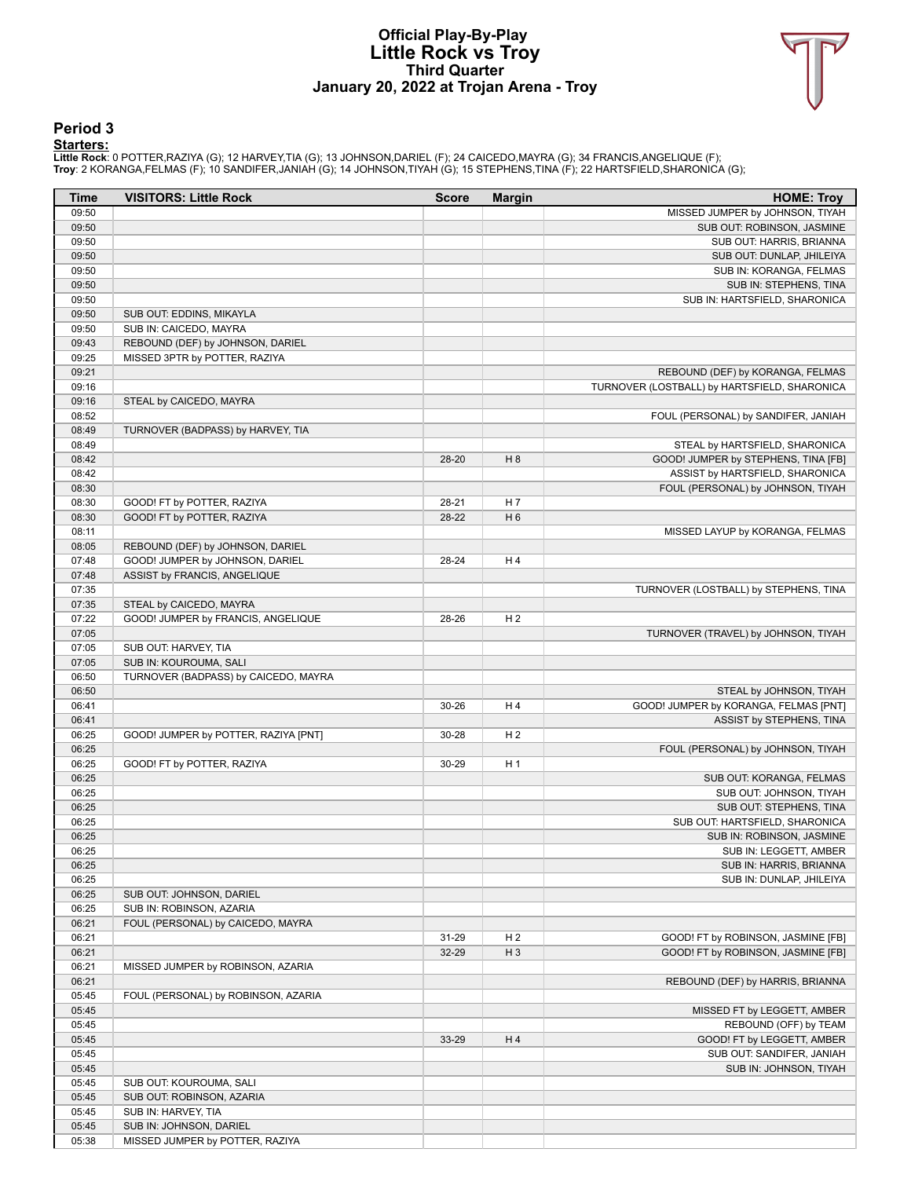# Official Play-By-Play
# Little Rock vs Troy
## Third Quarter
## January 20, 2022 at Trojan Arena - Troy

### Period 3

**Starters:**

**Little Rock**: 0 POTTER,RAZIYA (G); 12 HARVEY,TIA (G); 13 JOHNSON,DARIEL (F); 24 CAICEDO,MAYRA (G); 34 FRANCIS,ANGELIQUE (F);
**Troy**: 2 KORANGA,FELMAS (F); 10 SANDIFER,JANIAH (G); 14 JOHNSON,TIYAH (G); 15 STEPHENS,TINA (F); 22 HARTSFIELD,SHARONICA (G);

| Time | VISITORS: Little Rock | Score | Margin | HOME: Troy |
|---|---|---|---|---|
| 09:50 | | | | MISSED JUMPER by JOHNSON, TIYAH |
| 09:50 | | | | SUB OUT: ROBINSON, JASMINE |
| 09:50 | | | | SUB OUT: HARRIS, BRIANNA |
| 09:50 | | | | SUB OUT: DUNLAP, JHILEIYA |
| 09:50 | | | | SUB IN: KORANGA, FELMAS |
| 09:50 | | | | SUB IN: STEPHENS, TINA |
| 09:50 | | | | SUB IN: HARTSFIELD, SHARONICA |
| 09:50 | SUB OUT: EDDINS, MIKAYLA | | | |
| 09:50 | SUB IN: CAICEDO, MAYRA | | | |
| 09:43 | REBOUND (DEF) by JOHNSON, DARIEL | | | |
| 09:25 | MISSED 3PTR by POTTER, RAZIYA | | | |
| 09:21 | | | | REBOUND (DEF) by KORANGA, FELMAS |
| 09:16 | | | | TURNOVER (LOSTBALL) by HARTSFIELD, SHARONICA |
| 09:16 | STEAL by CAICEDO, MAYRA | | | |
| 08:52 | | | | FOUL (PERSONAL) by SANDIFER, JANIAH |
| 08:49 | TURNOVER (BADPASS) by HARVEY, TIA | | | |
| 08:49 | | | | STEAL by HARTSFIELD, SHARONICA |
| 08:42 | | 28-20 | H 8 | GOOD! JUMPER by STEPHENS, TINA [FB] |
| 08:42 | | | | ASSIST by HARTSFIELD, SHARONICA |
| 08:30 | | | | FOUL (PERSONAL) by JOHNSON, TIYAH |
| 08:30 | GOOD! FT by POTTER, RAZIYA | 28-21 | H 7 | |
| 08:30 | GOOD! FT by POTTER, RAZIYA | 28-22 | H 6 | |
| 08:11 | | | | MISSED LAYUP by KORANGA, FELMAS |
| 08:05 | REBOUND (DEF) by JOHNSON, DARIEL | | | |
| 07:48 | GOOD! JUMPER by JOHNSON, DARIEL | 28-24 | H 4 | |
| 07:48 | ASSIST by FRANCIS, ANGELIQUE | | | |
| 07:35 | | | | TURNOVER (LOSTBALL) by STEPHENS, TINA |
| 07:35 | STEAL by CAICEDO, MAYRA | | | |
| 07:22 | GOOD! JUMPER by FRANCIS, ANGELIQUE | 28-26 | H 2 | |
| 07:05 | | | | TURNOVER (TRAVEL) by JOHNSON, TIYAH |
| 07:05 | SUB OUT: HARVEY, TIA | | | |
| 07:05 | SUB IN: KOUROUMA, SALI | | | |
| 06:50 | TURNOVER (BADPASS) by CAICEDO, MAYRA | | | |
| 06:50 | | | | STEAL by JOHNSON, TIYAH |
| 06:41 | | 30-26 | H 4 | GOOD! JUMPER by KORANGA, FELMAS [PNT] |
| 06:41 | | | | ASSIST by STEPHENS, TINA |
| 06:25 | GOOD! JUMPER by POTTER, RAZIYA [PNT] | 30-28 | H 2 | |
| 06:25 | | | | FOUL (PERSONAL) by JOHNSON, TIYAH |
| 06:25 | GOOD! FT by POTTER, RAZIYA | 30-29 | H 1 | |
| 06:25 | | | | SUB OUT: KORANGA, FELMAS |
| 06:25 | | | | SUB OUT: JOHNSON, TIYAH |
| 06:25 | | | | SUB OUT: STEPHENS, TINA |
| 06:25 | | | | SUB OUT: HARTSFIELD, SHARONICA |
| 06:25 | | | | SUB IN: ROBINSON, JASMINE |
| 06:25 | | | | SUB IN: LEGGETT, AMBER |
| 06:25 | | | | SUB IN: HARRIS, BRIANNA |
| 06:25 | | | | SUB IN: DUNLAP, JHILEIYA |
| 06:25 | SUB OUT: JOHNSON, DARIEL | | | |
| 06:25 | SUB IN: ROBINSON, AZARIA | | | |
| 06:21 | FOUL (PERSONAL) by CAICEDO, MAYRA | | | |
| 06:21 | | 31-29 | H 2 | GOOD! FT by ROBINSON, JASMINE [FB] |
| 06:21 | | 32-29 | H 3 | GOOD! FT by ROBINSON, JASMINE [FB] |
| 06:21 | MISSED JUMPER by ROBINSON, AZARIA | | | |
| 06:21 | | | | REBOUND (DEF) by HARRIS, BRIANNA |
| 05:45 | FOUL (PERSONAL) by ROBINSON, AZARIA | | | |
| 05:45 | | | | MISSED FT by LEGGETT, AMBER |
| 05:45 | | | | REBOUND (OFF) by TEAM |
| 05:45 | | 33-29 | H 4 | GOOD! FT by LEGGETT, AMBER |
| 05:45 | | | | SUB OUT: SANDIFER, JANIAH |
| 05:45 | | | | SUB IN: JOHNSON, TIYAH |
| 05:45 | SUB OUT: KOUROUMA, SALI | | | |
| 05:45 | SUB OUT: ROBINSON, AZARIA | | | |
| 05:45 | SUB IN: HARVEY, TIA | | | |
| 05:45 | SUB IN: JOHNSON, DARIEL | | | |
| 05:38 | MISSED JUMPER by POTTER, RAZIYA | | | |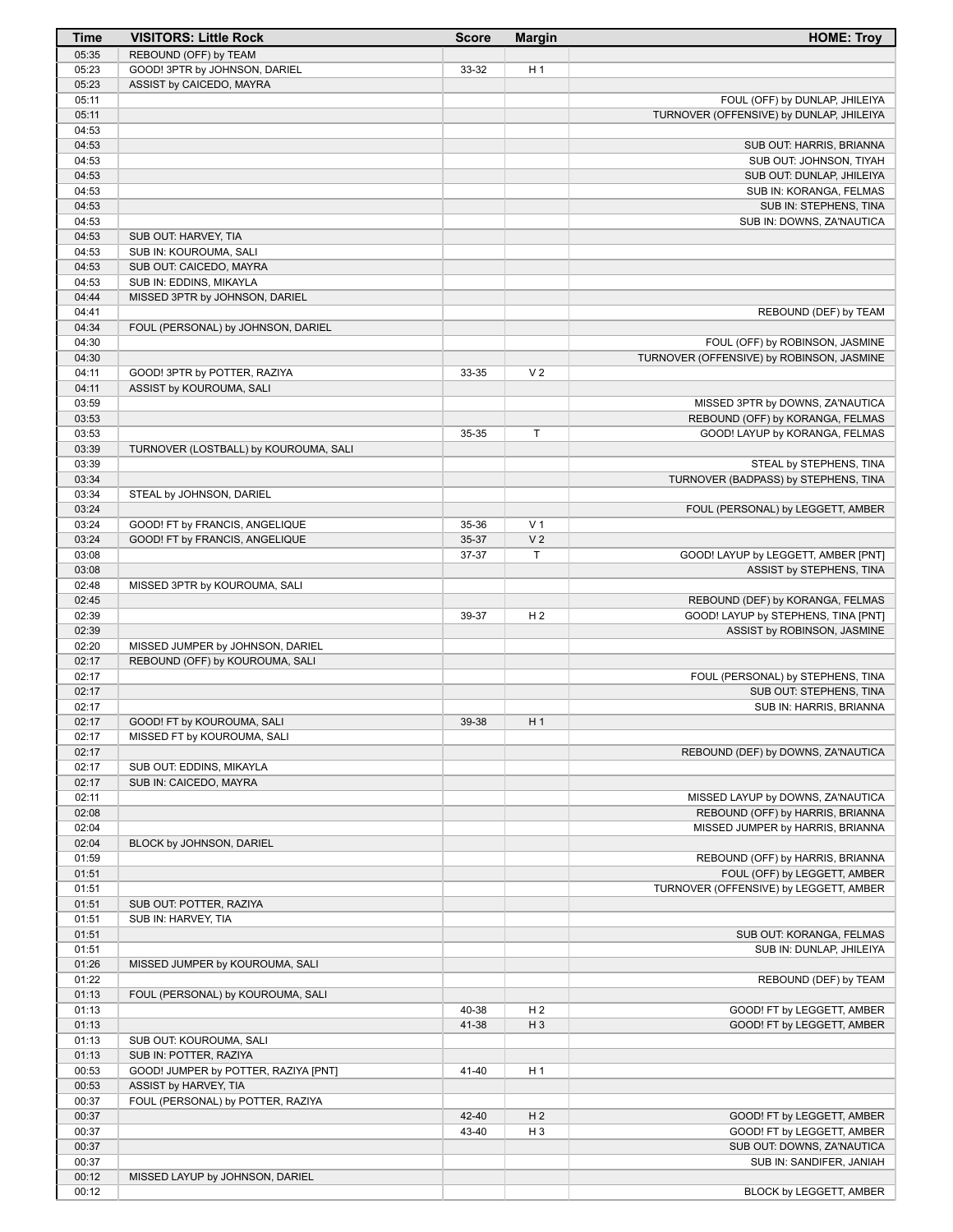| Time | VISITORS: Little Rock | Score | Margin | HOME: Troy |
|---|---|---|---|---|
| 05:35 | REBOUND (OFF) by TEAM | | | |
| 05:23 | GOOD! 3PTR by JOHNSON, DARIEL | 33-32 | H 1 | |
| 05:23 | ASSIST by CAICEDO, MAYRA | | | |
| 05:11 | | | | FOUL (OFF) by DUNLAP, JHILEIYA |
| 05:11 | | | | TURNOVER (OFFENSIVE) by DUNLAP, JHILEIYA |
| 04:53 | | | | |
| 04:53 | | | | SUB OUT: HARRIS, BRIANNA |
| 04:53 | | | | SUB OUT: JOHNSON, TIYAH |
| 04:53 | | | | SUB OUT: DUNLAP, JHILEIYA |
| 04:53 | | | | SUB IN: KORANGA, FELMAS |
| 04:53 | | | | SUB IN: STEPHENS, TINA |
| 04:53 | | | | SUB IN: DOWNS, ZA'NAUTICA |
| 04:53 | SUB OUT: HARVEY, TIA | | | |
| 04:53 | SUB IN: KOUROUMA, SALI | | | |
| 04:53 | SUB OUT: CAICEDO, MAYRA | | | |
| 04:53 | SUB IN: EDDINS, MIKAYLA | | | |
| 04:44 | MISSED 3PTR by JOHNSON, DARIEL | | | |
| 04:41 | | | | REBOUND (DEF) by TEAM |
| 04:34 | FOUL (PERSONAL) by JOHNSON, DARIEL | | | |
| 04:30 | | | | FOUL (OFF) by ROBINSON, JASMINE |
| 04:30 | | | | TURNOVER (OFFENSIVE) by ROBINSON, JASMINE |
| 04:11 | GOOD! 3PTR by POTTER, RAZIYA | 33-35 | V 2 | |
| 04:11 | ASSIST by KOUROUMA, SALI | | | |
| 03:59 | | | | MISSED 3PTR by DOWNS, ZA'NAUTICA |
| 03:53 | | | | REBOUND (OFF) by KORANGA, FELMAS |
| 03:53 | | 35-35 | T | GOOD! LAYUP by KORANGA, FELMAS |
| 03:39 | TURNOVER (LOSTBALL) by KOUROUMA, SALI | | | |
| 03:39 | | | | STEAL by STEPHENS, TINA |
| 03:34 | | | | TURNOVER (BADPASS) by STEPHENS, TINA |
| 03:34 | STEAL by JOHNSON, DARIEL | | | |
| 03:24 | | | | FOUL (PERSONAL) by LEGGETT, AMBER |
| 03:24 | GOOD! FT by FRANCIS, ANGELIQUE | 35-36 | V 1 | |
| 03:24 | GOOD! FT by FRANCIS, ANGELIQUE | 35-37 | V 2 | |
| 03:08 | | 37-37 | T | GOOD! LAYUP by LEGGETT, AMBER [PNT] |
| 03:08 | | | | ASSIST by STEPHENS, TINA |
| 02:48 | MISSED 3PTR by KOUROUMA, SALI | | | |
| 02:45 | | | | REBOUND (DEF) by KORANGA, FELMAS |
| 02:39 | | 39-37 | H 2 | GOOD! LAYUP by STEPHENS, TINA [PNT] |
| 02:39 | | | | ASSIST by ROBINSON, JASMINE |
| 02:20 | MISSED JUMPER by JOHNSON, DARIEL | | | |
| 02:17 | REBOUND (OFF) by KOUROUMA, SALI | | | |
| 02:17 | | | | FOUL (PERSONAL) by STEPHENS, TINA |
| 02:17 | | | | SUB OUT: STEPHENS, TINA |
| 02:17 | | | | SUB IN: HARRIS, BRIANNA |
| 02:17 | GOOD! FT by KOUROUMA, SALI | 39-38 | H 1 | |
| 02:17 | MISSED FT by KOUROUMA, SALI | | | |
| 02:17 | | | | REBOUND (DEF) by DOWNS, ZA'NAUTICA |
| 02:17 | SUB OUT: EDDINS, MIKAYLA | | | |
| 02:17 | SUB IN: CAICEDO, MAYRA | | | |
| 02:11 | | | | MISSED LAYUP by DOWNS, ZA'NAUTICA |
| 02:08 | | | | REBOUND (OFF) by HARRIS, BRIANNA |
| 02:04 | | | | MISSED JUMPER by HARRIS, BRIANNA |
| 02:04 | BLOCK by JOHNSON, DARIEL | | | |
| 01:59 | | | | REBOUND (OFF) by HARRIS, BRIANNA |
| 01:51 | | | | FOUL (OFF) by LEGGETT, AMBER |
| 01:51 | | | | TURNOVER (OFFENSIVE) by LEGGETT, AMBER |
| 01:51 | SUB OUT: POTTER, RAZIYA | | | |
| 01:51 | SUB IN: HARVEY, TIA | | | |
| 01:51 | | | | SUB OUT: KORANGA, FELMAS |
| 01:51 | | | | SUB IN: DUNLAP, JHILEIYA |
| 01:26 | MISSED JUMPER by KOUROUMA, SALI | | | |
| 01:22 | | | | REBOUND (DEF) by TEAM |
| 01:13 | FOUL (PERSONAL) by KOUROUMA, SALI | | | |
| 01:13 | | 40-38 | H 2 | GOOD! FT by LEGGETT, AMBER |
| 01:13 | | 41-38 | H 3 | GOOD! FT by LEGGETT, AMBER |
| 01:13 | SUB OUT: KOUROUMA, SALI | | | |
| 01:13 | SUB IN: POTTER, RAZIYA | | | |
| 00:53 | GOOD! JUMPER by POTTER, RAZIYA [PNT] | 41-40 | H 1 | |
| 00:53 | ASSIST by HARVEY, TIA | | | |
| 00:37 | FOUL (PERSONAL) by POTTER, RAZIYA | | | |
| 00:37 | | 42-40 | H 2 | GOOD! FT by LEGGETT, AMBER |
| 00:37 | | 43-40 | H 3 | GOOD! FT by LEGGETT, AMBER |
| 00:37 | | | | SUB OUT: DOWNS, ZA'NAUTICA |
| 00:37 | | | | SUB IN: SANDIFER, JANIAH |
| 00:12 | MISSED LAYUP by JOHNSON, DARIEL | | | |
| 00:12 | | | | BLOCK by LEGGETT, AMBER |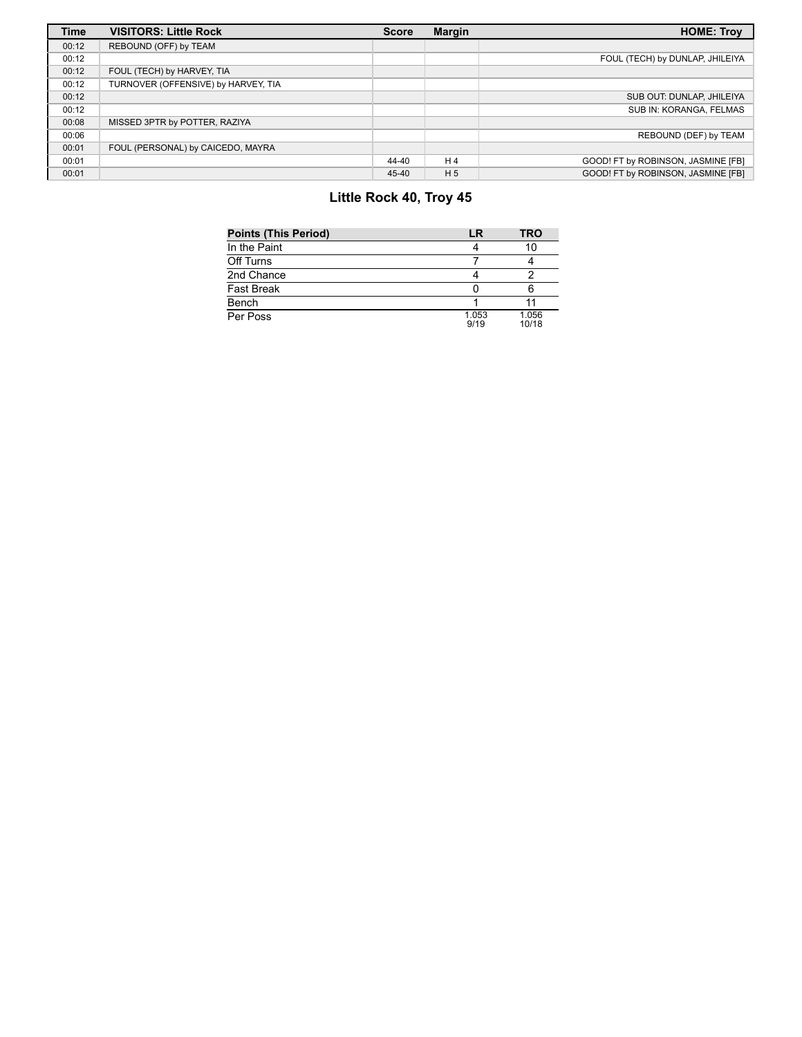| Time | VISITORS: Little Rock | Score | Margin | HOME: Troy |
|---|---|---|---|---|
| 00:12 | REBOUND (OFF) by TEAM | | | |
| 00:12 | | | | FOUL (TECH) by DUNLAP, JHILEIYA |
| 00:12 | FOUL (TECH) by HARVEY, TIA | | | |
| 00:12 | TURNOVER (OFFENSIVE) by HARVEY, TIA | | | |
| 00:12 | | | | SUB OUT: DUNLAP, JHILEIYA |
| 00:12 | | | | SUB IN: KORANGA, FELMAS |
| 00:08 | MISSED 3PTR by POTTER, RAZIYA | | | |
| 00:06 | | | | REBOUND (DEF) by TEAM |
| 00:01 | FOUL (PERSONAL) by CAICEDO, MAYRA | | | |
| 00:01 | | 44-40 | H 4 | GOOD! FT by ROBINSON, JASMINE [FB] |
| 00:01 | | 45-40 | H 5 | GOOD! FT by ROBINSON, JASMINE [FB] |

## Little Rock 40, Troy 45

| Points (This Period) | LR | TRO |
|---|---|---|
| In the Paint | 4 | 10 |
| Off Turns | 7 | 4 |
| 2nd Chance | 4 | 2 |
| Fast Break | 0 | 6 |
| Bench | 1 | 11 |
| Per Poss | 1.053 9/19 | 1.056 10/18 |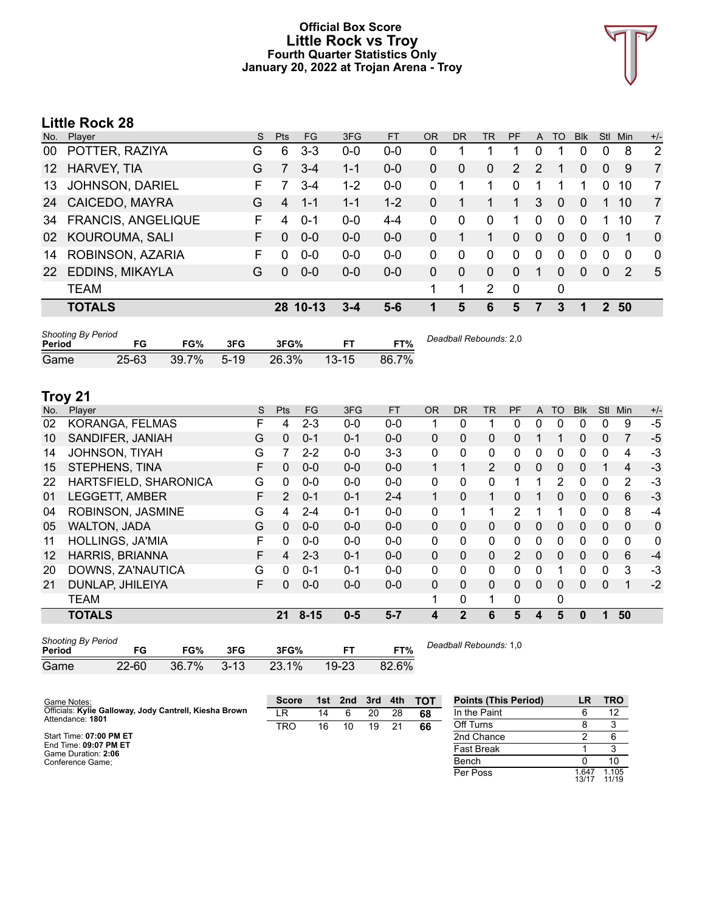# Official Box Score
## Little Rock vs Troy
### Fourth Quarter Statistics Only
### January 20, 2022 at Trojan Arena - Troy

## Little Rock 28

| No. | Player | S | Pts | FG | 3FG | FT | OR | DR | TR | PF | A | TO | Blk | Stl | Min | +/- |
|---|---|---|---|---|---|---|---|---|---|---|---|---|---|---|---|---|
| 00 | POTTER, RAZIYA | G | 6 | 3-3 | 0-0 | 0-0 | 0 | 1 | 1 | 1 | 0 | 1 | 0 | 0 | 8 | 2 |
| 12 | HARVEY, TIA | G | 7 | 3-4 | 1-1 | 0-0 | 0 | 0 | 0 | 2 | 2 | 1 | 0 | 0 | 9 | 7 |
| 13 | JOHNSON, DARIEL | F | 7 | 3-4 | 1-2 | 0-0 | 0 | 1 | 1 | 0 | 1 | 1 | 1 | 0 | 10 | 7 |
| 24 | CAICEDO, MAYRA | G | 4 | 1-1 | 1-1 | 1-2 | 0 | 1 | 1 | 1 | 3 | 0 | 0 | 1 | 10 | 7 |
| 34 | FRANCIS, ANGELIQUE | F | 4 | 0-1 | 0-0 | 4-4 | 0 | 0 | 0 | 1 | 0 | 0 | 0 | 1 | 10 | 7 |
| 02 | KOUROUMA, SALI | F | 0 | 0-0 | 0-0 | 0-0 | 0 | 1 | 1 | 0 | 0 | 0 | 0 | 0 | 1 | 0 |
| 14 | ROBINSON, AZARIA | F | 0 | 0-0 | 0-0 | 0-0 | 0 | 0 | 0 | 0 | 0 | 0 | 0 | 0 | 0 | 0 |
| 22 | EDDINS, MIKAYLA | G | 0 | 0-0 | 0-0 | 0-0 | 0 | 0 | 0 | 0 | 1 | 0 | 0 | 0 | 2 | 5 |
| | TEAM | | | | | | 1 | 1 | 2 | 0 | | 0 | | | | |
| | **TOTALS** | | **28** | **10-13** | **3-4** | **5-6** | **1** | **5** | **6** | **5** | **7** | **3** | **1** | **2** | **50** | |

| Shooting By Period Period | FG | FG% | 3FG | 3FG% | FT | FT% |
|---|---|---|---|---|---|---|
| Game | 25-63 | 39.7% | 5-19 | 26.3% | 13-15 | 86.7% |

*Deadball Rebounds:* 2,0

## Troy 21

| No. | Player | S | Pts | FG | 3FG | FT | OR | DR | TR | PF | A | TO | Blk | Stl | Min | +/- |
|---|---|---|---|---|---|---|---|---|---|---|---|---|---|---|---|---|
| 02 | KORANGA, FELMAS | F | 4 | 2-3 | 0-0 | 0-0 | 1 | 0 | 1 | 0 | 0 | 0 | 0 | 0 | 9 | -5 |
| 10 | SANDIFER, JANIAH | G | 0 | 0-1 | 0-1 | 0-0 | 0 | 0 | 0 | 0 | 1 | 1 | 0 | 0 | 7 | -5 |
| 14 | JOHNSON, TIYAH | G | 7 | 2-2 | 0-0 | 3-3 | 0 | 0 | 0 | 0 | 0 | 0 | 0 | 0 | 4 | -3 |
| 15 | STEPHENS, TINA | F | 0 | 0-0 | 0-0 | 0-0 | 1 | 1 | 2 | 0 | 0 | 0 | 0 | 1 | 4 | -3 |
| 22 | HARTSFIELD, SHARONICA | G | 0 | 0-0 | 0-0 | 0-0 | 0 | 0 | 0 | 1 | 1 | 2 | 0 | 0 | 2 | -3 |
| 01 | LEGGETT, AMBER | F | 2 | 0-1 | 0-1 | 2-4 | 1 | 0 | 1 | 0 | 1 | 0 | 0 | 0 | 6 | -3 |
| 04 | ROBINSON, JASMINE | G | 4 | 2-4 | 0-1 | 0-0 | 0 | 1 | 1 | 2 | 1 | 1 | 0 | 0 | 8 | -4 |
| 05 | WALTON, JADA | G | 0 | 0-0 | 0-0 | 0-0 | 0 | 0 | 0 | 0 | 0 | 0 | 0 | 0 | 0 | 0 |
| 11 | HOLLINGS, JA'MIA | F | 0 | 0-0 | 0-0 | 0-0 | 0 | 0 | 0 | 0 | 0 | 0 | 0 | 0 | 0 | 0 |
| 12 | HARRIS, BRIANNA | F | 4 | 2-3 | 0-1 | 0-0 | 0 | 0 | 0 | 2 | 0 | 0 | 0 | 0 | 6 | -4 |
| 20 | DOWNS, ZA'NAUTICA | G | 0 | 0-1 | 0-1 | 0-0 | 0 | 0 | 0 | 0 | 0 | 1 | 0 | 0 | 3 | -3 |
| 21 | DUNLAP, JHILEIYA | F | 0 | 0-0 | 0-0 | 0-0 | 0 | 0 | 0 | 0 | 0 | 0 | 0 | 0 | 1 | -2 |
| | TEAM | | | | | | 1 | 0 | 1 | 0 | | 0 | | | | |
| | **TOTALS** | | **21** | **8-15** | **0-5** | **5-7** | **4** | **2** | **6** | **5** | **4** | **5** | **0** | **1** | **50** | |

| Shooting By Period Period | FG | FG% | 3FG | 3FG% | FT | FT% |
|---|---|---|---|---|---|---|
| Game | 22-60 | 36.7% | 3-13 | 23.1% | 19-23 | 82.6% |

*Deadball Rebounds:* 1,0

Game Notes:
Officials: **Kylie Galloway, Jody Cantrell, Kiesha Brown**
Attendance: **1801**

Start Time: **07:00 PM ET**
End Time: **09:07 PM ET**
Game Duration: **2:06**
Conference Game;

| Score | 1st | 2nd | 3rd | 4th | TOT |
|---|---|---|---|---|---|
| LR | 14 | 6 | 20 | 28 | **68** |
| TRO | 16 | 10 | 19 | 21 | **66** |

| Points (This Period) | LR | TRO |
|---|---|---|
| In the Paint | 6 | 12 |
| Off Turns | 8 | 3 |
| 2nd Chance | 2 | 6 |
| Fast Break | 1 | 3 |
| Bench | 0 | 10 |
| Per Poss | 1.647 13/17 | 1.105 11/19 |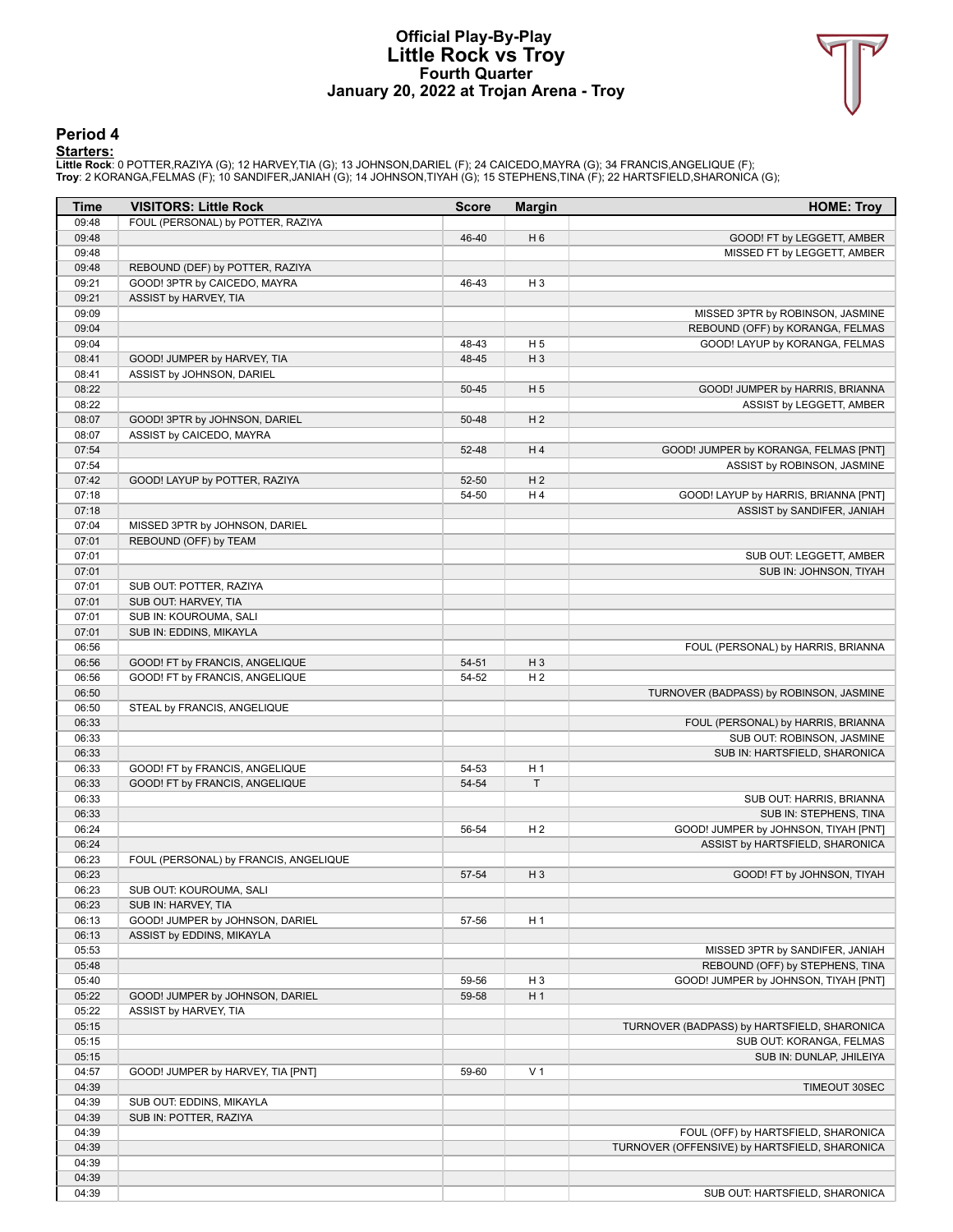# Official Play-By-Play
# Little Rock vs Troy
## Fourth Quarter
## January 20, 2022 at Trojan Arena - Troy

### Period 4

**Starters:**

**Little Rock**: 0 POTTER,RAZIYA (G); 12 HARVEY,TIA (G); 13 JOHNSON,DARIEL (F); 24 CAICEDO,MAYRA (G); 34 FRANCIS,ANGELIQUE (F);
**Troy**: 2 KORANGA,FELMAS (F); 10 SANDIFER,JANIAH (G); 14 JOHNSON,TIYAH (G); 15 STEPHENS,TINA (F); 22 HARTSFIELD,SHARONICA (G);

| Time | VISITORS: Little Rock | Score | Margin | HOME: Troy |
|---|---|---|---|---|
| 09:48 | FOUL (PERSONAL) by POTTER, RAZIYA | | | |
| 09:48 | | 46-40 | H 6 | GOOD! FT by LEGGETT, AMBER |
| 09:48 | | | | MISSED FT by LEGGETT, AMBER |
| 09:48 | REBOUND (DEF) by POTTER, RAZIYA | | | |
| 09:21 | GOOD! 3PTR by CAICEDO, MAYRA | 46-43 | H 3 | |
| 09:21 | ASSIST by HARVEY, TIA | | | |
| 09:09 | | | | MISSED 3PTR by ROBINSON, JASMINE |
| 09:04 | | | | REBOUND (OFF) by KORANGA, FELMAS |
| 09:04 | | 48-43 | H 5 | GOOD! LAYUP by KORANGA, FELMAS |
| 08:41 | GOOD! JUMPER by HARVEY, TIA | 48-45 | H 3 | |
| 08:41 | ASSIST by JOHNSON, DARIEL | | | |
| 08:22 | | 50-45 | H 5 | GOOD! JUMPER by HARRIS, BRIANNA |
| 08:22 | | | | ASSIST by LEGGETT, AMBER |
| 08:07 | GOOD! 3PTR by JOHNSON, DARIEL | 50-48 | H 2 | |
| 08:07 | ASSIST by CAICEDO, MAYRA | | | |
| 07:54 | | 52-48 | H 4 | GOOD! JUMPER by KORANGA, FELMAS [PNT] |
| 07:54 | | | | ASSIST by ROBINSON, JASMINE |
| 07:42 | GOOD! LAYUP by POTTER, RAZIYA | 52-50 | H 2 | |
| 07:18 | | 54-50 | H 4 | GOOD! LAYUP by HARRIS, BRIANNA [PNT] |
| 07:18 | | | | ASSIST by SANDIFER, JANIAH |
| 07:04 | MISSED 3PTR by JOHNSON, DARIEL | | | |
| 07:01 | REBOUND (OFF) by TEAM | | | |
| 07:01 | | | | SUB OUT: LEGGETT, AMBER |
| 07:01 | | | | SUB IN: JOHNSON, TIYAH |
| 07:01 | SUB OUT: POTTER, RAZIYA | | | |
| 07:01 | SUB OUT: HARVEY, TIA | | | |
| 07:01 | SUB IN: KOUROUMA, SALI | | | |
| 07:01 | SUB IN: EDDINS, MIKAYLA | | | |
| 06:56 | | | | FOUL (PERSONAL) by HARRIS, BRIANNA |
| 06:56 | GOOD! FT by FRANCIS, ANGELIQUE | 54-51 | H 3 | |
| 06:56 | GOOD! FT by FRANCIS, ANGELIQUE | 54-52 | H 2 | |
| 06:50 | | | | TURNOVER (BADPASS) by ROBINSON, JASMINE |
| 06:50 | STEAL by FRANCIS, ANGELIQUE | | | |
| 06:33 | | | | FOUL (PERSONAL) by HARRIS, BRIANNA |
| 06:33 | | | | SUB OUT: ROBINSON, JASMINE |
| 06:33 | | | | SUB IN: HARTSFIELD, SHARONICA |
| 06:33 | GOOD! FT by FRANCIS, ANGELIQUE | 54-53 | H 1 | |
| 06:33 | GOOD! FT by FRANCIS, ANGELIQUE | 54-54 | T | |
| 06:33 | | | | SUB OUT: HARRIS, BRIANNA |
| 06:33 | | | | SUB IN: STEPHENS, TINA |
| 06:24 | | 56-54 | H 2 | GOOD! JUMPER by JOHNSON, TIYAH [PNT] |
| 06:24 | | | | ASSIST by HARTSFIELD, SHARONICA |
| 06:23 | FOUL (PERSONAL) by FRANCIS, ANGELIQUE | | | |
| 06:23 | | 57-54 | H 3 | GOOD! FT by JOHNSON, TIYAH |
| 06:23 | SUB OUT: KOUROUMA, SALI | | | |
| 06:23 | SUB IN: HARVEY, TIA | | | |
| 06:13 | GOOD! JUMPER by JOHNSON, DARIEL | 57-56 | H 1 | |
| 06:13 | ASSIST by EDDINS, MIKAYLA | | | |
| 05:53 | | | | MISSED 3PTR by SANDIFER, JANIAH |
| 05:48 | | | | REBOUND (OFF) by STEPHENS, TINA |
| 05:40 | | 59-56 | H 3 | GOOD! JUMPER by JOHNSON, TIYAH [PNT] |
| 05:22 | GOOD! JUMPER by JOHNSON, DARIEL | 59-58 | H 1 | |
| 05:22 | ASSIST by HARVEY, TIA | | | |
| 05:15 | | | | TURNOVER (BADPASS) by HARTSFIELD, SHARONICA |
| 05:15 | | | | SUB OUT: KORANGA, FELMAS |
| 05:15 | | | | SUB IN: DUNLAP, JHILEIYA |
| 04:57 | GOOD! JUMPER by HARVEY, TIA [PNT] | 59-60 | V 1 | |
| 04:39 | | | | TIMEOUT 30SEC |
| 04:39 | SUB OUT: EDDINS, MIKAYLA | | | |
| 04:39 | SUB IN: POTTER, RAZIYA | | | |
| 04:39 | | | | FOUL (OFF) by HARTSFIELD, SHARONICA |
| 04:39 | | | | TURNOVER (OFFENSIVE) by HARTSFIELD, SHARONICA |
| 04:39 | | | | |
| 04:39 | | | | |
| 04:39 | | | | SUB OUT: HARTSFIELD, SHARONICA |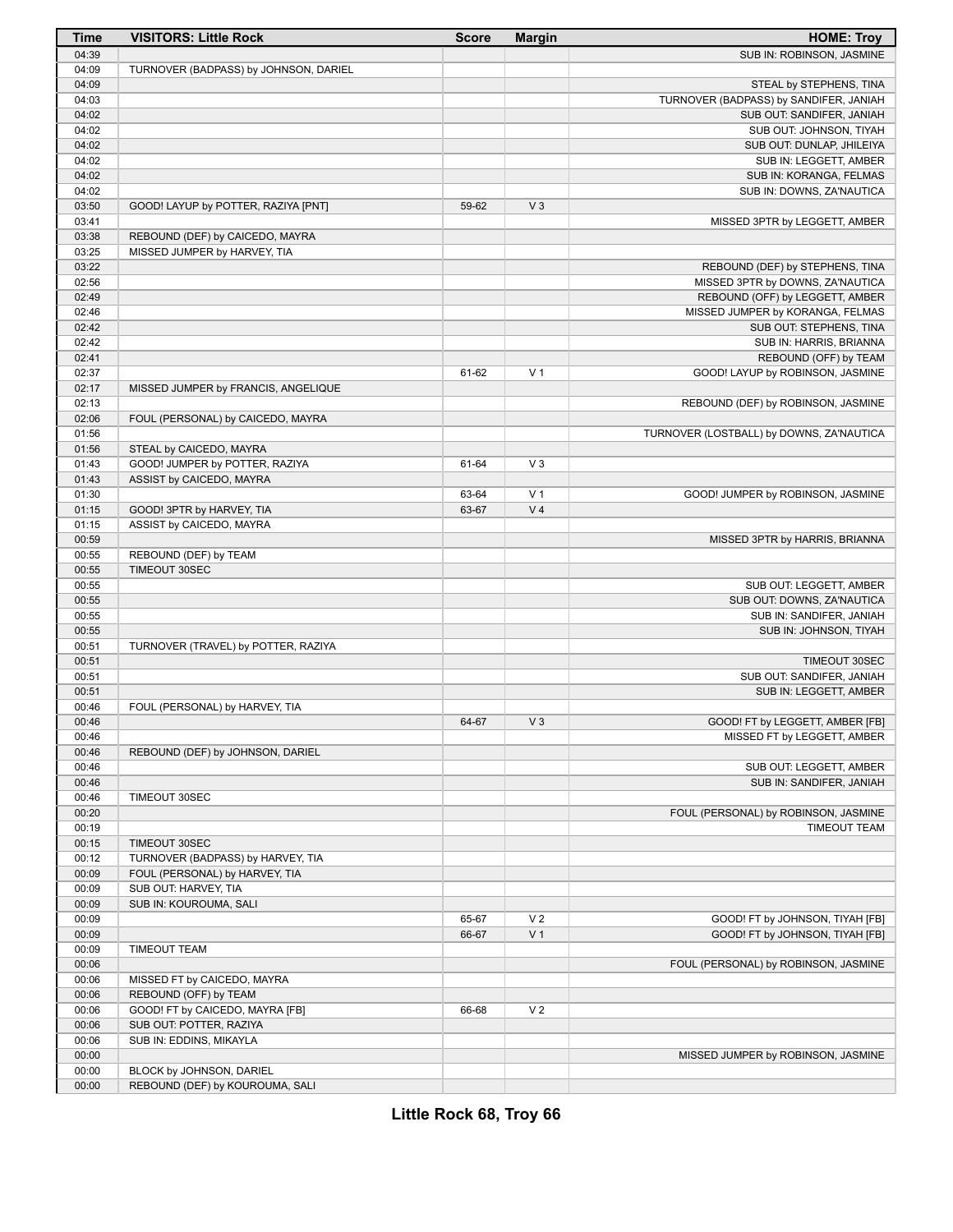| Time | VISITORS: Little Rock | Score | Margin | HOME: Troy |
| --- | --- | --- | --- | --- |
| 04:39 | | | | SUB IN: ROBINSON, JASMINE |
| 04:09 | TURNOVER (BADPASS) by JOHNSON, DARIEL | | | |
| 04:09 | | | | STEAL by STEPHENS, TINA |
| 04:03 | | | | TURNOVER (BADPASS) by SANDIFER, JANIAH |
| 04:02 | | | | SUB OUT: SANDIFER, JANIAH |
| 04:02 | | | | SUB OUT: JOHNSON, TIYAH |
| 04:02 | | | | SUB OUT: DUNLAP, JHILEIYA |
| 04:02 | | | | SUB IN: LEGGETT, AMBER |
| 04:02 | | | | SUB IN: KORANGA, FELMAS |
| 04:02 | | | | SUB IN: DOWNS, ZA'NAUTICA |
| 03:50 | GOOD! LAYUP by POTTER, RAZIYA [PNT] | 59-62 | V 3 | |
| 03:41 | | | | MISSED 3PTR by LEGGETT, AMBER |
| 03:38 | REBOUND (DEF) by CAICEDO, MAYRA | | | |
| 03:25 | MISSED JUMPER by HARVEY, TIA | | | |
| 03:22 | | | | REBOUND (DEF) by STEPHENS, TINA |
| 02:56 | | | | MISSED 3PTR by DOWNS, ZA'NAUTICA |
| 02:49 | | | | REBOUND (OFF) by LEGGETT, AMBER |
| 02:46 | | | | MISSED JUMPER by KORANGA, FELMAS |
| 02:42 | | | | SUB OUT: STEPHENS, TINA |
| 02:42 | | | | SUB IN: HARRIS, BRIANNA |
| 02:41 | | | | REBOUND (OFF) by TEAM |
| 02:37 | | 61-62 | V 1 | GOOD! LAYUP by ROBINSON, JASMINE |
| 02:17 | MISSED JUMPER by FRANCIS, ANGELIQUE | | | |
| 02:13 | | | | REBOUND (DEF) by ROBINSON, JASMINE |
| 02:06 | FOUL (PERSONAL) by CAICEDO, MAYRA | | | |
| 01:56 | | | | TURNOVER (LOSTBALL) by DOWNS, ZA'NAUTICA |
| 01:56 | STEAL by CAICEDO, MAYRA | | | |
| 01:43 | GOOD! JUMPER by POTTER, RAZIYA | 61-64 | V 3 | |
| 01:43 | ASSIST by CAICEDO, MAYRA | | | |
| 01:30 | | 63-64 | V 1 | GOOD! JUMPER by ROBINSON, JASMINE |
| 01:15 | GOOD! 3PTR by HARVEY, TIA | 63-67 | V 4 | |
| 01:15 | ASSIST by CAICEDO, MAYRA | | | |
| 00:59 | | | | MISSED 3PTR by HARRIS, BRIANNA |
| 00:55 | REBOUND (DEF) by TEAM | | | |
| 00:55 | TIMEOUT 30SEC | | | |
| 00:55 | | | | SUB OUT: LEGGETT, AMBER |
| 00:55 | | | | SUB OUT: DOWNS, ZA'NAUTICA |
| 00:55 | | | | SUB IN: SANDIFER, JANIAH |
| 00:55 | | | | SUB IN: JOHNSON, TIYAH |
| 00:51 | TURNOVER (TRAVEL) by POTTER, RAZIYA | | | |
| 00:51 | | | | TIMEOUT 30SEC |
| 00:51 | | | | SUB OUT: SANDIFER, JANIAH |
| 00:51 | | | | SUB IN: LEGGETT, AMBER |
| 00:46 | FOUL (PERSONAL) by HARVEY, TIA | | | |
| 00:46 | | 64-67 | V 3 | GOOD! FT by LEGGETT, AMBER [FB] |
| 00:46 | | | | MISSED FT by LEGGETT, AMBER |
| 00:46 | REBOUND (DEF) by JOHNSON, DARIEL | | | |
| 00:46 | | | | SUB OUT: LEGGETT, AMBER |
| 00:46 | | | | SUB IN: SANDIFER, JANIAH |
| 00:46 | TIMEOUT 30SEC | | | |
| 00:20 | | | | FOUL (PERSONAL) by ROBINSON, JASMINE |
| 00:19 | | | | TIMEOUT TEAM |
| 00:15 | TIMEOUT 30SEC | | | |
| 00:12 | TURNOVER (BADPASS) by HARVEY, TIA | | | |
| 00:09 | FOUL (PERSONAL) by HARVEY, TIA | | | |
| 00:09 | SUB OUT: HARVEY, TIA | | | |
| 00:09 | SUB IN: KOUROUMA, SALI | | | |
| 00:09 | | 65-67 | V 2 | GOOD! FT by JOHNSON, TIYAH [FB] |
| 00:09 | | 66-67 | V 1 | GOOD! FT by JOHNSON, TIYAH [FB] |
| 00:09 | TIMEOUT TEAM | | | |
| 00:06 | | | | FOUL (PERSONAL) by ROBINSON, JASMINE |
| 00:06 | MISSED FT by CAICEDO, MAYRA | | | |
| 00:06 | REBOUND (OFF) by TEAM | | | |
| 00:06 | GOOD! FT by CAICEDO, MAYRA [FB] | 66-68 | V 2 | |
| 00:06 | SUB OUT: POTTER, RAZIYA | | | |
| 00:06 | SUB IN: EDDINS, MIKAYLA | | | |
| 00:00 | | | | MISSED JUMPER by ROBINSON, JASMINE |
| 00:00 | BLOCK by JOHNSON, DARIEL | | | |
| 00:00 | REBOUND (DEF) by KOUROUMA, SALI | | | |

**Little Rock 68, Troy 66**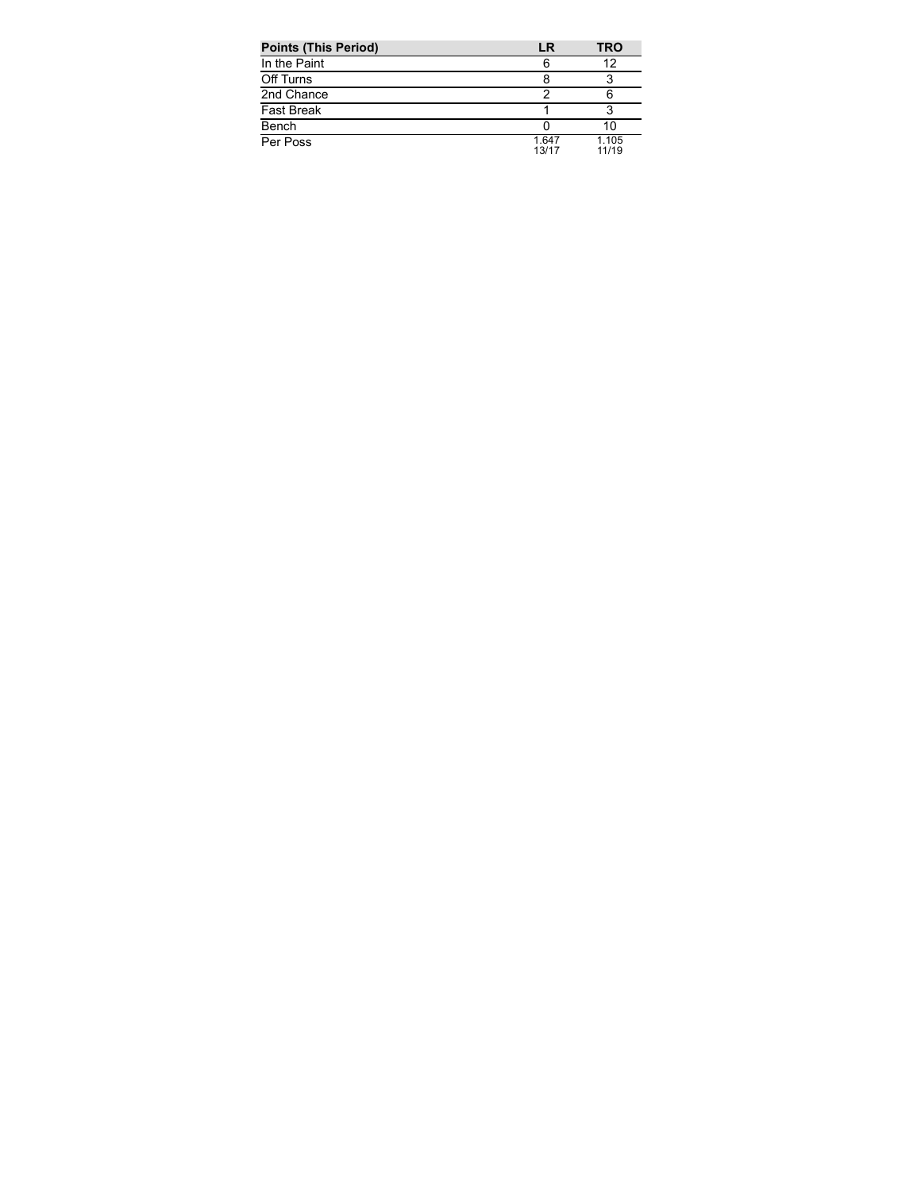| Points (This Period) | LR | TRO |
| --- | --- | --- |
| In the Paint | 6 | 12 |
| Off Turns | 8 | 3 |
| 2nd Chance | 2 | 6 |
| Fast Break | 1 | 3 |
| Bench | 0 | 10 |
| Per Poss | 1.647<br>13/17 | 1.105<br>11/19 |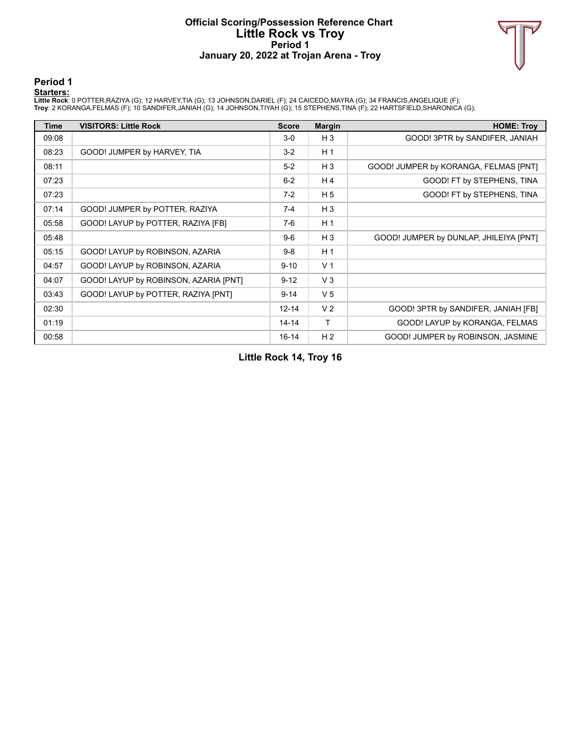# Official Scoring/Possession Reference Chart
# Little Rock vs Troy
## Period 1
## January 20, 2022 at Trojan Arena - Troy

### Period 1

**Starters:**

**Little Rock**: 0 POTTER,RAZIYA (G); 12 HARVEY,TIA (G); 13 JOHNSON,DARIEL (F); 24 CAICEDO,MAYRA (G); 34 FRANCIS,ANGELIQUE (F);
**Troy**: 2 KORANGA,FELMAS (F); 10 SANDIFER,JANIAH (G); 14 JOHNSON,TIYAH (G); 15 STEPHENS,TINA (F); 22 HARTSFIELD,SHARONICA (G);

| Time | VISITORS: Little Rock | Score | Margin | HOME: Troy |
|---|---|---|---|---|
| 09:08 | | 3-0 | H 3 | GOOD! 3PTR by SANDIFER, JANIAH |
| 08:23 | GOOD! JUMPER by HARVEY, TIA | 3-2 | H 1 | |
| 08:11 | | 5-2 | H 3 | GOOD! JUMPER by KORANGA, FELMAS [PNT] |
| 07:23 | | 6-2 | H 4 | GOOD! FT by STEPHENS, TINA |
| 07:23 | | 7-2 | H 5 | GOOD! FT by STEPHENS, TINA |
| 07:14 | GOOD! JUMPER by POTTER, RAZIYA | 7-4 | H 3 | |
| 05:58 | GOOD! LAYUP by POTTER, RAZIYA [FB] | 7-6 | H 1 | |
| 05:48 | | 9-6 | H 3 | GOOD! JUMPER by DUNLAP, JHILEIYA [PNT] |
| 05:15 | GOOD! LAYUP by ROBINSON, AZARIA | 9-8 | H 1 | |
| 04:57 | GOOD! LAYUP by ROBINSON, AZARIA | 9-10 | V 1 | |
| 04:07 | GOOD! LAYUP by ROBINSON, AZARIA [PNT] | 9-12 | V 3 | |
| 03:43 | GOOD! LAYUP by POTTER, RAZIYA [PNT] | 9-14 | V 5 | |
| 02:30 | | 12-14 | V 2 | GOOD! 3PTR by SANDIFER, JANIAH [FB] |
| 01:19 | | 14-14 | T | GOOD! LAYUP by KORANGA, FELMAS |
| 00:58 | | 16-14 | H 2 | GOOD! JUMPER by ROBINSON, JASMINE |

**Little Rock 14, Troy 16**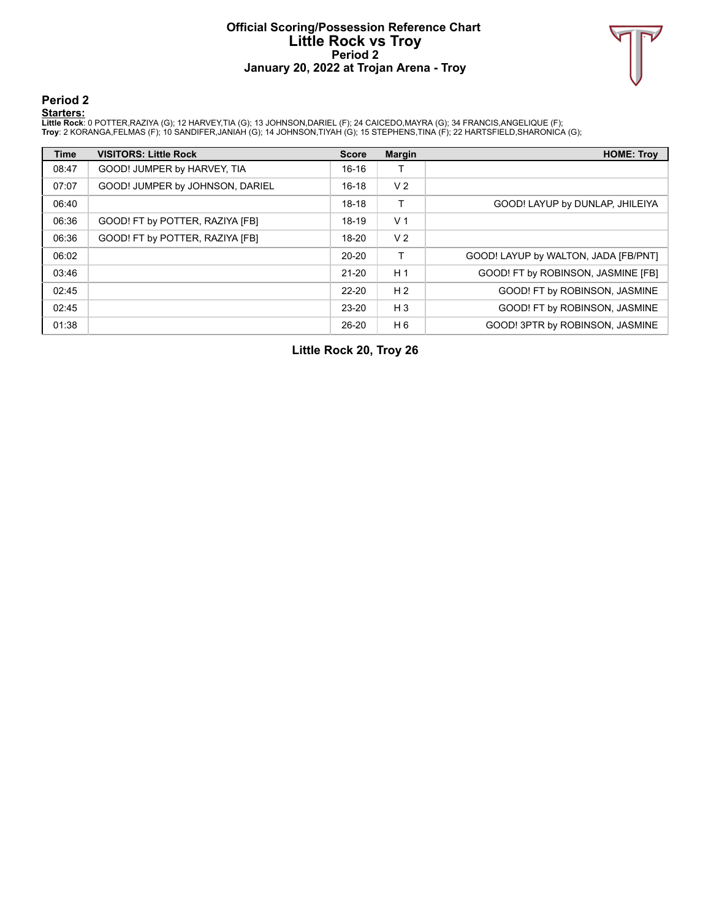# Official Scoring/Possession Reference Chart
## Little Rock vs Troy
### Period 2
### January 20, 2022 at Trojan Arena - Troy

## Period 2

**Starters:**

**Little Rock**: 0 POTTER,RAZIYA (G); 12 HARVEY,TIA (G); 13 JOHNSON,DARIEL (F); 24 CAICEDO,MAYRA (G); 34 FRANCIS,ANGELIQUE (F);
**Troy**: 2 KORANGA,FELMAS (F); 10 SANDIFER,JANIAH (G); 14 JOHNSON,TIYAH (G); 15 STEPHENS,TINA (F); 22 HARTSFIELD,SHARONICA (G);

| Time | VISITORS: Little Rock | Score | Margin | HOME: Troy |
|---|---|---|---|---|
| 08:47 | GOOD! JUMPER by HARVEY, TIA | 16-16 | T | |
| 07:07 | GOOD! JUMPER by JOHNSON, DARIEL | 16-18 | V 2 | |
| 06:40 | | 18-18 | T | GOOD! LAYUP by DUNLAP, JHILEIYA |
| 06:36 | GOOD! FT by POTTER, RAZIYA [FB] | 18-19 | V 1 | |
| 06:36 | GOOD! FT by POTTER, RAZIYA [FB] | 18-20 | V 2 | |
| 06:02 | | 20-20 | T | GOOD! LAYUP by WALTON, JADA [FB/PNT] |
| 03:46 | | 21-20 | H 1 | GOOD! FT by ROBINSON, JASMINE [FB] |
| 02:45 | | 22-20 | H 2 | GOOD! FT by ROBINSON, JASMINE |
| 02:45 | | 23-20 | H 3 | GOOD! FT by ROBINSON, JASMINE |
| 01:38 | | 26-20 | H 6 | GOOD! 3PTR by ROBINSON, JASMINE |

**Little Rock 20, Troy 26**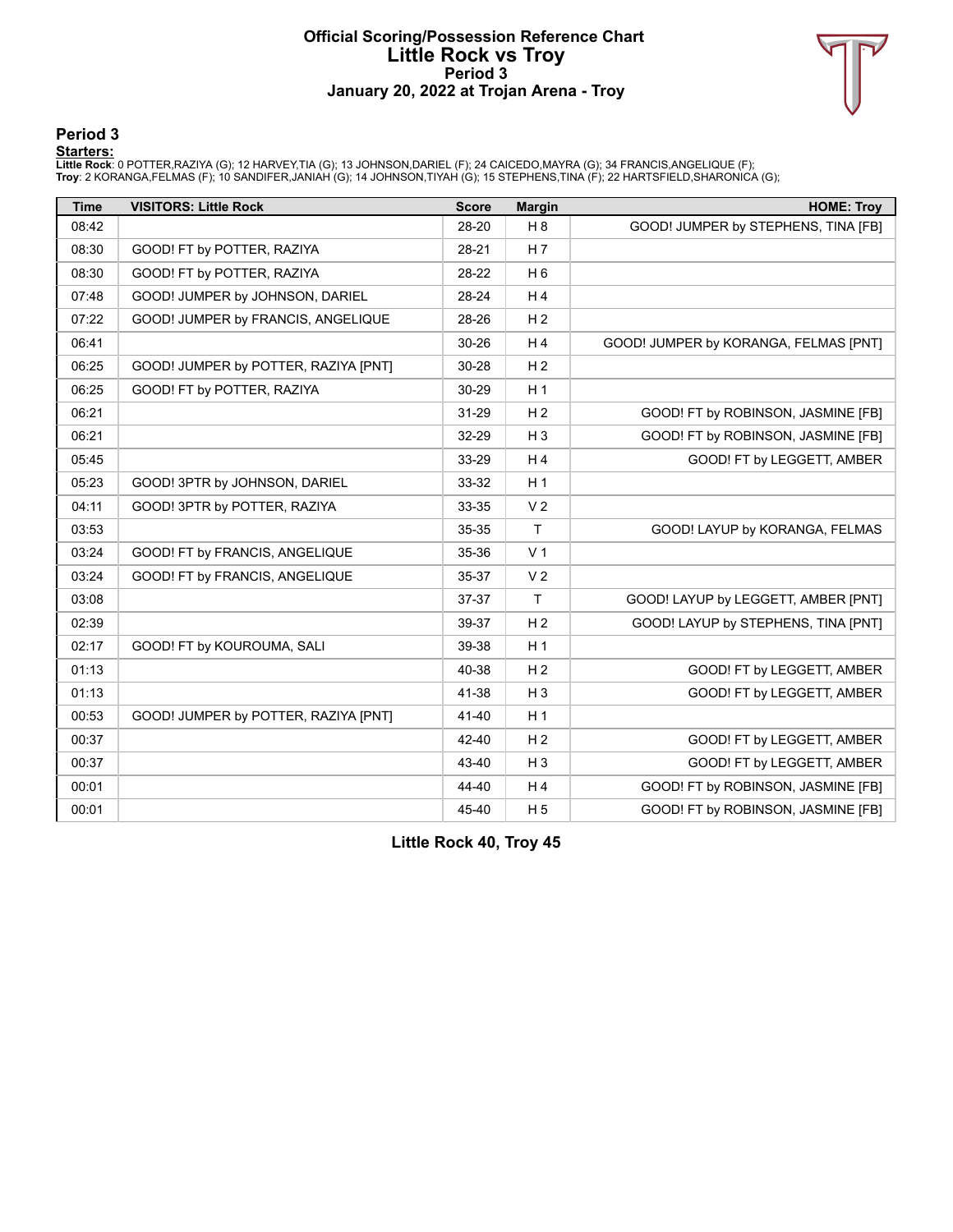# Official Scoring/Possession Reference Chart
## Little Rock vs Troy
### Period 3
### January 20, 2022 at Trojan Arena - Troy

## Period 3

**Starters:**

**Little Rock**: 0 POTTER,RAZIYA (G); 12 HARVEY,TIA (G); 13 JOHNSON,DARIEL (F); 24 CAICEDO,MAYRA (G); 34 FRANCIS,ANGELIQUE (F);
**Troy**: 2 KORANGA,FELMAS (F); 10 SANDIFER,JANIAH (G); 14 JOHNSON,TIYAH (G); 15 STEPHENS,TINA (F); 22 HARTSFIELD,SHARONICA (G);

| Time | VISITORS: Little Rock | Score | Margin | HOME: Troy |
|---|---|---|---|---|
| 08:42 | | 28-20 | H 8 | GOOD! JUMPER by STEPHENS, TINA [FB] |
| 08:30 | GOOD! FT by POTTER, RAZIYA | 28-21 | H 7 | |
| 08:30 | GOOD! FT by POTTER, RAZIYA | 28-22 | H 6 | |
| 07:48 | GOOD! JUMPER by JOHNSON, DARIEL | 28-24 | H 4 | |
| 07:22 | GOOD! JUMPER by FRANCIS, ANGELIQUE | 28-26 | H 2 | |
| 06:41 | | 30-26 | H 4 | GOOD! JUMPER by KORANGA, FELMAS [PNT] |
| 06:25 | GOOD! JUMPER by POTTER, RAZIYA [PNT] | 30-28 | H 2 | |
| 06:25 | GOOD! FT by POTTER, RAZIYA | 30-29 | H 1 | |
| 06:21 | | 31-29 | H 2 | GOOD! FT by ROBINSON, JASMINE [FB] |
| 06:21 | | 32-29 | H 3 | GOOD! FT by ROBINSON, JASMINE [FB] |
| 05:45 | | 33-29 | H 4 | GOOD! FT by LEGGETT, AMBER |
| 05:23 | GOOD! 3PTR by JOHNSON, DARIEL | 33-32 | H 1 | |
| 04:11 | GOOD! 3PTR by POTTER, RAZIYA | 33-35 | V 2 | |
| 03:53 | | 35-35 | T | GOOD! LAYUP by KORANGA, FELMAS |
| 03:24 | GOOD! FT by FRANCIS, ANGELIQUE | 35-36 | V 1 | |
| 03:24 | GOOD! FT by FRANCIS, ANGELIQUE | 35-37 | V 2 | |
| 03:08 | | 37-37 | T | GOOD! LAYUP by LEGGETT, AMBER [PNT] |
| 02:39 | | 39-37 | H 2 | GOOD! LAYUP by STEPHENS, TINA [PNT] |
| 02:17 | GOOD! FT by KOUROUMA, SALI | 39-38 | H 1 | |
| 01:13 | | 40-38 | H 2 | GOOD! FT by LEGGETT, AMBER |
| 01:13 | | 41-38 | H 3 | GOOD! FT by LEGGETT, AMBER |
| 00:53 | GOOD! JUMPER by POTTER, RAZIYA [PNT] | 41-40 | H 1 | |
| 00:37 | | 42-40 | H 2 | GOOD! FT by LEGGETT, AMBER |
| 00:37 | | 43-40 | H 3 | GOOD! FT by LEGGETT, AMBER |
| 00:01 | | 44-40 | H 4 | GOOD! FT by ROBINSON, JASMINE [FB] |
| 00:01 | | 45-40 | H 5 | GOOD! FT by ROBINSON, JASMINE [FB] |

**Little Rock 40, Troy 45**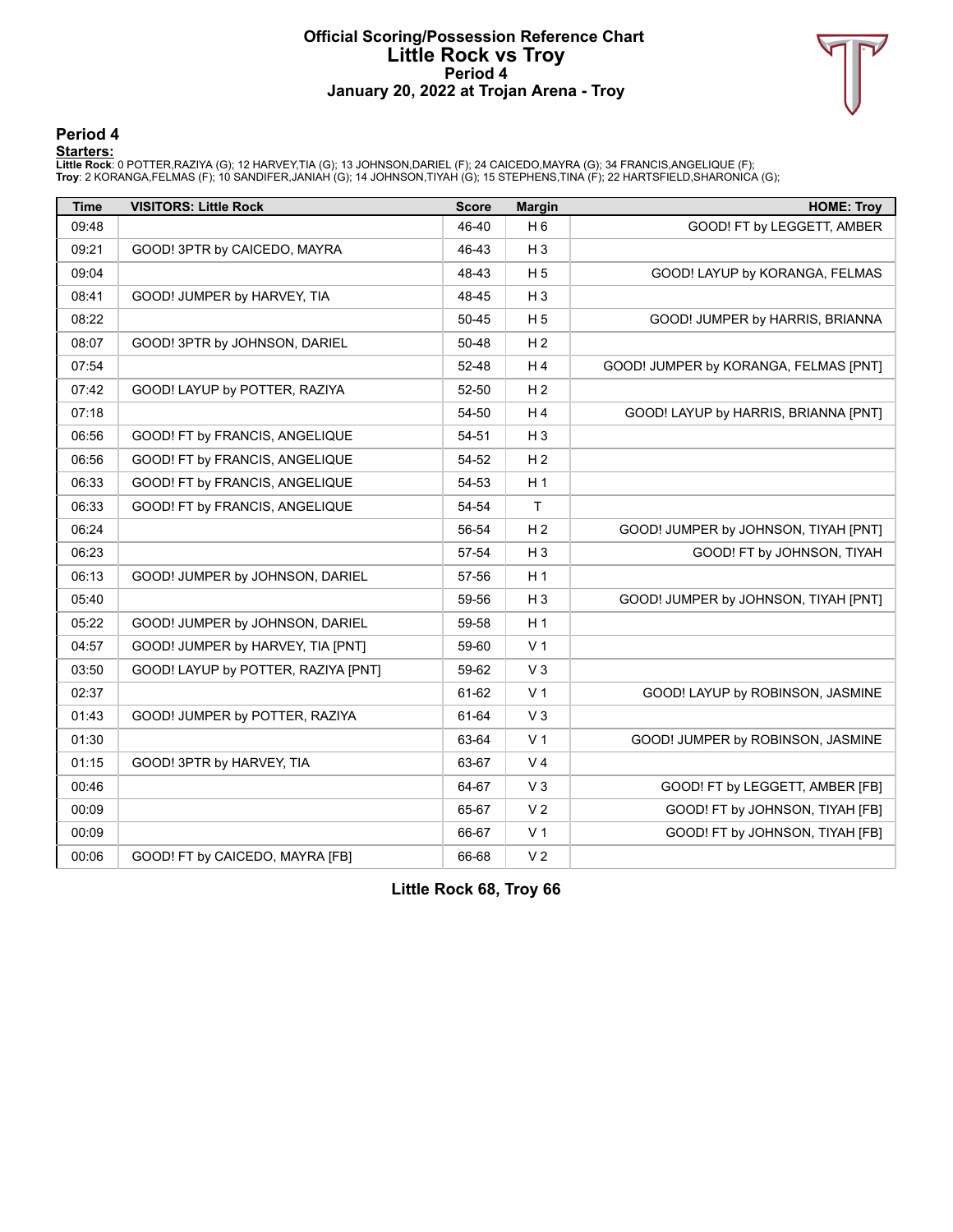# Official Scoring/Possession Reference Chart
# Little Rock vs Troy
## Period 4
## January 20, 2022 at Trojan Arena - Troy

### Period 4

**Starters:**

**Little Rock**: 0 POTTER,RAZIYA (G); 12 HARVEY,TIA (G); 13 JOHNSON,DARIEL (F); 24 CAICEDO,MAYRA (G); 34 FRANCIS,ANGELIQUE (F);
**Troy**: 2 KORANGA,FELMAS (F); 10 SANDIFER,JANIAH (G); 14 JOHNSON,TIYAH (G); 15 STEPHENS,TINA (F); 22 HARTSFIELD,SHARONICA (G);

| Time | VISITORS: Little Rock | Score | Margin | HOME: Troy |
|---|---|---|---|---|
| 09:48 | | 46-40 | H 6 | GOOD! FT by LEGGETT, AMBER |
| 09:21 | GOOD! 3PTR by CAICEDO, MAYRA | 46-43 | H 3 | |
| 09:04 | | 48-43 | H 5 | GOOD! LAYUP by KORANGA, FELMAS |
| 08:41 | GOOD! JUMPER by HARVEY, TIA | 48-45 | H 3 | |
| 08:22 | | 50-45 | H 5 | GOOD! JUMPER by HARRIS, BRIANNA |
| 08:07 | GOOD! 3PTR by JOHNSON, DARIEL | 50-48 | H 2 | |
| 07:54 | | 52-48 | H 4 | GOOD! JUMPER by KORANGA, FELMAS [PNT] |
| 07:42 | GOOD! LAYUP by POTTER, RAZIYA | 52-50 | H 2 | |
| 07:18 | | 54-50 | H 4 | GOOD! LAYUP by HARRIS, BRIANNA [PNT] |
| 06:56 | GOOD! FT by FRANCIS, ANGELIQUE | 54-51 | H 3 | |
| 06:56 | GOOD! FT by FRANCIS, ANGELIQUE | 54-52 | H 2 | |
| 06:33 | GOOD! FT by FRANCIS, ANGELIQUE | 54-53 | H 1 | |
| 06:33 | GOOD! FT by FRANCIS, ANGELIQUE | 54-54 | T | |
| 06:24 | | 56-54 | H 2 | GOOD! JUMPER by JOHNSON, TIYAH [PNT] |
| 06:23 | | 57-54 | H 3 | GOOD! FT by JOHNSON, TIYAH |
| 06:13 | GOOD! JUMPER by JOHNSON, DARIEL | 57-56 | H 1 | |
| 05:40 | | 59-56 | H 3 | GOOD! JUMPER by JOHNSON, TIYAH [PNT] |
| 05:22 | GOOD! JUMPER by JOHNSON, DARIEL | 59-58 | H 1 | |
| 04:57 | GOOD! JUMPER by HARVEY, TIA [PNT] | 59-60 | V 1 | |
| 03:50 | GOOD! LAYUP by POTTER, RAZIYA [PNT] | 59-62 | V 3 | |
| 02:37 | | 61-62 | V 1 | GOOD! LAYUP by ROBINSON, JASMINE |
| 01:43 | GOOD! JUMPER by POTTER, RAZIYA | 61-64 | V 3 | |
| 01:30 | | 63-64 | V 1 | GOOD! JUMPER by ROBINSON, JASMINE |
| 01:15 | GOOD! 3PTR by HARVEY, TIA | 63-67 | V 4 | |
| 00:46 | | 64-67 | V 3 | GOOD! FT by LEGGETT, AMBER [FB] |
| 00:09 | | 65-67 | V 2 | GOOD! FT by JOHNSON, TIYAH [FB] |
| 00:09 | | 66-67 | V 1 | GOOD! FT by JOHNSON, TIYAH [FB] |
| 00:06 | GOOD! FT by CAICEDO, MAYRA [FB] | 66-68 | V 2 | |

**Little Rock 68, Troy 66**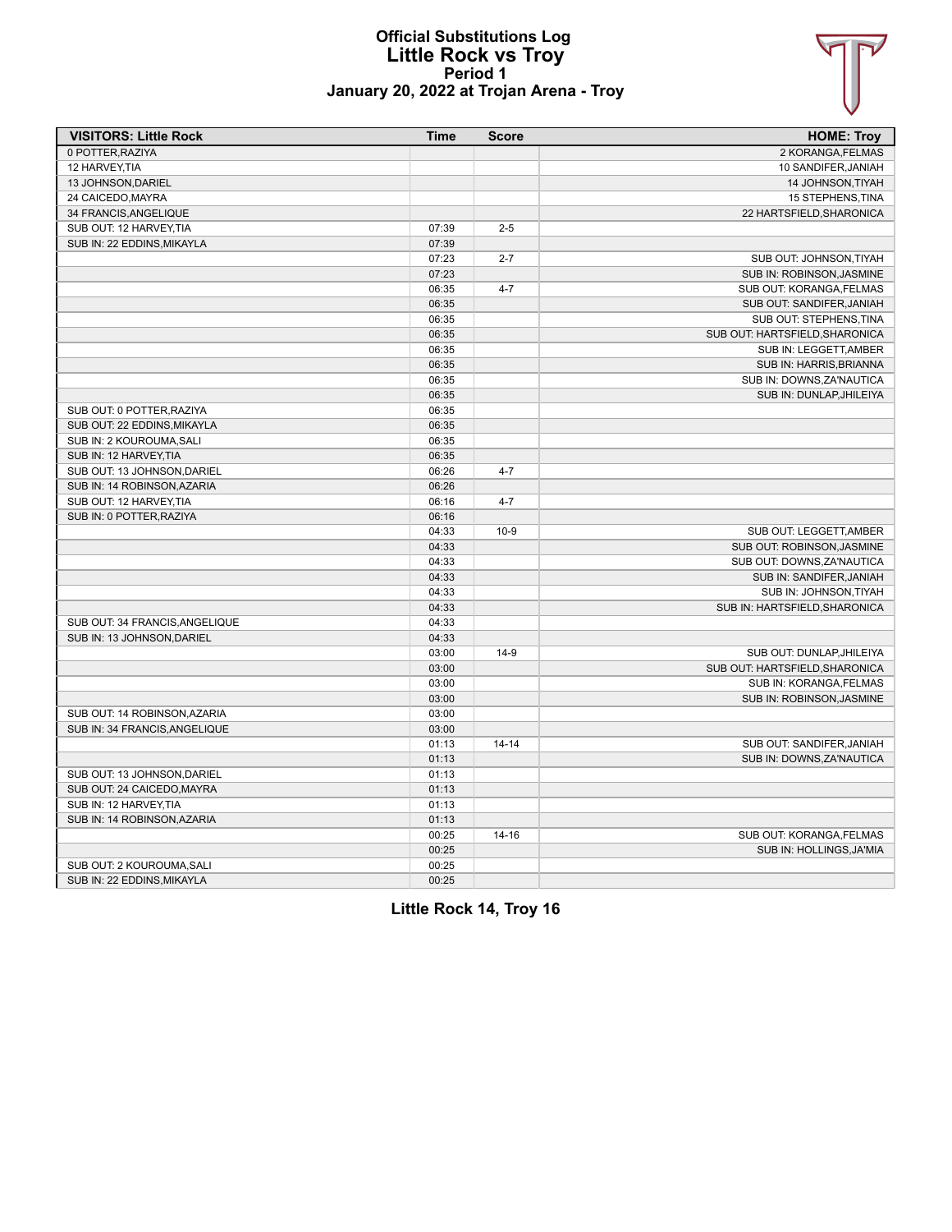# Official Substitutions Log
## Little Rock vs Troy
### Period 1
### January 20, 2022 at Trojan Arena - Troy

| VISITORS: Little Rock | Time | Score | HOME: Troy |
|---|---|---|---|
| 0 POTTER,RAZIYA | | | 2 KORANGA,FELMAS |
| 12 HARVEY,TIA | | | 10 SANDIFER,JANIAH |
| 13 JOHNSON,DARIEL | | | 14 JOHNSON,TIYAH |
| 24 CAICEDO,MAYRA | | | 15 STEPHENS,TINA |
| 34 FRANCIS,ANGELIQUE | | | 22 HARTSFIELD,SHARONICA |
| SUB OUT: 12 HARVEY,TIA | 07:39 | 2-5 | |
| SUB IN: 22 EDDINS,MIKAYLA | 07:39 | | |
| | 07:23 | 2-7 | SUB OUT: JOHNSON,TIYAH |
| | 07:23 | | SUB IN: ROBINSON,JASMINE |
| | 06:35 | 4-7 | SUB OUT: KORANGA,FELMAS |
| | 06:35 | | SUB OUT: SANDIFER,JANIAH |
| | 06:35 | | SUB OUT: STEPHENS,TINA |
| | 06:35 | | SUB OUT: HARTSFIELD,SHARONICA |
| | 06:35 | | SUB IN: LEGGETT,AMBER |
| | 06:35 | | SUB IN: HARRIS,BRIANNA |
| | 06:35 | | SUB IN: DOWNS,ZA'NAUTICA |
| | 06:35 | | SUB IN: DUNLAP,JHILEIYA |
| SUB OUT: 0 POTTER,RAZIYA | 06:35 | | |
| SUB OUT: 22 EDDINS,MIKAYLA | 06:35 | | |
| SUB IN: 2 KOUROUMA,SALI | 06:35 | | |
| SUB IN: 12 HARVEY,TIA | 06:35 | | |
| SUB OUT: 13 JOHNSON,DARIEL | 06:26 | 4-7 | |
| SUB IN: 14 ROBINSON,AZARIA | 06:26 | | |
| SUB OUT: 12 HARVEY,TIA | 06:16 | 4-7 | |
| SUB IN: 0 POTTER,RAZIYA | 06:16 | | |
| | 04:33 | 10-9 | SUB OUT: LEGGETT,AMBER |
| | 04:33 | | SUB OUT: ROBINSON,JASMINE |
| | 04:33 | | SUB OUT: DOWNS,ZA'NAUTICA |
| | 04:33 | | SUB IN: SANDIFER,JANIAH |
| | 04:33 | | SUB IN: JOHNSON,TIYAH |
| | 04:33 | | SUB IN: HARTSFIELD,SHARONICA |
| SUB OUT: 34 FRANCIS,ANGELIQUE | 04:33 | | |
| SUB IN: 13 JOHNSON,DARIEL | 04:33 | | |
| | 03:00 | 14-9 | SUB OUT: DUNLAP,JHILEIYA |
| | 03:00 | | SUB OUT: HARTSFIELD,SHARONICA |
| | 03:00 | | SUB IN: KORANGA,FELMAS |
| | 03:00 | | SUB IN: ROBINSON,JASMINE |
| SUB OUT: 14 ROBINSON,AZARIA | 03:00 | | |
| SUB IN: 34 FRANCIS,ANGELIQUE | 03:00 | | |
| | 01:13 | 14-14 | SUB OUT: SANDIFER,JANIAH |
| | 01:13 | | SUB IN: DOWNS,ZA'NAUTICA |
| SUB OUT: 13 JOHNSON,DARIEL | 01:13 | | |
| SUB OUT: 24 CAICEDO,MAYRA | 01:13 | | |
| SUB IN: 12 HARVEY,TIA | 01:13 | | |
| SUB IN: 14 ROBINSON,AZARIA | 01:13 | | |
| | 00:25 | 14-16 | SUB OUT: KORANGA,FELMAS |
| | 00:25 | | SUB IN: HOLLINGS,JA'MIA |
| SUB OUT: 2 KOUROUMA,SALI | 00:25 | | |
| SUB IN: 22 EDDINS,MIKAYLA | 00:25 | | |

**Little Rock 14, Troy 16**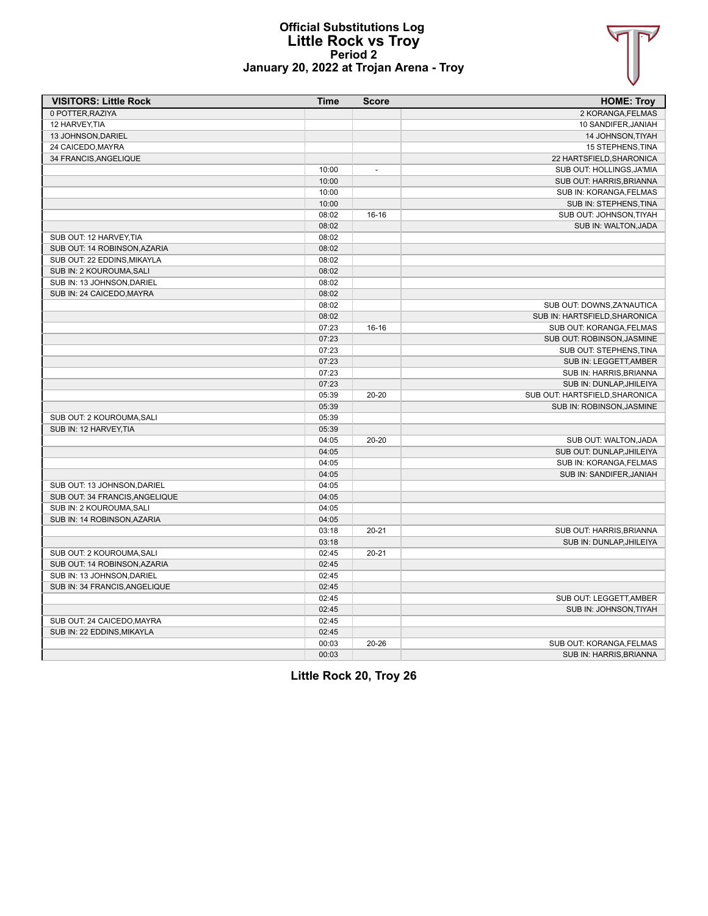# Official Substitutions Log
# Little Rock vs Troy
## Period 2
## January 20, 2022 at Trojan Arena - Troy

| VISITORS: Little Rock | Time | Score | HOME: Troy |
|---|---|---|---|
| 0 POTTER,RAZIYA | | | 2 KORANGA,FELMAS |
| 12 HARVEY,TIA | | | 10 SANDIFER,JANIAH |
| 13 JOHNSON,DARIEL | | | 14 JOHNSON,TIYAH |
| 24 CAICEDO,MAYRA | | | 15 STEPHENS,TINA |
| 34 FRANCIS,ANGELIQUE | | | 22 HARTSFIELD,SHARONICA |
| | 10:00 | - | SUB OUT: HOLLINGS,JA'MIA |
| | 10:00 | | SUB OUT: HARRIS,BRIANNA |
| | 10:00 | | SUB IN: KORANGA,FELMAS |
| | 10:00 | | SUB IN: STEPHENS,TINA |
| | 08:02 | 16-16 | SUB OUT: JOHNSON,TIYAH |
| | 08:02 | | SUB IN: WALTON,JADA |
| SUB OUT: 12 HARVEY,TIA | 08:02 | | |
| SUB OUT: 14 ROBINSON,AZARIA | 08:02 | | |
| SUB OUT: 22 EDDINS,MIKAYLA | 08:02 | | |
| SUB IN: 2 KOUROUMA,SALI | 08:02 | | |
| SUB IN: 13 JOHNSON,DARIEL | 08:02 | | |
| SUB IN: 24 CAICEDO,MAYRA | 08:02 | | |
| | 08:02 | | SUB OUT: DOWNS,ZA'NAUTICA |
| | 08:02 | | SUB IN: HARTSFIELD,SHARONICA |
| | 07:23 | 16-16 | SUB OUT: KORANGA,FELMAS |
| | 07:23 | | SUB OUT: ROBINSON,JASMINE |
| | 07:23 | | SUB OUT: STEPHENS,TINA |
| | 07:23 | | SUB IN: LEGGETT,AMBER |
| | 07:23 | | SUB IN: HARRIS,BRIANNA |
| | 07:23 | | SUB IN: DUNLAP,JHILEIYA |
| | 05:39 | 20-20 | SUB OUT: HARTSFIELD,SHARONICA |
| | 05:39 | | SUB IN: ROBINSON,JASMINE |
| SUB OUT: 2 KOUROUMA,SALI | 05:39 | | |
| SUB IN: 12 HARVEY,TIA | 05:39 | | |
| | 04:05 | 20-20 | SUB OUT: WALTON,JADA |
| | 04:05 | | SUB OUT: DUNLAP,JHILEIYA |
| | 04:05 | | SUB IN: KORANGA,FELMAS |
| | 04:05 | | SUB IN: SANDIFER,JANIAH |
| SUB OUT: 13 JOHNSON,DARIEL | 04:05 | | |
| SUB OUT: 34 FRANCIS,ANGELIQUE | 04:05 | | |
| SUB IN: 2 KOUROUMA,SALI | 04:05 | | |
| SUB IN: 14 ROBINSON,AZARIA | 04:05 | | |
| | 03:18 | 20-21 | SUB OUT: HARRIS,BRIANNA |
| | 03:18 | | SUB IN: DUNLAP,JHILEIYA |
| SUB OUT: 2 KOUROUMA,SALI | 02:45 | 20-21 | |
| SUB OUT: 14 ROBINSON,AZARIA | 02:45 | | |
| SUB IN: 13 JOHNSON,DARIEL | 02:45 | | |
| SUB IN: 34 FRANCIS,ANGELIQUE | 02:45 | | |
| | 02:45 | | SUB OUT: LEGGETT,AMBER |
| | 02:45 | | SUB IN: JOHNSON,TIYAH |
| SUB OUT: 24 CAICEDO,MAYRA | 02:45 | | |
| SUB IN: 22 EDDINS,MIKAYLA | 02:45 | | |
| | 00:03 | 20-26 | SUB OUT: KORANGA,FELMAS |
| | 00:03 | | SUB IN: HARRIS,BRIANNA |

**Little Rock 20, Troy 26**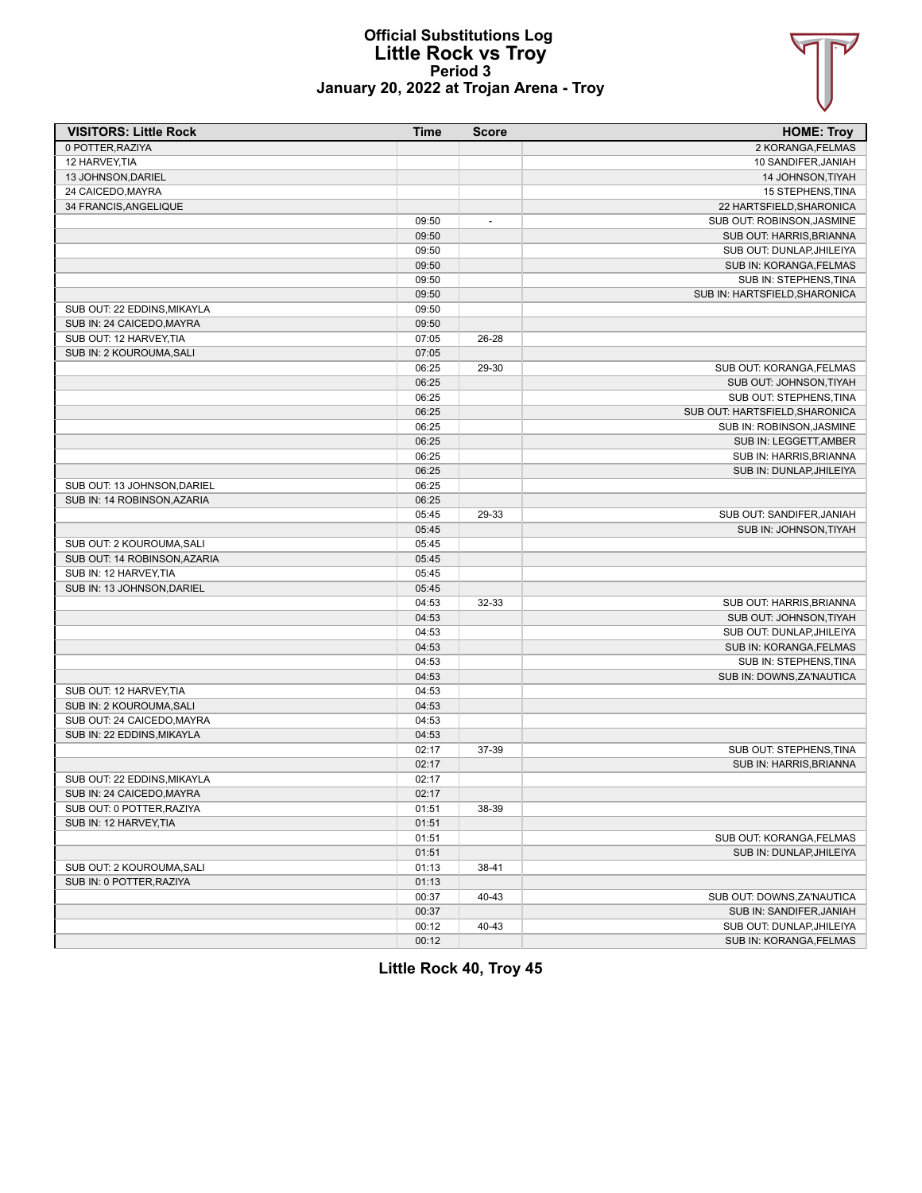# Official Substitutions Log
## Little Rock vs Troy
### Period 3
### January 20, 2022 at Trojan Arena - Troy

| VISITORS: Little Rock | Time | Score | HOME: Troy |
|---|---|---|---|
| 0 POTTER,RAZIYA | | | 2 KORANGA,FELMAS |
| 12 HARVEY,TIA | | | 10 SANDIFER,JANIAH |
| 13 JOHNSON,DARIEL | | | 14 JOHNSON,TIYAH |
| 24 CAICEDO,MAYRA | | | 15 STEPHENS,TINA |
| 34 FRANCIS,ANGELIQUE | | | 22 HARTSFIELD,SHARONICA |
| | 09:50 | - | SUB OUT: ROBINSON,JASMINE |
| | 09:50 | | SUB OUT: HARRIS,BRIANNA |
| | 09:50 | | SUB OUT: DUNLAP,JHILEIYA |
| | 09:50 | | SUB IN: KORANGA,FELMAS |
| | 09:50 | | SUB IN: STEPHENS,TINA |
| | 09:50 | | SUB IN: HARTSFIELD,SHARONICA |
| SUB OUT: 22 EDDINS,MIKAYLA | 09:50 | | |
| SUB IN: 24 CAICEDO,MAYRA | 09:50 | | |
| SUB OUT: 12 HARVEY,TIA | 07:05 | 26-28 | |
| SUB IN: 2 KOUROUMA,SALI | 07:05 | | |
| | 06:25 | 29-30 | SUB OUT: KORANGA,FELMAS |
| | 06:25 | | SUB OUT: JOHNSON,TIYAH |
| | 06:25 | | SUB OUT: STEPHENS,TINA |
| | 06:25 | | SUB OUT: HARTSFIELD,SHARONICA |
| | 06:25 | | SUB IN: ROBINSON,JASMINE |
| | 06:25 | | SUB IN: LEGGETT,AMBER |
| | 06:25 | | SUB IN: HARRIS,BRIANNA |
| | 06:25 | | SUB IN: DUNLAP,JHILEIYA |
| SUB OUT: 13 JOHNSON,DARIEL | 06:25 | | |
| SUB IN: 14 ROBINSON,AZARIA | 06:25 | | |
| | 05:45 | 29-33 | SUB OUT: SANDIFER,JANIAH |
| | 05:45 | | SUB IN: JOHNSON,TIYAH |
| SUB OUT: 2 KOUROUMA,SALI | 05:45 | | |
| SUB OUT: 14 ROBINSON,AZARIA | 05:45 | | |
| SUB IN: 12 HARVEY,TIA | 05:45 | | |
| SUB IN: 13 JOHNSON,DARIEL | 05:45 | | |
| | 04:53 | 32-33 | SUB OUT: HARRIS,BRIANNA |
| | 04:53 | | SUB OUT: JOHNSON,TIYAH |
| | 04:53 | | SUB OUT: DUNLAP,JHILEIYA |
| | 04:53 | | SUB IN: KORANGA,FELMAS |
| | 04:53 | | SUB IN: STEPHENS,TINA |
| | 04:53 | | SUB IN: DOWNS,ZA'NAUTICA |
| SUB OUT: 12 HARVEY,TIA | 04:53 | | |
| SUB IN: 2 KOUROUMA,SALI | 04:53 | | |
| SUB OUT: 24 CAICEDO,MAYRA | 04:53 | | |
| SUB IN: 22 EDDINS,MIKAYLA | 04:53 | | |
| | 02:17 | 37-39 | SUB OUT: STEPHENS,TINA |
| | 02:17 | | SUB IN: HARRIS,BRIANNA |
| SUB OUT: 22 EDDINS,MIKAYLA | 02:17 | | |
| SUB IN: 24 CAICEDO,MAYRA | 02:17 | | |
| SUB OUT: 0 POTTER,RAZIYA | 01:51 | 38-39 | |
| SUB IN: 12 HARVEY,TIA | 01:51 | | |
| | 01:51 | | SUB OUT: KORANGA,FELMAS |
| | 01:51 | | SUB IN: DUNLAP,JHILEIYA |
| SUB OUT: 2 KOUROUMA,SALI | 01:13 | 38-41 | |
| SUB IN: 0 POTTER,RAZIYA | 01:13 | | |
| | 00:37 | 40-43 | SUB OUT: DOWNS,ZA'NAUTICA |
| | 00:37 | | SUB IN: SANDIFER,JANIAH |
| | 00:12 | 40-43 | SUB OUT: DUNLAP,JHILEIYA |
| | 00:12 | | SUB IN: KORANGA,FELMAS |

**Little Rock 40, Troy 45**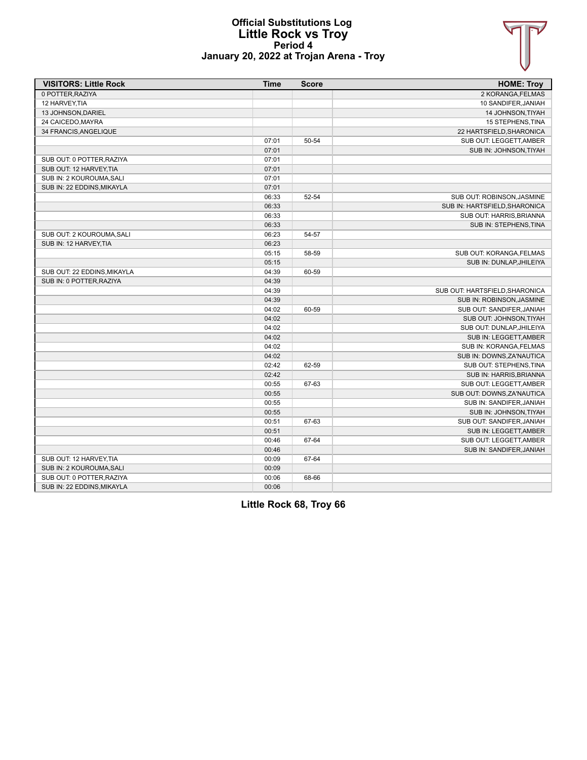# Official Substitutions Log
## Little Rock vs Troy
### Period 4
### January 20, 2022 at Trojan Arena - Troy

| VISITORS: Little Rock | Time | Score | HOME: Troy |
|---|---|---|---|
| 0 POTTER,RAZIYA | | | 2 KORANGA,FELMAS |
| 12 HARVEY,TIA | | | 10 SANDIFER,JANIAH |
| 13 JOHNSON,DARIEL | | | 14 JOHNSON,TIYAH |
| 24 CAICEDO,MAYRA | | | 15 STEPHENS,TINA |
| 34 FRANCIS,ANGELIQUE | | | 22 HARTSFIELD,SHARONICA |
| | 07:01 | 50-54 | SUB OUT: LEGGETT,AMBER |
| | 07:01 | | SUB IN: JOHNSON,TIYAH |
| SUB OUT: 0 POTTER,RAZIYA | 07:01 | | |
| SUB OUT: 12 HARVEY,TIA | 07:01 | | |
| SUB IN: 2 KOUROUMA,SALI | 07:01 | | |
| SUB IN: 22 EDDINS,MIKAYLA | 07:01 | | |
| | 06:33 | 52-54 | SUB OUT: ROBINSON,JASMINE |
| | 06:33 | | SUB IN: HARTSFIELD,SHARONICA |
| | 06:33 | | SUB OUT: HARRIS,BRIANNA |
| | 06:33 | | SUB IN: STEPHENS,TINA |
| SUB OUT: 2 KOUROUMA,SALI | 06:23 | 54-57 | |
| SUB IN: 12 HARVEY,TIA | 06:23 | | |
| | 05:15 | 58-59 | SUB OUT: KORANGA,FELMAS |
| | 05:15 | | SUB IN: DUNLAP,JHILEIYA |
| SUB OUT: 22 EDDINS,MIKAYLA | 04:39 | 60-59 | |
| SUB IN: 0 POTTER,RAZIYA | 04:39 | | |
| | 04:39 | | SUB OUT: HARTSFIELD,SHARONICA |
| | 04:39 | | SUB IN: ROBINSON,JASMINE |
| | 04:02 | 60-59 | SUB OUT: SANDIFER,JANIAH |
| | 04:02 | | SUB OUT: JOHNSON,TIYAH |
| | 04:02 | | SUB OUT: DUNLAP,JHILEIYA |
| | 04:02 | | SUB IN: LEGGETT,AMBER |
| | 04:02 | | SUB IN: KORANGA,FELMAS |
| | 04:02 | | SUB IN: DOWNS,ZA'NAUTICA |
| | 02:42 | 62-59 | SUB OUT: STEPHENS,TINA |
| | 02:42 | | SUB IN: HARRIS,BRIANNA |
| | 00:55 | 67-63 | SUB OUT: LEGGETT,AMBER |
| | 00:55 | | SUB OUT: DOWNS,ZA'NAUTICA |
| | 00:55 | | SUB IN: SANDIFER,JANIAH |
| | 00:55 | | SUB IN: JOHNSON,TIYAH |
| | 00:51 | 67-63 | SUB OUT: SANDIFER,JANIAH |
| | 00:51 | | SUB IN: LEGGETT,AMBER |
| | 00:46 | 67-64 | SUB OUT: LEGGETT,AMBER |
| | 00:46 | | SUB IN: SANDIFER,JANIAH |
| SUB OUT: 12 HARVEY,TIA | 00:09 | 67-64 | |
| SUB IN: 2 KOUROUMA,SALI | 00:09 | | |
| SUB OUT: 0 POTTER,RAZIYA | 00:06 | 68-66 | |
| SUB IN: 22 EDDINS,MIKAYLA | 00:06 | | |

**Little Rock 68, Troy 66**